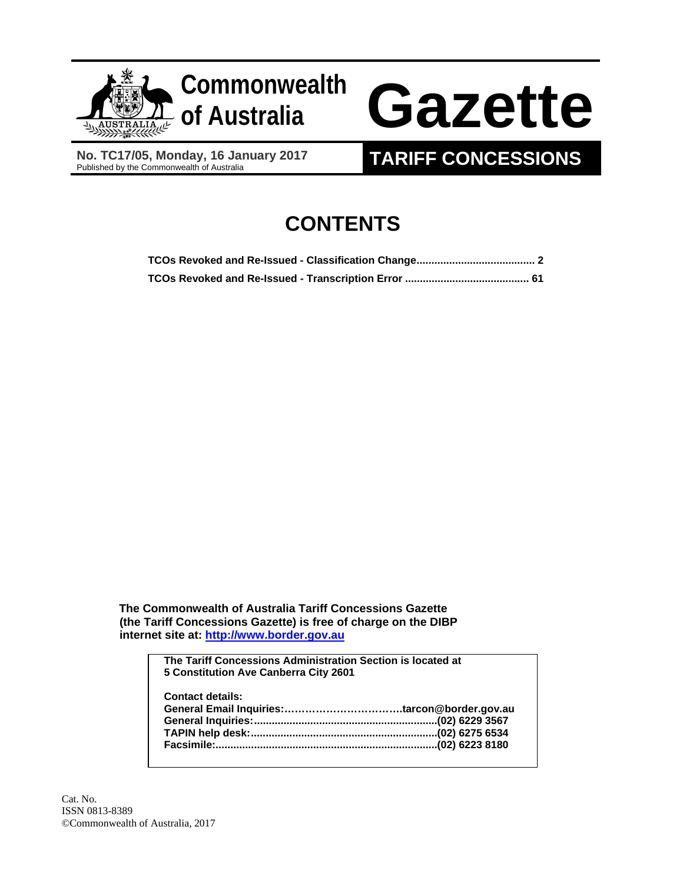# Commonwealth of Australia Gazette

**No. TC17/05, Monday, 16 January 2017**
Published by the Commonwealth of Australia

**TARIFF CONCESSIONS**

## CONTENTS

**TCOs Revoked and Re-Issued - Classification Change........................................ 2**

**TCOs Revoked and Re-Issued - Transcription Error .......................................... 61**

**The Commonwealth of Australia Tariff Concessions Gazette (the Tariff Concessions Gazette) is free of charge on the DIBP internet site at: [http://www.border.gov.au](http://www.border.gov.au)**

**The Tariff Concessions Administration Section is located at 5 Constitution Ave Canberra City 2601**

**Contact details:**
**General Email Inquiries:……………………………..tarcon@border.gov.au**
**General Inquiries:.............................................................(02) 6229 3567**
**TAPIN help desk:..............................................................(02) 6275 6534**
**Facsimile:..........................................................................(02) 6223 8180**

Cat. No.
ISSN 0813-8389
©Commonwealth of Australia, 2017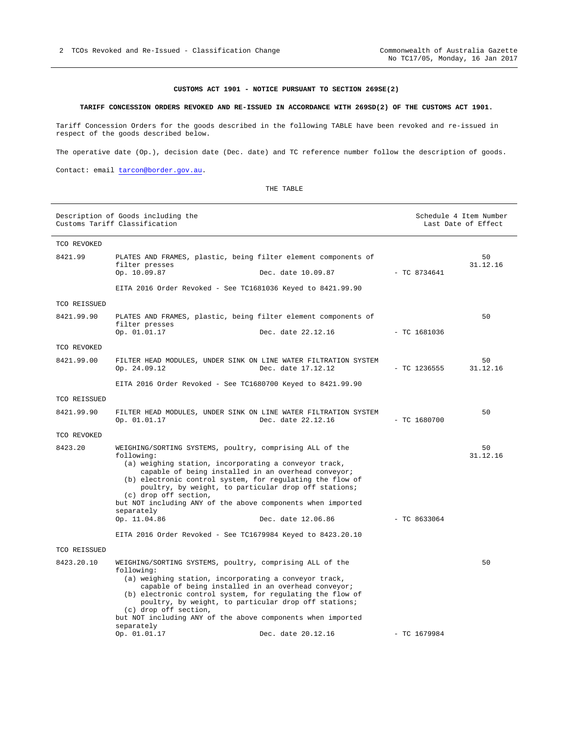**CUSTOMS ACT 1901 - NOTICE PURSUANT TO SECTION 269SE(2)**

**TARIFF CONCESSION ORDERS REVOKED AND RE-ISSUED IN ACCORDANCE WITH 269SD(2) OF THE CUSTOMS ACT 1901.**

Tariff Concession Orders for the goods described in the following TABLE have been revoked and re-issued in respect of the goods described below.

The operative date (Op.), decision date (Dec. date) and TC reference number follow the description of goods.

Contact: email tarcon@border.gov.au.

THE TABLE

| Description of Goods including the Customs Tariff Classification | | Schedule 4 Item Number / Last Date of Effect |
|---|---|---|
| TCO REVOKED | | |
| 8421.99 | PLATES AND FRAMES, plastic, being filter element components of filter presses<br>Op. 10.09.87 Dec. date 10.09.87 - TC 8734641<br>EITA 2016 Order Revoked - See TC1681036 Keyed to 8421.99.90 | 50<br>31.12.16 |
| TCO REISSUED | | |
| 8421.99.90 | PLATES AND FRAMES, plastic, being filter element components of filter presses<br>Op. 01.01.17 Dec. date 22.12.16 - TC 1681036 | 50 |
| TCO REVOKED | | |
| 8421.99.00 | FILTER HEAD MODULES, UNDER SINK ON LINE WATER FILTRATION SYSTEM<br>Op. 24.09.12 Dec. date 17.12.12 - TC 1236555<br>EITA 2016 Order Revoked - See TC1680700 Keyed to 8421.99.90 | 50<br>31.12.16 |
| TCO REISSUED | | |
| 8421.99.90 | FILTER HEAD MODULES, UNDER SINK ON LINE WATER FILTRATION SYSTEM<br>Op. 01.01.17 Dec. date 22.12.16 - TC 1680700 | 50 |
| TCO REVOKED | | |
| 8423.20 | WEIGHING/SORTING SYSTEMS, poultry, comprising ALL of the following:<br>(a) weighing station, incorporating a conveyor track, capable of being installed in an overhead conveyor;<br>(b) electronic control system, for regulating the flow of poultry, by weight, to particular drop off stations;<br>(c) drop off section,<br>but NOT including ANY of the above components when imported separately<br>Op. 11.04.86 Dec. date 12.06.86 - TC 8633064<br>EITA 2016 Order Revoked - See TC1679984 Keyed to 8423.20.10 | 50<br>31.12.16 |
| TCO REISSUED | | |
| 8423.20.10 | WEIGHING/SORTING SYSTEMS, poultry, comprising ALL of the following:<br>(a) weighing station, incorporating a conveyor track, capable of being installed in an overhead conveyor;<br>(b) electronic control system, for regulating the flow of poultry, by weight, to particular drop off stations;<br>(c) drop off section,<br>but NOT including ANY of the above components when imported separately<br>Op. 01.01.17 Dec. date 20.12.16 - TC 1679984 | 50 |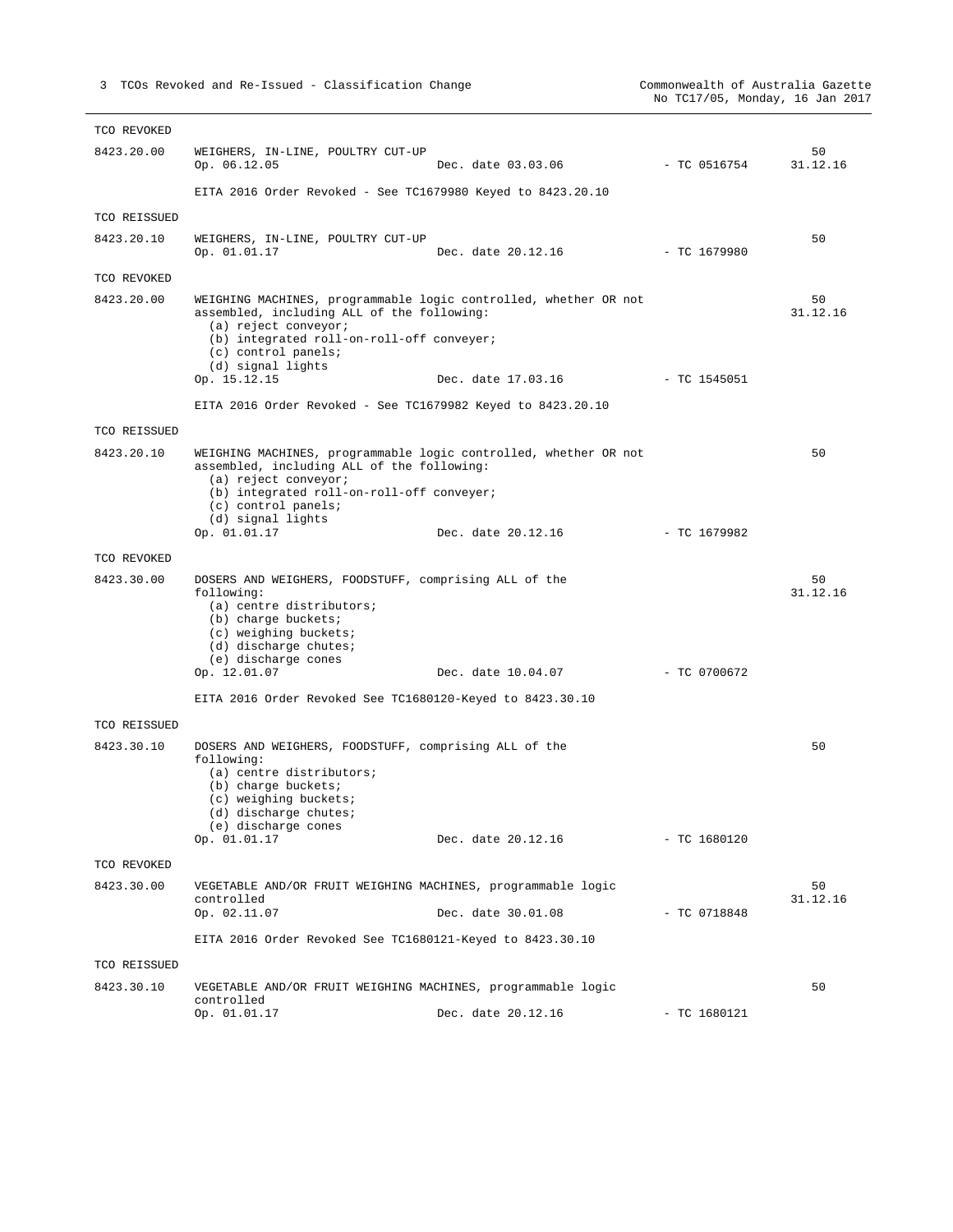TCO REVOKED

| | | | | |
|---|---|---|---|---|
| 8423.20.00 | WEIGHERS, IN-LINE, POULTRY CUT-UP<br>Op. 06.12.05 | Dec. date 03.03.06 | - TC 0516754 | 50<br>31.12.16 |
| | EITA 2016 Order Revoked - See TC1679980 Keyed to 8423.20.10 | | | |

TCO REISSUED

| | | | | |
|---|---|---|---|---|
| 8423.20.10 | WEIGHERS, IN-LINE, POULTRY CUT-UP<br>Op. 01.01.17 | Dec. date 20.12.16 | - TC 1679980 | 50 |

TCO REVOKED

| | | | | |
|---|---|---|---|---|
| 8423.20.00 | WEIGHING MACHINES, programmable logic controlled, whether OR not assembled, including ALL of the following:<br>(a) reject conveyor;<br>(b) integrated roll-on-roll-off conveyer;<br>(c) control panels;<br>(d) signal lights<br>Op. 15.12.15 | Dec. date 17.03.16 | - TC 1545051 | 50<br>31.12.16 |
| | EITA 2016 Order Revoked - See TC1679982 Keyed to 8423.20.10 | | | |

TCO REISSUED

| | | | | |
|---|---|---|---|---|
| 8423.20.10 | WEIGHING MACHINES, programmable logic controlled, whether OR not assembled, including ALL of the following:<br>(a) reject conveyor;<br>(b) integrated roll-on-roll-off conveyer;<br>(c) control panels;<br>(d) signal lights<br>Op. 01.01.17 | Dec. date 20.12.16 | - TC 1679982 | 50 |

TCO REVOKED

| | | | | |
|---|---|---|---|---|
| 8423.30.00 | DOSERS AND WEIGHERS, FOODSTUFF, comprising ALL of the following:<br>(a) centre distributors;<br>(b) charge buckets;<br>(c) weighing buckets;<br>(d) discharge chutes;<br>(e) discharge cones<br>Op. 12.01.07 | Dec. date 10.04.07 | - TC 0700672 | 50<br>31.12.16 |
| | EITA 2016 Order Revoked See TC1680120-Keyed to 8423.30.10 | | | |

TCO REISSUED

| | | | | |
|---|---|---|---|---|
| 8423.30.10 | DOSERS AND WEIGHERS, FOODSTUFF, comprising ALL of the following:<br>(a) centre distributors;<br>(b) charge buckets;<br>(c) weighing buckets;<br>(d) discharge chutes;<br>(e) discharge cones<br>Op. 01.01.17 | Dec. date 20.12.16 | - TC 1680120 | 50 |

TCO REVOKED

| | | | | |
|---|---|---|---|---|
| 8423.30.00 | VEGETABLE AND/OR FRUIT WEIGHING MACHINES, programmable logic controlled<br>Op. 02.11.07 | Dec. date 30.01.08 | - TC 0718848 | 50<br>31.12.16 |
| | EITA 2016 Order Revoked See TC1680121-Keyed to 8423.30.10 | | | |

TCO REISSUED

| | | | | |
|---|---|---|---|---|
| 8423.30.10 | VEGETABLE AND/OR FRUIT WEIGHING MACHINES, programmable logic controlled<br>Op. 01.01.17 | Dec. date 20.12.16 | - TC 1680121 | 50 |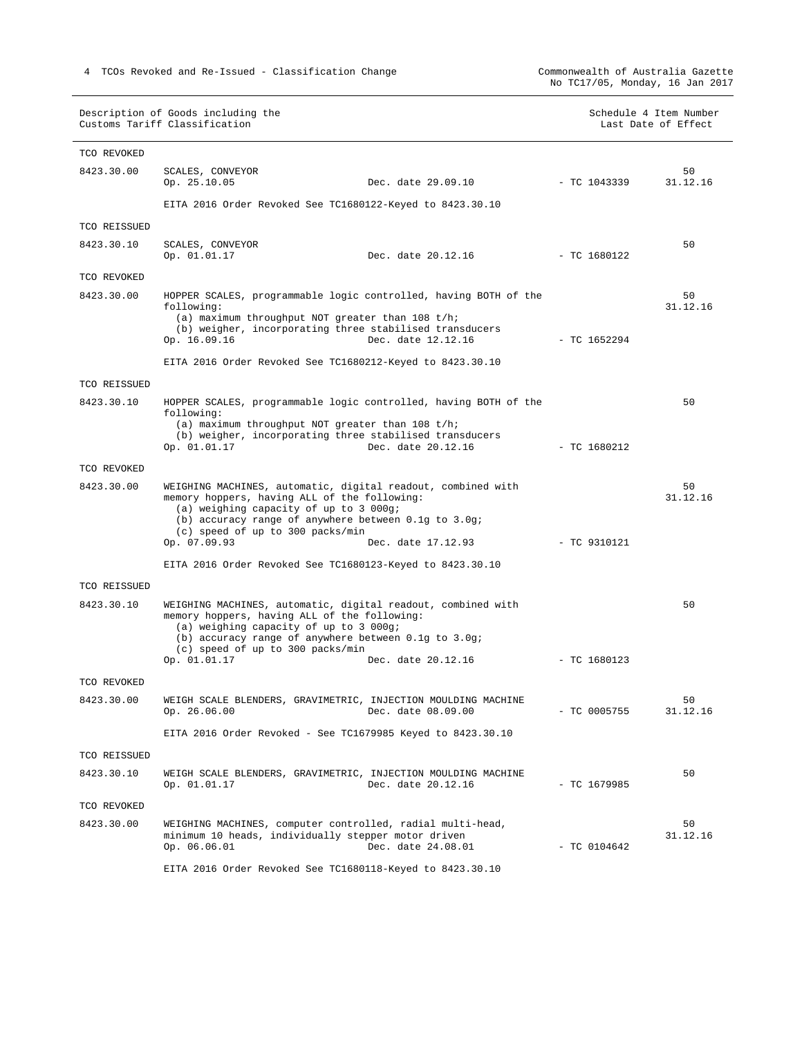| Description of Goods including the Customs Tariff Classification | | | | Schedule 4 Item Number Last Date of Effect |
|---|---|---|---|---|
| TCO REVOKED | | | | |
| 8423.30.00 | SCALES, CONVEYOR<br>Op. 25.10.05 | Dec. date 29.09.10 | - TC 1043339 | 50<br>31.12.16 |
| | EITA 2016 Order Revoked See TC1680122-Keyed to 8423.30.10 | | | |
| TCO REISSUED | | | | |
| 8423.30.10 | SCALES, CONVEYOR<br>Op. 01.01.17 | Dec. date 20.12.16 | - TC 1680122 | 50 |
| TCO REVOKED | | | | |
| 8423.30.00 | HOPPER SCALES, programmable logic controlled, having BOTH of the following:<br>(a) maximum throughput NOT greater than 108 t/h;<br>(b) weigher, incorporating three stabilised transducers<br>Op. 16.09.16 | Dec. date 12.12.16 | - TC 1652294 | 50<br>31.12.16 |
| | EITA 2016 Order Revoked See TC1680212-Keyed to 8423.30.10 | | | |
| TCO REISSUED | | | | |
| 8423.30.10 | HOPPER SCALES, programmable logic controlled, having BOTH of the following:<br>(a) maximum throughput NOT greater than 108 t/h;<br>(b) weigher, incorporating three stabilised transducers<br>Op. 01.01.17 | Dec. date 20.12.16 | - TC 1680212 | 50 |
| TCO REVOKED | | | | |
| 8423.30.00 | WEIGHING MACHINES, automatic, digital readout, combined with memory hoppers, having ALL of the following:<br>(a) weighing capacity of up to 3 000g;<br>(b) accuracy range of anywhere between 0.1g to 3.0g;<br>(c) speed of up to 300 packs/min<br>Op. 07.09.93 | Dec. date 17.12.93 | - TC 9310121 | 50<br>31.12.16 |
| | EITA 2016 Order Revoked See TC1680123-Keyed to 8423.30.10 | | | |
| TCO REISSUED | | | | |
| 8423.30.10 | WEIGHING MACHINES, automatic, digital readout, combined with memory hoppers, having ALL of the following:<br>(a) weighing capacity of up to 3 000g;<br>(b) accuracy range of anywhere between 0.1g to 3.0g;<br>(c) speed of up to 300 packs/min<br>Op. 01.01.17 | Dec. date 20.12.16 | - TC 1680123 | 50 |
| TCO REVOKED | | | | |
| 8423.30.00 | WEIGH SCALE BLENDERS, GRAVIMETRIC, INJECTION MOULDING MACHINE<br>Op. 26.06.00 | Dec. date 08.09.00 | - TC 0005755 | 50<br>31.12.16 |
| | EITA 2016 Order Revoked - See TC1679985 Keyed to 8423.30.10 | | | |
| TCO REISSUED | | | | |
| 8423.30.10 | WEIGH SCALE BLENDERS, GRAVIMETRIC, INJECTION MOULDING MACHINE<br>Op. 01.01.17 | Dec. date 20.12.16 | - TC 1679985 | 50 |
| TCO REVOKED | | | | |
| 8423.30.00 | WEIGHING MACHINES, computer controlled, radial multi-head, minimum 10 heads, individually stepper motor driven<br>Op. 06.06.01 | Dec. date 24.08.01 | - TC 0104642 | 50<br>31.12.16 |
| | EITA 2016 Order Revoked See TC1680118-Keyed to 8423.30.10 | | | |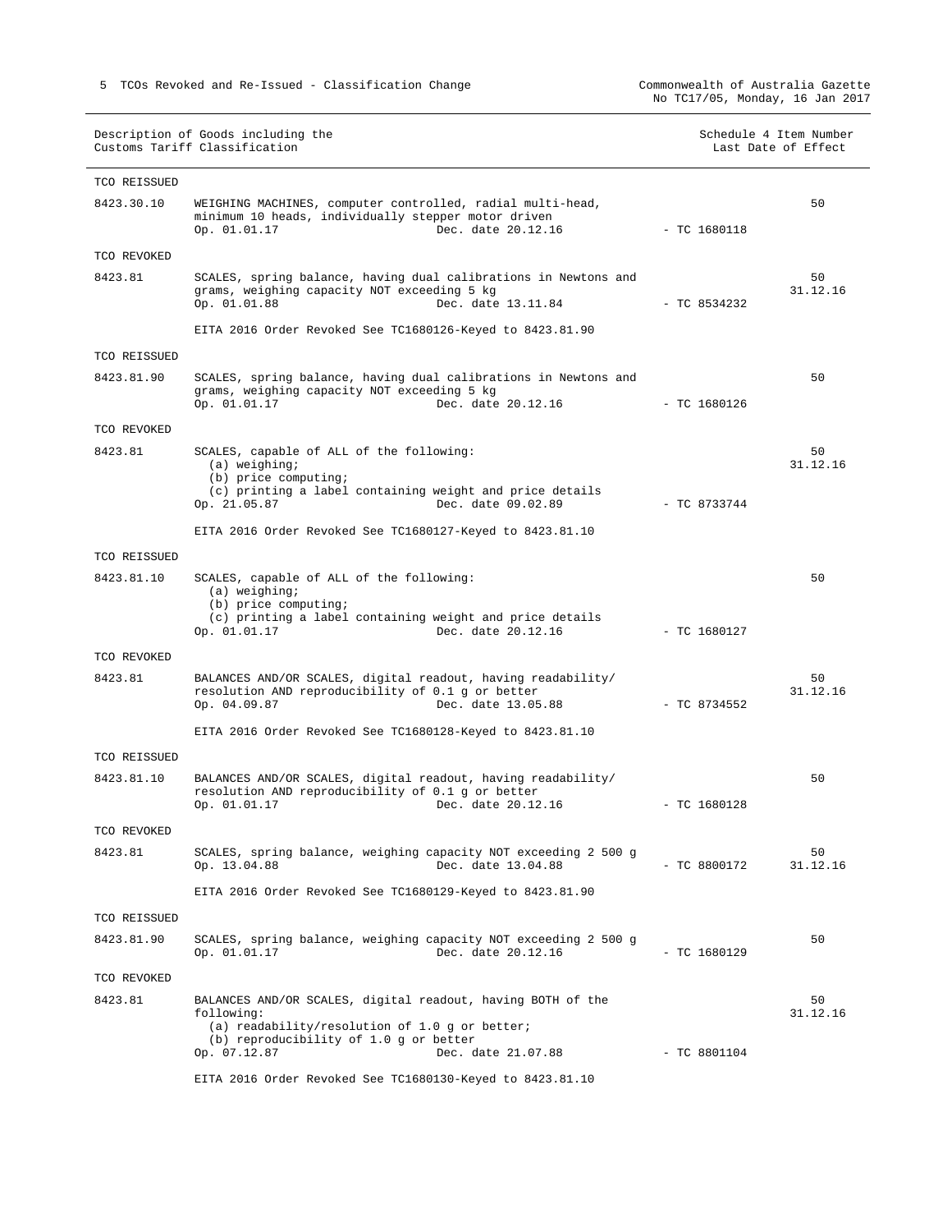| Description of Goods including the Customs Tariff Classification | | | Schedule 4 Item Number<br>Last Date of Effect |
|---|---|---|---|
| TCO REISSUED | | | |
| 8423.30.10 | WEIGHING MACHINES, computer controlled, radial multi-head, minimum 10 heads, individually stepper motor driven<br>Op. 01.01.17 Dec. date 20.12.16 | - TC 1680118 | 50 |
| TCO REVOKED | | | |
| 8423.81 | SCALES, spring balance, having dual calibrations in Newtons and grams, weighing capacity NOT exceeding 5 kg<br>Op. 01.01.88 Dec. date 13.11.84<br><br>EITA 2016 Order Revoked See TC1680126-Keyed to 8423.81.90 | - TC 8534232 | 50<br>31.12.16 |
| TCO REISSUED | | | |
| 8423.81.90 | SCALES, spring balance, having dual calibrations in Newtons and grams, weighing capacity NOT exceeding 5 kg<br>Op. 01.01.17 Dec. date 20.12.16 | - TC 1680126 | 50 |
| TCO REVOKED | | | |
| 8423.81 | SCALES, capable of ALL of the following:<br>(a) weighing;<br>(b) price computing;<br>(c) printing a label containing weight and price details<br>Op. 21.05.87 Dec. date 09.02.89<br><br>EITA 2016 Order Revoked See TC1680127-Keyed to 8423.81.10 | - TC 8733744 | 50<br>31.12.16 |
| TCO REISSUED | | | |
| 8423.81.10 | SCALES, capable of ALL of the following:<br>(a) weighing;<br>(b) price computing;<br>(c) printing a label containing weight and price details<br>Op. 01.01.17 Dec. date 20.12.16 | - TC 1680127 | 50 |
| TCO REVOKED | | | |
| 8423.81 | BALANCES AND/OR SCALES, digital readout, having readability/ resolution AND reproducibility of 0.1 g or better<br>Op. 04.09.87 Dec. date 13.05.88<br><br>EITA 2016 Order Revoked See TC1680128-Keyed to 8423.81.10 | - TC 8734552 | 50<br>31.12.16 |
| TCO REISSUED | | | |
| 8423.81.10 | BALANCES AND/OR SCALES, digital readout, having readability/ resolution AND reproducibility of 0.1 g or better<br>Op. 01.01.17 Dec. date 20.12.16 | - TC 1680128 | 50 |
| TCO REVOKED | | | |
| 8423.81 | SCALES, spring balance, weighing capacity NOT exceeding 2 500 g<br>Op. 13.04.88 Dec. date 13.04.88<br><br>EITA 2016 Order Revoked See TC1680129-Keyed to 8423.81.90 | - TC 8800172 | 50<br>31.12.16 |
| TCO REISSUED | | | |
| 8423.81.90 | SCALES, spring balance, weighing capacity NOT exceeding 2 500 g<br>Op. 01.01.17 Dec. date 20.12.16 | - TC 1680129 | 50 |
| TCO REVOKED | | | |
| 8423.81 | BALANCES AND/OR SCALES, digital readout, having BOTH of the following:<br>(a) readability/resolution of 1.0 g or better;<br>(b) reproducibility of 1.0 g or better<br>Op. 07.12.87 Dec. date 21.07.88<br><br>EITA 2016 Order Revoked See TC1680130-Keyed to 8423.81.10 | - TC 8801104 | 50<br>31.12.16 |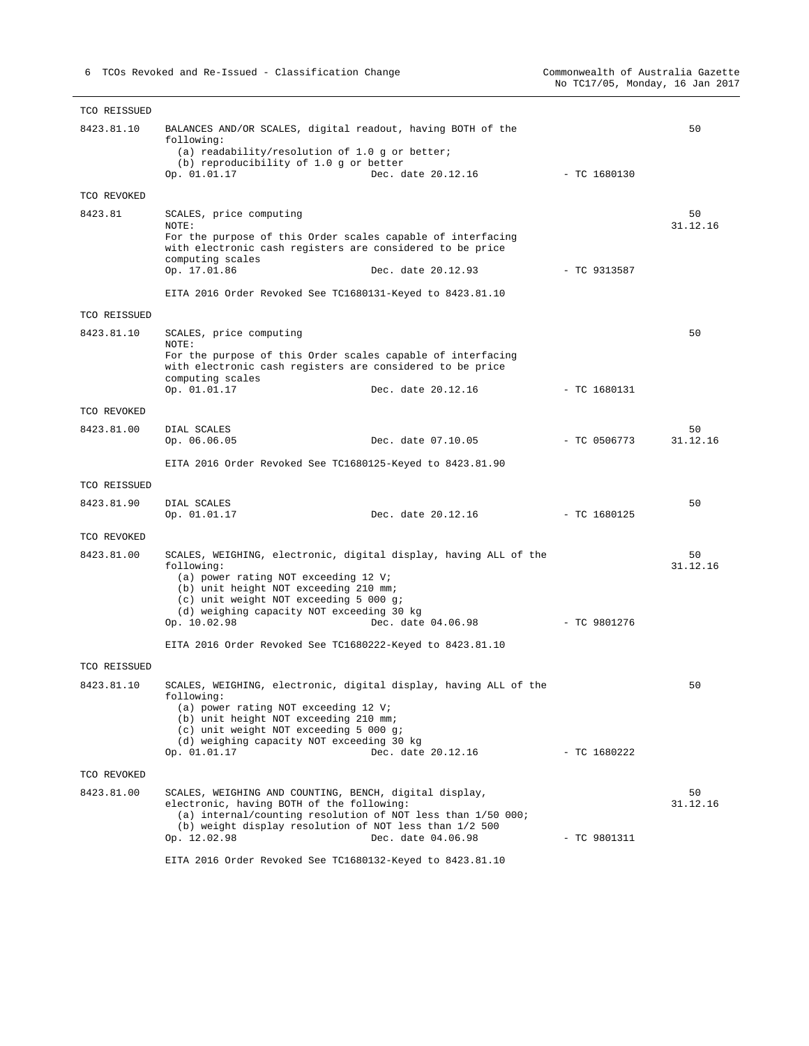TCO REISSUED

8423.81.10 BALANCES AND/OR SCALES, digital readout, having BOTH of the following:
(a) readability/resolution of 1.0 g or better;
(b) reproducibility of 1.0 g or better
Op. 01.01.17 Dec. date 20.12.16 - TC 1680130 50

TCO REVOKED

8423.81 SCALES, price computing
NOTE:
For the purpose of this Order scales capable of interfacing with electronic cash registers are considered to be price computing scales
Op. 17.01.86 Dec. date 20.12.93 - TC 9313587 50 31.12.16

EITA 2016 Order Revoked See TC1680131-Keyed to 8423.81.10

TCO REISSUED

8423.81.10 SCALES, price computing
NOTE:
For the purpose of this Order scales capable of interfacing with electronic cash registers are considered to be price computing scales
Op. 01.01.17 Dec. date 20.12.16 - TC 1680131 50

TCO REVOKED

8423.81.00 DIAL SCALES
Op. 06.06.05 Dec. date 07.10.05 - TC 0506773 50 31.12.16

EITA 2016 Order Revoked See TC1680125-Keyed to 8423.81.90

TCO REISSUED

8423.81.90 DIAL SCALES
Op. 01.01.17 Dec. date 20.12.16 - TC 1680125 50

TCO REVOKED

8423.81.00 SCALES, WEIGHING, electronic, digital display, having ALL of the following:
(a) power rating NOT exceeding 12 V;
(b) unit height NOT exceeding 210 mm;
(c) unit weight NOT exceeding 5 000 g;
(d) weighing capacity NOT exceeding 30 kg
Op. 10.02.98 Dec. date 04.06.98 - TC 9801276 50 31.12.16

EITA 2016 Order Revoked See TC1680222-Keyed to 8423.81.10

TCO REISSUED

8423.81.10 SCALES, WEIGHING, electronic, digital display, having ALL of the following:
(a) power rating NOT exceeding 12 V;
(b) unit height NOT exceeding 210 mm;
(c) unit weight NOT exceeding 5 000 g;
(d) weighing capacity NOT exceeding 30 kg
Op. 01.01.17 Dec. date 20.12.16 - TC 1680222 50

TCO REVOKED

8423.81.00 SCALES, WEIGHING AND COUNTING, BENCH, digital display, electronic, having BOTH of the following:
(a) internal/counting resolution of NOT less than 1/50 000;
(b) weight display resolution of NOT less than 1/2 500
Op. 12.02.98 Dec. date 04.06.98 - TC 9801311 50 31.12.16

EITA 2016 Order Revoked See TC1680132-Keyed to 8423.81.10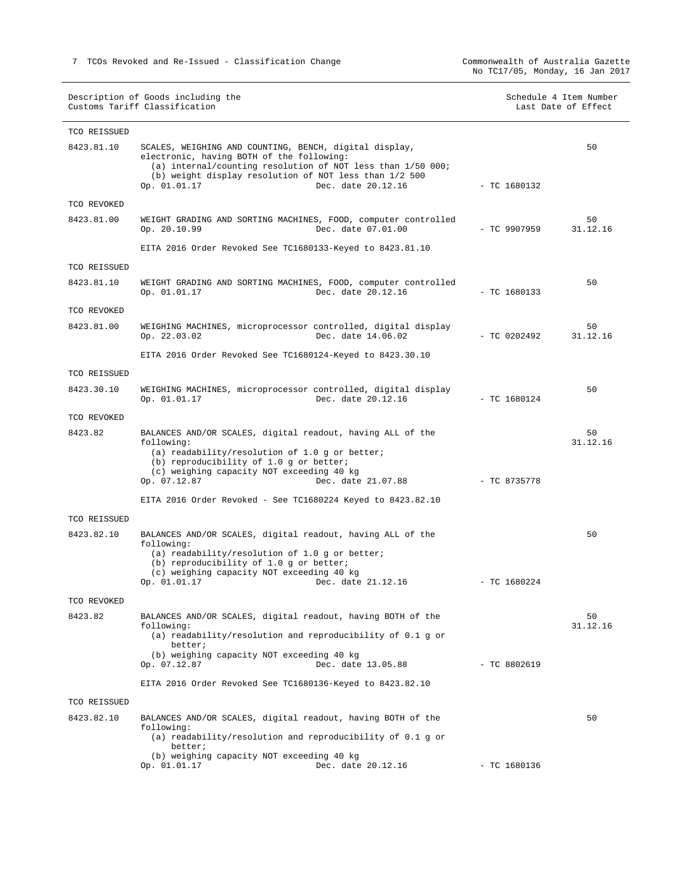| Description of Goods including the Customs Tariff Classification | | | Schedule 4 Item Number Last Date of Effect |
|---|---|---|---|
| TCO REISSUED | | | |
| 8423.81.10 | SCALES, WEIGHING AND COUNTING, BENCH, digital display, electronic, having BOTH of the following:<br>(a) internal/counting resolution of NOT less than 1/50 000;<br>(b) weight display resolution of NOT less than 1/2 500<br>Op. 01.01.17 Dec. date 20.12.16 | - TC 1680132 | 50 |
| TCO REVOKED | | | |
| 8423.81.00 | WEIGHT GRADING AND SORTING MACHINES, FOOD, computer controlled<br>Op. 20.10.99 Dec. date 07.01.00<br><br>EITA 2016 Order Revoked See TC1680133-Keyed to 8423.81.10 | - TC 9907959 | 50<br>31.12.16 |
| TCO REISSUED | | | |
| 8423.81.10 | WEIGHT GRADING AND SORTING MACHINES, FOOD, computer controlled<br>Op. 01.01.17 Dec. date 20.12.16 | - TC 1680133 | 50 |
| TCO REVOKED | | | |
| 8423.81.00 | WEIGHING MACHINES, microprocessor controlled, digital display<br>Op. 22.03.02 Dec. date 14.06.02<br><br>EITA 2016 Order Revoked See TC1680124-Keyed to 8423.30.10 | - TC 0202492 | 50<br>31.12.16 |
| TCO REISSUED | | | |
| 8423.30.10 | WEIGHING MACHINES, microprocessor controlled, digital display<br>Op. 01.01.17 Dec. date 20.12.16 | - TC 1680124 | 50 |
| TCO REVOKED | | | |
| 8423.82 | BALANCES AND/OR SCALES, digital readout, having ALL of the following:<br>(a) readability/resolution of 1.0 g or better;<br>(b) reproducibility of 1.0 g or better;<br>(c) weighing capacity NOT exceeding 40 kg<br>Op. 07.12.87 Dec. date 21.07.88<br><br>EITA 2016 Order Revoked - See TC1680224 Keyed to 8423.82.10 | - TC 8735778 | 50<br>31.12.16 |
| TCO REISSUED | | | |
| 8423.82.10 | BALANCES AND/OR SCALES, digital readout, having ALL of the following:<br>(a) readability/resolution of 1.0 g or better;<br>(b) reproducibility of 1.0 g or better;<br>(c) weighing capacity NOT exceeding 40 kg<br>Op. 01.01.17 Dec. date 21.12.16 | - TC 1680224 | 50 |
| TCO REVOKED | | | |
| 8423.82 | BALANCES AND/OR SCALES, digital readout, having BOTH of the following:<br>(a) readability/resolution and reproducibility of 0.1 g or better;<br>(b) weighing capacity NOT exceeding 40 kg<br>Op. 07.12.87 Dec. date 13.05.88<br><br>EITA 2016 Order Revoked See TC1680136-Keyed to 8423.82.10 | - TC 8802619 | 50<br>31.12.16 |
| TCO REISSUED | | | |
| 8423.82.10 | BALANCES AND/OR SCALES, digital readout, having BOTH of the following:<br>(a) readability/resolution and reproducibility of 0.1 g or better;<br>(b) weighing capacity NOT exceeding 40 kg<br>Op. 01.01.17 Dec. date 20.12.16 | - TC 1680136 | 50 |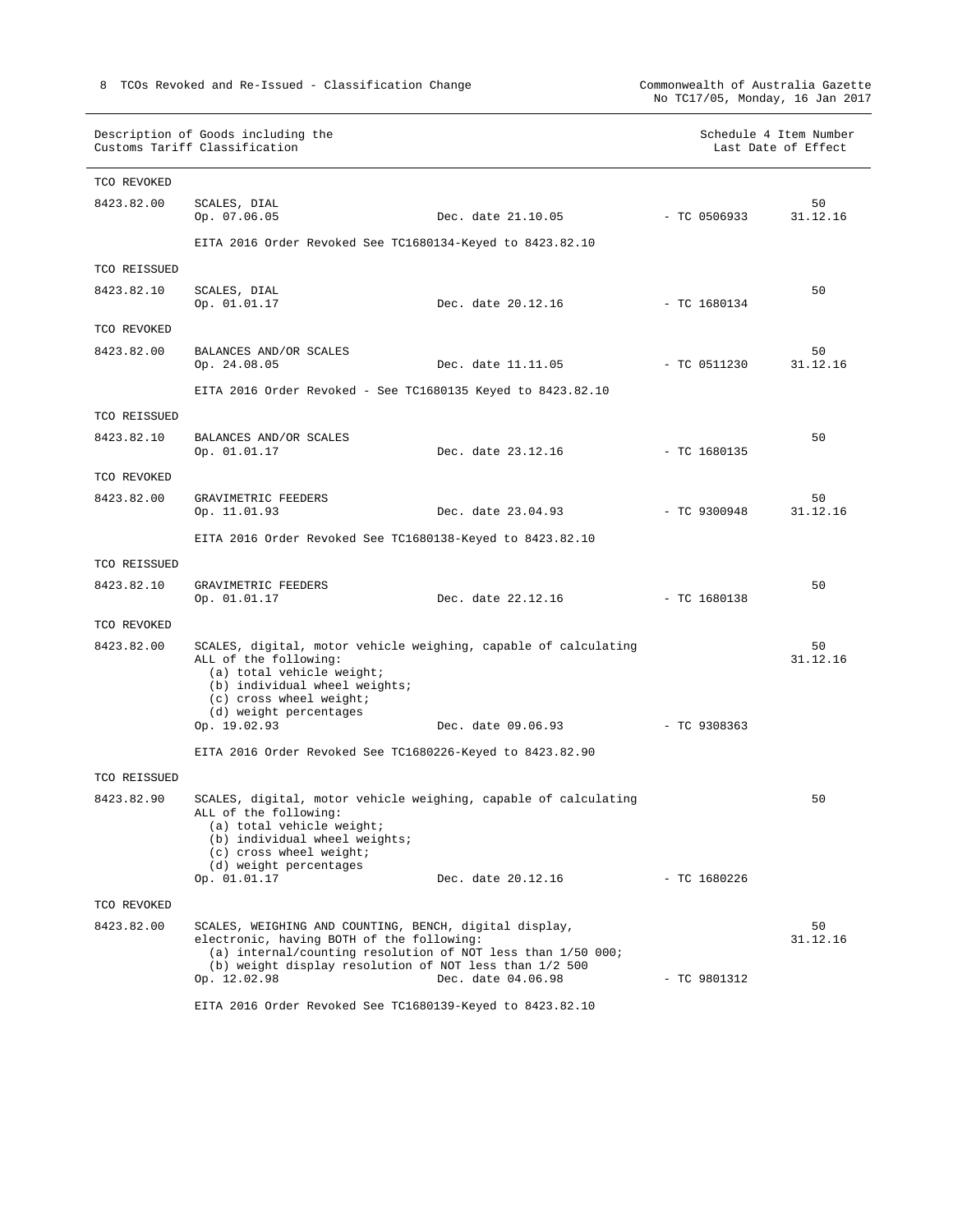| Description of Goods including the Customs Tariff Classification | | | | Schedule 4 Item Number Last Date of Effect |
|---|---|---|---|---|
| TCO REVOKED | | | | |
| 8423.82.00 | SCALES, DIAL<br>Op. 07.06.05 | Dec. date 21.10.05 | - TC 0506933 | 50<br>31.12.16 |
| | EITA 2016 Order Revoked See TC1680134-Keyed to 8423.82.10 | | | |
| TCO REISSUED | | | | |
| 8423.82.10 | SCALES, DIAL<br>Op. 01.01.17 | Dec. date 20.12.16 | - TC 1680134 | 50 |
| TCO REVOKED | | | | |
| 8423.82.00 | BALANCES AND/OR SCALES<br>Op. 24.08.05 | Dec. date 11.11.05 | - TC 0511230 | 50<br>31.12.16 |
| | EITA 2016 Order Revoked - See TC1680135 Keyed to 8423.82.10 | | | |
| TCO REISSUED | | | | |
| 8423.82.10 | BALANCES AND/OR SCALES<br>Op. 01.01.17 | Dec. date 23.12.16 | - TC 1680135 | 50 |
| TCO REVOKED | | | | |
| 8423.82.00 | GRAVIMETRIC FEEDERS<br>Op. 11.01.93 | Dec. date 23.04.93 | - TC 9300948 | 50<br>31.12.16 |
| | EITA 2016 Order Revoked See TC1680138-Keyed to 8423.82.10 | | | |
| TCO REISSUED | | | | |
| 8423.82.10 | GRAVIMETRIC FEEDERS<br>Op. 01.01.17 | Dec. date 22.12.16 | - TC 1680138 | 50 |
| TCO REVOKED | | | | |
| 8423.82.00 | SCALES, digital, motor vehicle weighing, capable of calculating ALL of the following:<br>(a) total vehicle weight;<br>(b) individual wheel weights;<br>(c) cross wheel weight;<br>(d) weight percentages<br>Op. 19.02.93 | Dec. date 09.06.93 | - TC 9308363 | 50<br>31.12.16 |
| | EITA 2016 Order Revoked See TC1680226-Keyed to 8423.82.90 | | | |
| TCO REISSUED | | | | |
| 8423.82.90 | SCALES, digital, motor vehicle weighing, capable of calculating ALL of the following:<br>(a) total vehicle weight;<br>(b) individual wheel weights;<br>(c) cross wheel weight;<br>(d) weight percentages<br>Op. 01.01.17 | Dec. date 20.12.16 | - TC 1680226 | 50 |
| TCO REVOKED | | | | |
| 8423.82.00 | SCALES, WEIGHING AND COUNTING, BENCH, digital display, electronic, having BOTH of the following:<br>(a) internal/counting resolution of NOT less than 1/50 000;<br>(b) weight display resolution of NOT less than 1/2 500<br>Op. 12.02.98 | Dec. date 04.06.98 | - TC 9801312 | 50<br>31.12.16 |
| | EITA 2016 Order Revoked See TC1680139-Keyed to 8423.82.10 | | | |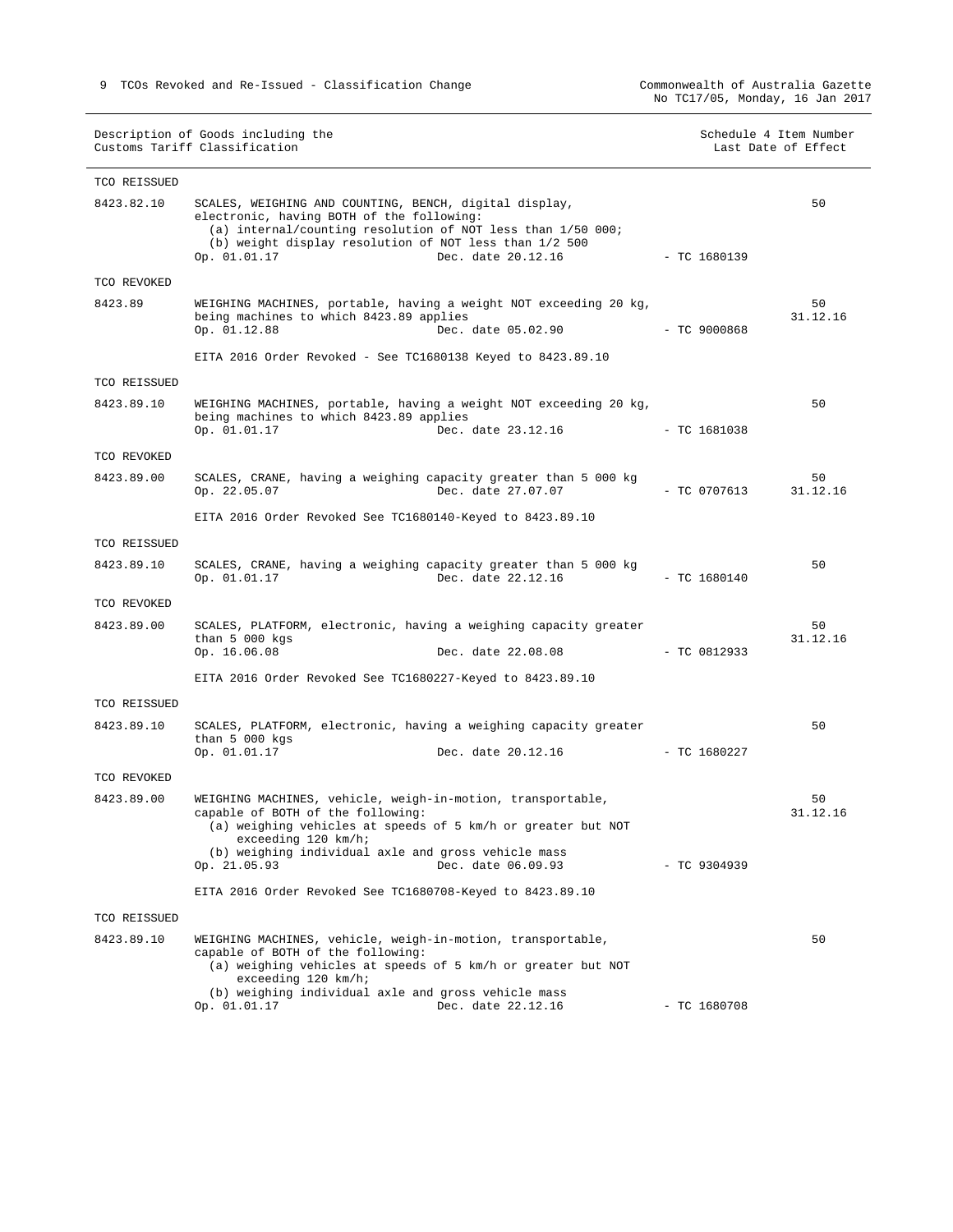| Description of Goods including the Customs Tariff Classification | | | Schedule 4 Item Number Last Date of Effect |
|---|---|---|---|
| TCO REISSUED | | | |
| 8423.82.10 | SCALES, WEIGHING AND COUNTING, BENCH, digital display, electronic, having BOTH of the following:<br>(a) internal/counting resolution of NOT less than 1/50 000;<br>(b) weight display resolution of NOT less than 1/2 500<br>Op. 01.01.17 Dec. date 20.12.16 | - TC 1680139 | 50 |
| TCO REVOKED | | | |
| 8423.89 | WEIGHING MACHINES, portable, having a weight NOT exceeding 20 kg, being machines to which 8423.89 applies<br>Op. 01.12.88 Dec. date 05.02.90 | - TC 9000868 | 50<br>31.12.16 |
| | EITA 2016 Order Revoked - See TC1680138 Keyed to 8423.89.10 | | |
| TCO REISSUED | | | |
| 8423.89.10 | WEIGHING MACHINES, portable, having a weight NOT exceeding 20 kg, being machines to which 8423.89 applies<br>Op. 01.01.17 Dec. date 23.12.16 | - TC 1681038 | 50 |
| TCO REVOKED | | | |
| 8423.89.00 | SCALES, CRANE, having a weighing capacity greater than 5 000 kg<br>Op. 22.05.07 Dec. date 27.07.07 | - TC 0707613 | 50<br>31.12.16 |
| | EITA 2016 Order Revoked See TC1680140-Keyed to 8423.89.10 | | |
| TCO REISSUED | | | |
| 8423.89.10 | SCALES, CRANE, having a weighing capacity greater than 5 000 kg<br>Op. 01.01.17 Dec. date 22.12.16 | - TC 1680140 | 50 |
| TCO REVOKED | | | |
| 8423.89.00 | SCALES, PLATFORM, electronic, having a weighing capacity greater than 5 000 kgs<br>Op. 16.06.08 Dec. date 22.08.08 | - TC 0812933 | 50<br>31.12.16 |
| | EITA 2016 Order Revoked See TC1680227-Keyed to 8423.89.10 | | |
| TCO REISSUED | | | |
| 8423.89.10 | SCALES, PLATFORM, electronic, having a weighing capacity greater than 5 000 kgs<br>Op. 01.01.17 Dec. date 20.12.16 | - TC 1680227 | 50 |
| TCO REVOKED | | | |
| 8423.89.00 | WEIGHING MACHINES, vehicle, weigh-in-motion, transportable, capable of BOTH of the following:<br>(a) weighing vehicles at speeds of 5 km/h or greater but NOT exceeding 120 km/h;<br>(b) weighing individual axle and gross vehicle mass<br>Op. 21.05.93 Dec. date 06.09.93 | - TC 9304939 | 50<br>31.12.16 |
| | EITA 2016 Order Revoked See TC1680708-Keyed to 8423.89.10 | | |
| TCO REISSUED | | | |
| 8423.89.10 | WEIGHING MACHINES, vehicle, weigh-in-motion, transportable, capable of BOTH of the following:<br>(a) weighing vehicles at speeds of 5 km/h or greater but NOT exceeding 120 km/h;<br>(b) weighing individual axle and gross vehicle mass<br>Op. 01.01.17 Dec. date 22.12.16 | - TC 1680708 | 50 |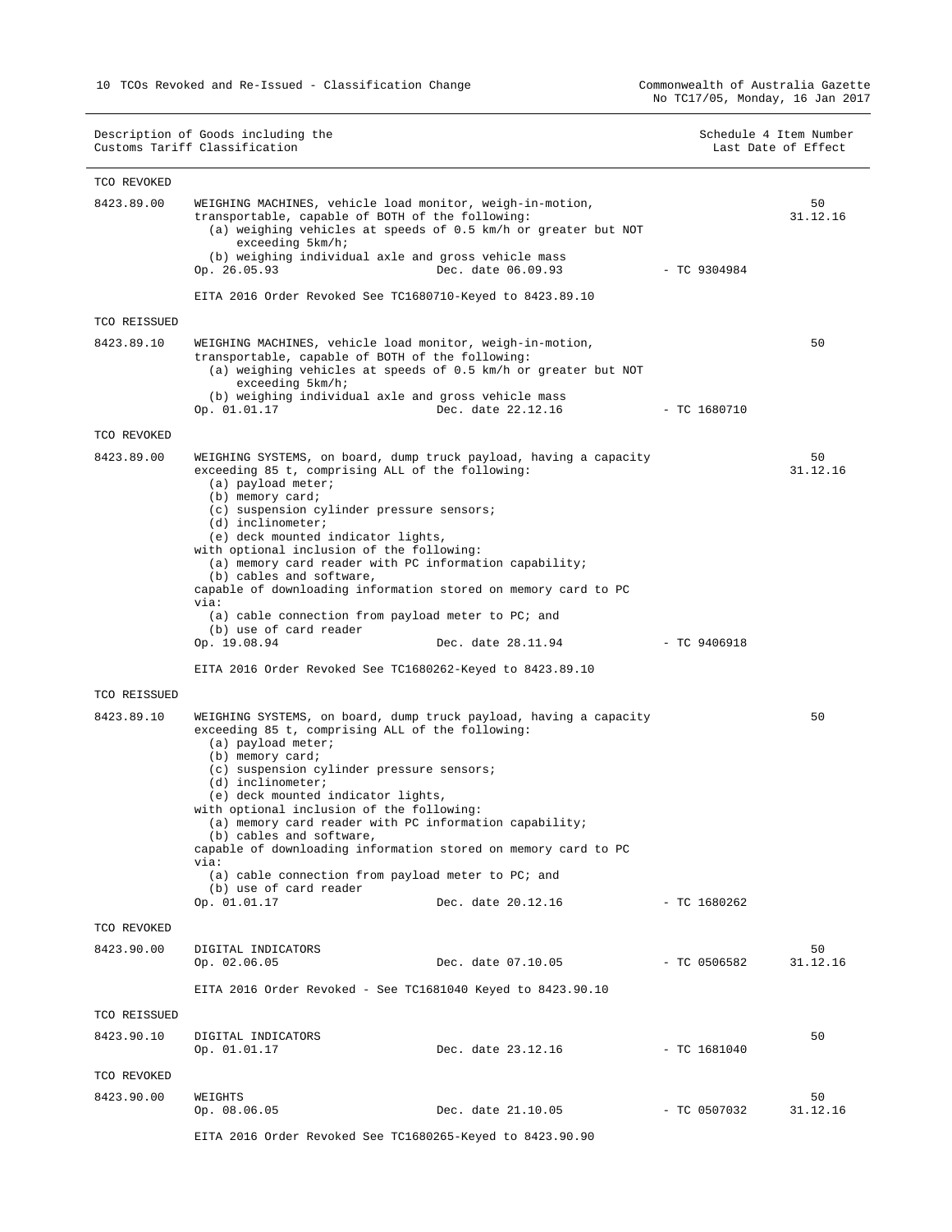| Description of Goods including the Customs Tariff Classification | | | | Schedule 4 Item Number Last Date of Effect |
|---|---|---|---|---|

**TCO REVOKED**

8423.89.00 WEIGHING MACHINES, vehicle load monitor, weigh-in-motion, transportable, capable of BOTH of the following:
(a) weighing vehicles at speeds of 0.5 km/h or greater but NOT exceeding 5km/h;
(b) weighing individual axle and gross vehicle mass
Op. 26.05.93 Dec. date 06.09.93 - TC 9304984 — 50, 31.12.16

EITA 2016 Order Revoked See TC1680710-Keyed to 8423.89.10

**TCO REISSUED**

8423.89.10 WEIGHING MACHINES, vehicle load monitor, weigh-in-motion, transportable, capable of BOTH of the following:
(a) weighing vehicles at speeds of 0.5 km/h or greater but NOT exceeding 5km/h;
(b) weighing individual axle and gross vehicle mass
Op. 01.01.17 Dec. date 22.12.16 - TC 1680710 — 50

**TCO REVOKED**

8423.89.00 WEIGHING SYSTEMS, on board, dump truck payload, having a capacity exceeding 85 t, comprising ALL of the following:
(a) payload meter;
(b) memory card;
(c) suspension cylinder pressure sensors;
(d) inclinometer;
(e) deck mounted indicator lights,
with optional inclusion of the following:
(a) memory card reader with PC information capability;
(b) cables and software,
capable of downloading information stored on memory card to PC via:
(a) cable connection from payload meter to PC; and
(b) use of card reader
Op. 19.08.94 Dec. date 28.11.94 - TC 9406918 — 50, 31.12.16

EITA 2016 Order Revoked See TC1680262-Keyed to 8423.89.10

**TCO REISSUED**

8423.89.10 WEIGHING SYSTEMS, on board, dump truck payload, having a capacity exceeding 85 t, comprising ALL of the following:
(a) payload meter;
(b) memory card;
(c) suspension cylinder pressure sensors;
(d) inclinometer;
(e) deck mounted indicator lights,
with optional inclusion of the following:
(a) memory card reader with PC information capability;
(b) cables and software,
capable of downloading information stored on memory card to PC via:
(a) cable connection from payload meter to PC; and
(b) use of card reader
Op. 01.01.17 Dec. date 20.12.16 - TC 1680262 — 50

**TCO REVOKED**

8423.90.00 DIGITAL INDICATORS
Op. 02.06.05 Dec. date 07.10.05 - TC 0506582 — 50, 31.12.16

EITA 2016 Order Revoked - See TC1681040 Keyed to 8423.90.10

**TCO REISSUED**

8423.90.10 DIGITAL INDICATORS
Op. 01.01.17 Dec. date 23.12.16 - TC 1681040 — 50

**TCO REVOKED**

8423.90.00 WEIGHTS
Op. 08.06.05 Dec. date 21.10.05 - TC 0507032 — 50, 31.12.16

EITA 2016 Order Revoked See TC1680265-Keyed to 8423.90.90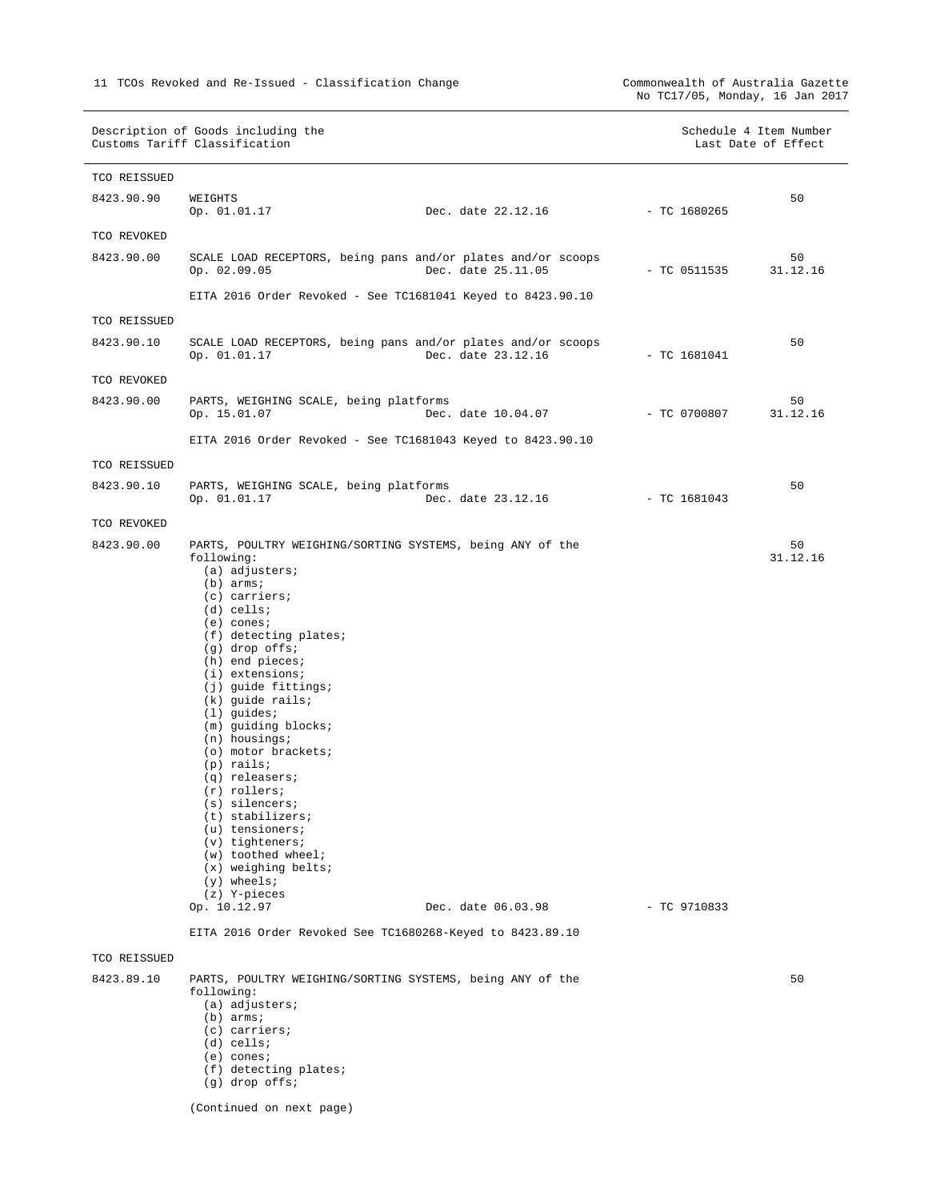| Description of Goods including the Customs Tariff Classification | | | | Schedule 4 Item Number Last Date of Effect |
|---|---|---|---|---|

TCO REISSUED

8423.90.90 WEIGHTS
Op. 01.01.17 Dec. date 22.12.16 - TC 1680265 — 50

TCO REVOKED

8423.90.00 SCALE LOAD RECEPTORS, being pans and/or plates and/or scoops
Op. 02.09.05 Dec. date 25.11.05 - TC 0511535 — 50, 31.12.16

EITA 2016 Order Revoked - See TC1681041 Keyed to 8423.90.10

TCO REISSUED

8423.90.10 SCALE LOAD RECEPTORS, being pans and/or plates and/or scoops
Op. 01.01.17 Dec. date 23.12.16 - TC 1681041 — 50

TCO REVOKED

8423.90.00 PARTS, WEIGHING SCALE, being platforms
Op. 15.01.07 Dec. date 10.04.07 - TC 0700807 — 50, 31.12.16

EITA 2016 Order Revoked - See TC1681043 Keyed to 8423.90.10

TCO REISSUED

8423.90.10 PARTS, WEIGHING SCALE, being platforms
Op. 01.01.17 Dec. date 23.12.16 - TC 1681043 — 50

TCO REVOKED

8423.90.00 PARTS, POULTRY WEIGHING/SORTING SYSTEMS, being ANY of the following: — 50, 31.12.16

(a) adjusters;
(b) arms;
(c) carriers;
(d) cells;
(e) cones;
(f) detecting plates;
(g) drop offs;
(h) end pieces;
(i) extensions;
(j) guide fittings;
(k) guide rails;
(l) guides;
(m) guiding blocks;
(n) housings;
(o) motor brackets;
(p) rails;
(q) releasers;
(r) rollers;
(s) silencers;
(t) stabilizers;
(u) tensioners;
(v) tighteners;
(w) toothed wheel;
(x) weighing belts;
(y) wheels;
(z) Y-pieces

Op. 10.12.97 Dec. date 06.03.98 - TC 9710833

EITA 2016 Order Revoked See TC1680268-Keyed to 8423.89.10

TCO REISSUED

8423.89.10 PARTS, POULTRY WEIGHING/SORTING SYSTEMS, being ANY of the following: — 50

(a) adjusters;
(b) arms;
(c) carriers;
(d) cells;
(e) cones;
(f) detecting plates;
(g) drop offs;

(Continued on next page)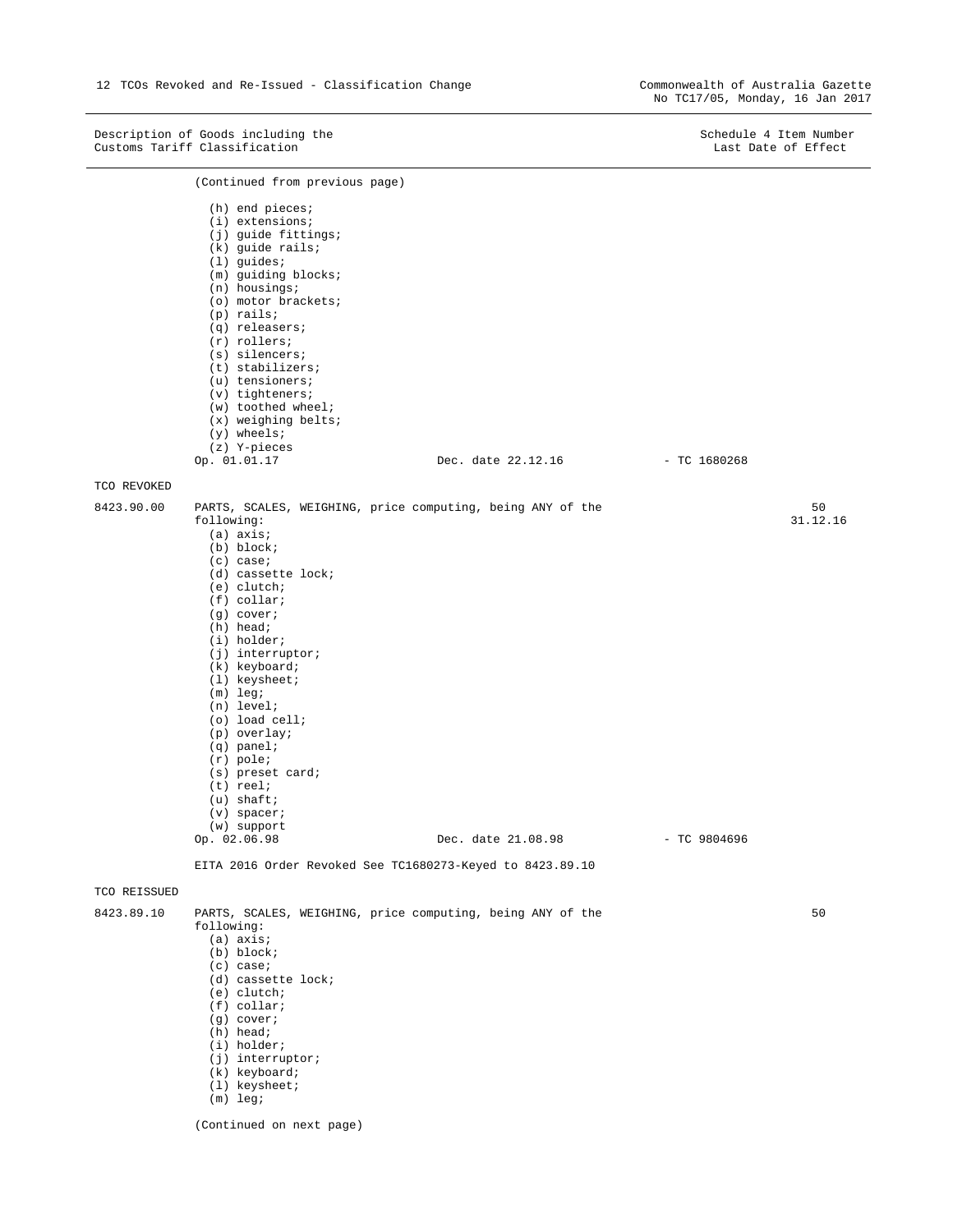Description of Goods including the Customs Tariff Classification | Schedule 4 Item Number / Last Date of Effect

(Continued from previous page)

(h) end pieces;
(i) extensions;
(j) guide fittings;
(k) guide rails;
(l) guides;
(m) guiding blocks;
(n) housings;
(o) motor brackets;
(p) rails;
(q) releasers;
(r) rollers;
(s) silencers;
(t) stabilizers;
(u) tensioners;
(v) tighteners;
(w) toothed wheel;
(x) weighing belts;
(y) wheels;
(z) Y-pieces

Op. 01.01.17 Dec. date 22.12.16 - TC 1680268

TCO REVOKED

8423.90.00 PARTS, SCALES, WEIGHING, price computing, being ANY of the following: — 50 — 31.12.16

(a) axis;
(b) block;
(c) case;
(d) cassette lock;
(e) clutch;
(f) collar;
(g) cover;
(h) head;
(i) holder;
(j) interruptor;
(k) keyboard;
(l) keysheet;
(m) leg;
(n) level;
(o) load cell;
(p) overlay;
(q) panel;
(r) pole;
(s) preset card;
(t) reel;
(u) shaft;
(v) spacer;
(w) support

Op. 02.06.98 Dec. date 21.08.98 - TC 9804696

EITA 2016 Order Revoked See TC1680273-Keyed to 8423.89.10

TCO REISSUED

8423.89.10 PARTS, SCALES, WEIGHING, price computing, being ANY of the following: — 50

(a) axis;
(b) block;
(c) case;
(d) cassette lock;
(e) clutch;
(f) collar;
(g) cover;
(h) head;
(i) holder;
(j) interruptor;
(k) keyboard;
(l) keysheet;
(m) leg;

(Continued on next page)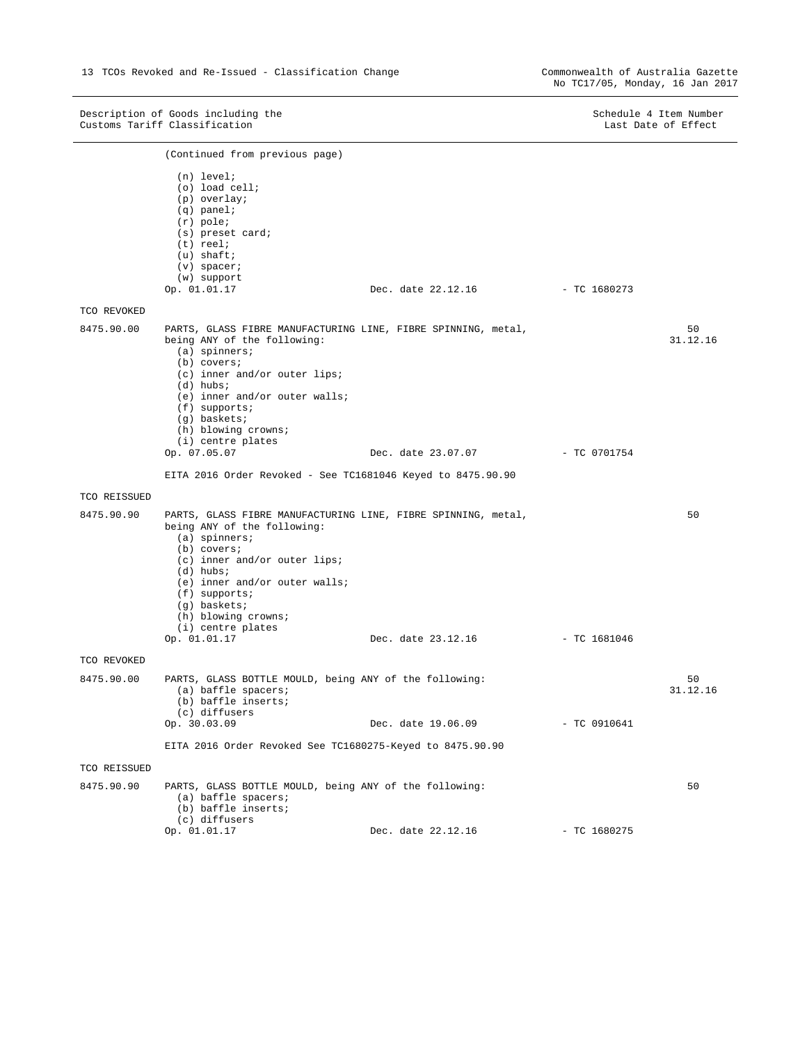Description of Goods including the Customs Tariff Classification | Schedule 4 Item Number / Last Date of Effect

(Continued from previous page)

(n) level;
(o) load cell;
(p) overlay;
(q) panel;
(r) pole;
(s) preset card;
(t) reel;
(u) shaft;
(v) spacer;
(w) support

Op. 01.01.17 Dec. date 22.12.16 - TC 1680273

TCO REVOKED

8475.90.00 PARTS, GLASS FIBRE MANUFACTURING LINE, FIBRE SPINNING, metal, being ANY of the following: — 50 / 31.12.16

(a) spinners;
(b) covers;
(c) inner and/or outer lips;
(d) hubs;
(e) inner and/or outer walls;
(f) supports;
(g) baskets;
(h) blowing crowns;
(i) centre plates

Op. 07.05.07 Dec. date 23.07.07 - TC 0701754

EITA 2016 Order Revoked - See TC1681046 Keyed to 8475.90.90

TCO REISSUED

8475.90.90 PARTS, GLASS FIBRE MANUFACTURING LINE, FIBRE SPINNING, metal, being ANY of the following: — 50

(a) spinners;
(b) covers;
(c) inner and/or outer lips;
(d) hubs;
(e) inner and/or outer walls;
(f) supports;
(g) baskets;
(h) blowing crowns;
(i) centre plates

Op. 01.01.17 Dec. date 23.12.16 - TC 1681046

TCO REVOKED

8475.90.00 PARTS, GLASS BOTTLE MOULD, being ANY of the following: — 50 / 31.12.16

(a) baffle spacers;
(b) baffle inserts;
(c) diffusers

Op. 30.03.09 Dec. date 19.06.09 - TC 0910641

EITA 2016 Order Revoked See TC1680275-Keyed to 8475.90.90

TCO REISSUED

8475.90.90 PARTS, GLASS BOTTLE MOULD, being ANY of the following: — 50

(a) baffle spacers;
(b) baffle inserts;
(c) diffusers

Op. 01.01.17 Dec. date 22.12.16 - TC 1680275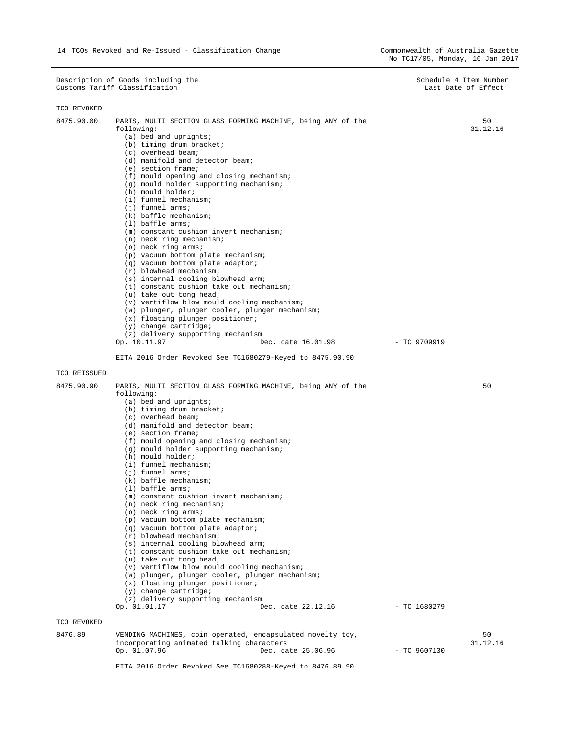| Description of Goods including the Customs Tariff Classification | | | Schedule 4 Item Number Last Date of Effect |
|---|---|---|---|

TCO REVOKED

8475.90.00 PARTS, MULTI SECTION GLASS FORMING MACHINE, being ANY of the following:

(a) bed and uprights;
(b) timing drum bracket;
(c) overhead beam;
(d) manifold and detector beam;
(e) section frame;
(f) mould opening and closing mechanism;
(g) mould holder supporting mechanism;
(h) mould holder;
(i) funnel mechanism;
(j) funnel arms;
(k) baffle mechanism;
(l) baffle arms;
(m) constant cushion invert mechanism;
(n) neck ring mechanism;
(o) neck ring arms;
(p) vacuum bottom plate mechanism;
(q) vacuum bottom plate adaptor;
(r) blowhead mechanism;
(s) internal cooling blowhead arm;
(t) constant cushion take out mechanism;
(u) take out tong head;
(v) vertiflow blow mould cooling mechanism;
(w) plunger, plunger cooler, plunger mechanism;
(x) floating plunger positioner;
(y) change cartridge;
(z) delivery supporting mechanism

Op. 10.11.97 Dec. date 16.01.98 - TC 9709919 — 50, 31.12.16

EITA 2016 Order Revoked See TC1680279-Keyed to 8475.90.90

TCO REISSUED

8475.90.90 PARTS, MULTI SECTION GLASS FORMING MACHINE, being ANY of the following:

(a) bed and uprights;
(b) timing drum bracket;
(c) overhead beam;
(d) manifold and detector beam;
(e) section frame;
(f) mould opening and closing mechanism;
(g) mould holder supporting mechanism;
(h) mould holder;
(i) funnel mechanism;
(j) funnel arms;
(k) baffle mechanism;
(l) baffle arms;
(m) constant cushion invert mechanism;
(n) neck ring mechanism;
(o) neck ring arms;
(p) vacuum bottom plate mechanism;
(q) vacuum bottom plate adaptor;
(r) blowhead mechanism;
(s) internal cooling blowhead arm;
(t) constant cushion take out mechanism;
(u) take out tong head;
(v) vertiflow blow mould cooling mechanism;
(w) plunger, plunger cooler, plunger mechanism;
(x) floating plunger positioner;
(y) change cartridge;
(z) delivery supporting mechanism

Op. 01.01.17 Dec. date 22.12.16 - TC 1680279 — 50

TCO REVOKED

8476.89 VENDING MACHINES, coin operated, encapsulated novelty toy, incorporating animated talking characters

Op. 01.07.96 Dec. date 25.06.96 - TC 9607130 — 50, 31.12.16

EITA 2016 Order Revoked See TC1680288-Keyed to 8476.89.90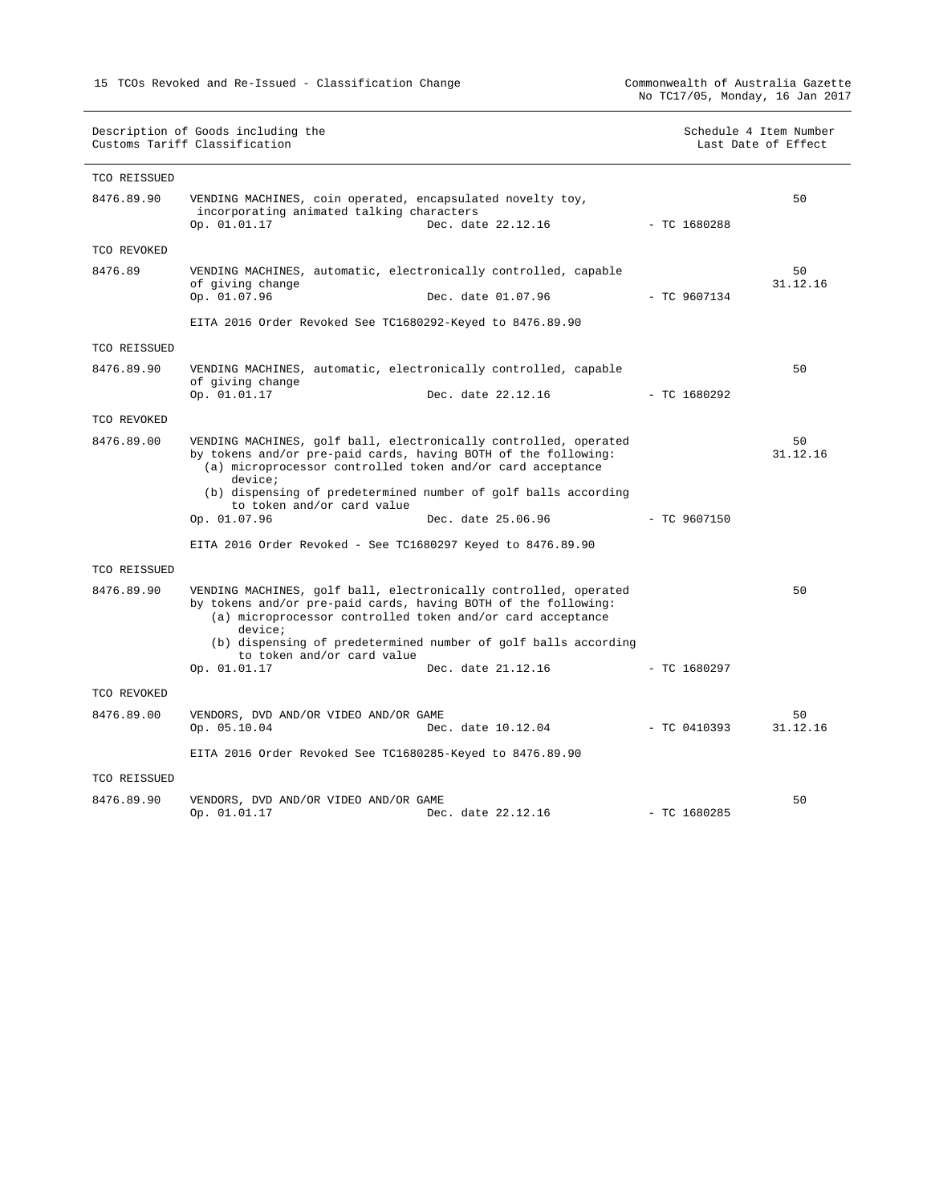| Description of Goods including the Customs Tariff Classification | | | | Schedule 4 Item Number Last Date of Effect |
|---|---|---|---|---|
| **TCO REISSUED** | | | | |
| 8476.89.90 | VENDING MACHINES, coin operated, encapsulated novelty toy, incorporating animated talking characters | | | 50 |
| | Op. 01.01.17 | Dec. date 22.12.16 | - TC 1680288 | |
| **TCO REVOKED** | | | | |
| 8476.89 | VENDING MACHINES, automatic, electronically controlled, capable of giving change | | | 50 31.12.16 |
| | Op. 01.07.96 | Dec. date 01.07.96 | - TC 9607134 | |
| | EITA 2016 Order Revoked See TC1680292-Keyed to 8476.89.90 | | | |
| **TCO REISSUED** | | | | |
| 8476.89.90 | VENDING MACHINES, automatic, electronically controlled, capable of giving change | | | 50 |
| | Op. 01.01.17 | Dec. date 22.12.16 | - TC 1680292 | |
| **TCO REVOKED** | | | | |
| 8476.89.00 | VENDING MACHINES, golf ball, electronically controlled, operated by tokens and/or pre-paid cards, having BOTH of the following: (a) microprocessor controlled token and/or card acceptance device; (b) dispensing of predetermined number of golf balls according to token and/or card value | | | 50 31.12.16 |
| | Op. 01.07.96 | Dec. date 25.06.96 | - TC 9607150 | |
| | EITA 2016 Order Revoked - See TC1680297 Keyed to 8476.89.90 | | | |
| **TCO REISSUED** | | | | |
| 8476.89.90 | VENDING MACHINES, golf ball, electronically controlled, operated by tokens and/or pre-paid cards, having BOTH of the following: (a) microprocessor controlled token and/or card acceptance device; (b) dispensing of predetermined number of golf balls according to token and/or card value | | | 50 |
| | Op. 01.01.17 | Dec. date 21.12.16 | - TC 1680297 | |
| **TCO REVOKED** | | | | |
| 8476.89.00 | VENDORS, DVD AND/OR VIDEO AND/OR GAME | | | 50 31.12.16 |
| | Op. 05.10.04 | Dec. date 10.12.04 | - TC 0410393 | |
| | EITA 2016 Order Revoked See TC1680285-Keyed to 8476.89.90 | | | |
| **TCO REISSUED** | | | | |
| 8476.89.90 | VENDORS, DVD AND/OR VIDEO AND/OR GAME | | | 50 |
| | Op. 01.01.17 | Dec. date 22.12.16 | - TC 1680285 | |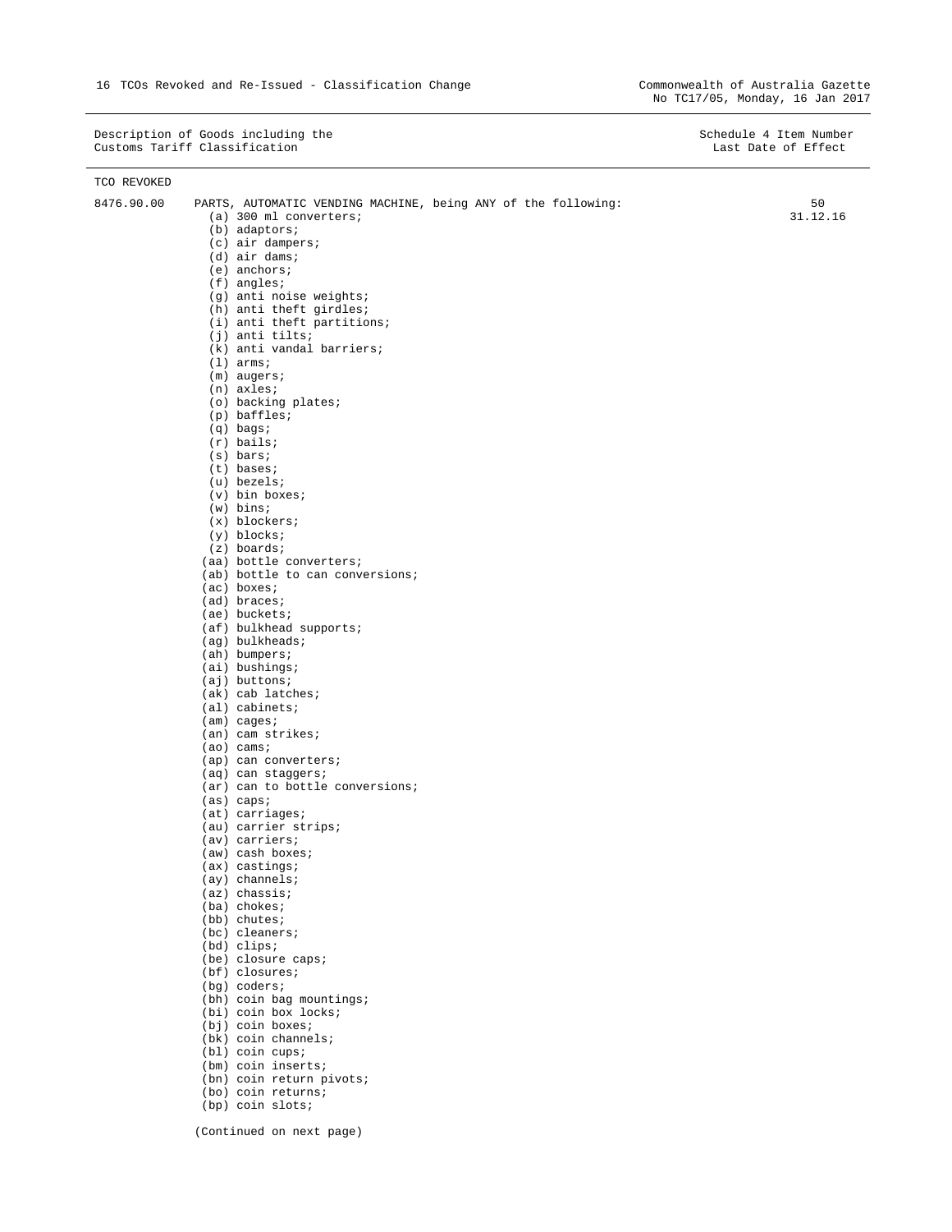| Description of Goods including the Customs Tariff Classification | | Schedule 4 Item Number Last Date of Effect |
|---|---|---|

TCO REVOKED

8476.90.00 PARTS, AUTOMATIC VENDING MACHINE, being ANY of the following: — 50 — 31.12.16

(a) 300 ml converters;
(b) adaptors;
(c) air dampers;
(d) air dams;
(e) anchors;
(f) angles;
(g) anti noise weights;
(h) anti theft girdles;
(i) anti theft partitions;
(j) anti tilts;
(k) anti vandal barriers;
(l) arms;
(m) augers;
(n) axles;
(o) backing plates;
(p) baffles;
(q) bags;
(r) bails;
(s) bars;
(t) bases;
(u) bezels;
(v) bin boxes;
(w) bins;
(x) blockers;
(y) blocks;
(z) boards;
(aa) bottle converters;
(ab) bottle to can conversions;
(ac) boxes;
(ad) braces;
(ae) buckets;
(af) bulkhead supports;
(ag) bulkheads;
(ah) bumpers;
(ai) bushings;
(aj) buttons;
(ak) cab latches;
(al) cabinets;
(am) cages;
(an) cam strikes;
(ao) cams;
(ap) can converters;
(aq) can staggers;
(ar) can to bottle conversions;
(as) caps;
(at) carriages;
(au) carrier strips;
(av) carriers;
(aw) cash boxes;
(ax) castings;
(ay) channels;
(az) chassis;
(ba) chokes;
(bb) chutes;
(bc) cleaners;
(bd) clips;
(be) closure caps;
(bf) closures;
(bg) coders;
(bh) coin bag mountings;
(bi) coin box locks;
(bj) coin boxes;
(bk) coin channels;
(bl) coin cups;
(bm) coin inserts;
(bn) coin return pivots;
(bo) coin returns;
(bp) coin slots;

(Continued on next page)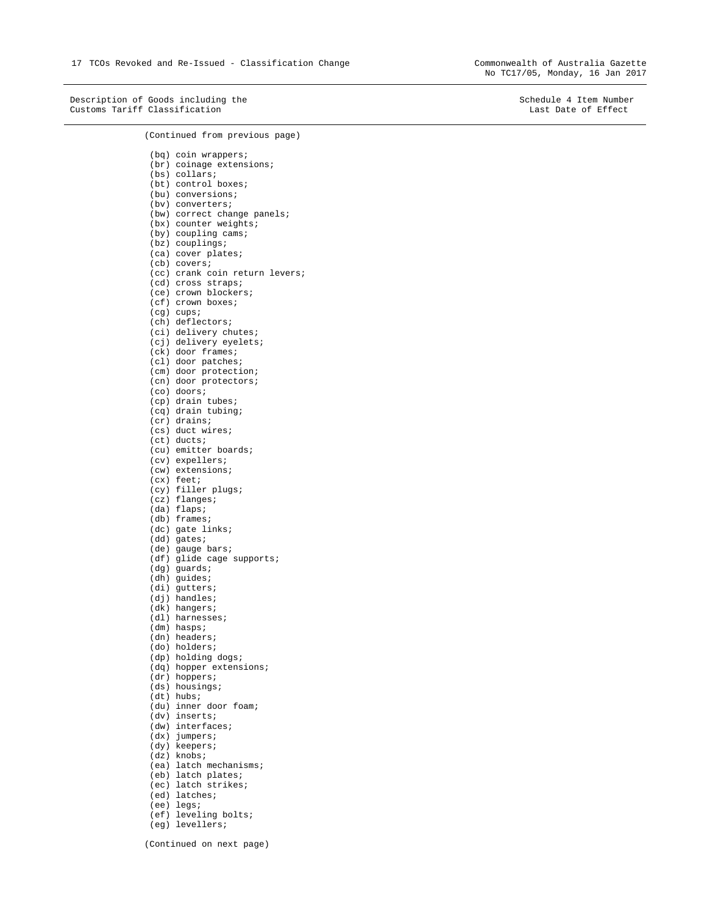Description of Goods including the Customs Tariff Classification | Schedule 4 Item Number Last Date of Effect

(Continued from previous page)

(bq) coin wrappers;
(br) coinage extensions;
(bs) collars;
(bt) control boxes;
(bu) conversions;
(bv) converters;
(bw) correct change panels;
(bx) counter weights;
(by) coupling cams;
(bz) couplings;
(ca) cover plates;
(cb) covers;
(cc) crank coin return levers;
(cd) cross straps;
(ce) crown blockers;
(cf) crown boxes;
(cg) cups;
(ch) deflectors;
(ci) delivery chutes;
(cj) delivery eyelets;
(ck) door frames;
(cl) door patches;
(cm) door protection;
(cn) door protectors;
(co) doors;
(cp) drain tubes;
(cq) drain tubing;
(cr) drains;
(cs) duct wires;
(ct) ducts;
(cu) emitter boards;
(cv) expellers;
(cw) extensions;
(cx) feet;
(cy) filler plugs;
(cz) flanges;
(da) flaps;
(db) frames;
(dc) gate links;
(dd) gates;
(de) gauge bars;
(df) glide cage supports;
(dg) guards;
(dh) guides;
(di) gutters;
(dj) handles;
(dk) hangers;
(dl) harnesses;
(dm) hasps;
(dn) headers;
(do) holders;
(dp) holding dogs;
(dq) hopper extensions;
(dr) hoppers;
(ds) housings;
(dt) hubs;
(du) inner door foam;
(dv) inserts;
(dw) interfaces;
(dx) jumpers;
(dy) keepers;
(dz) knobs;
(ea) latch mechanisms;
(eb) latch plates;
(ec) latch strikes;
(ed) latches;
(ee) legs;
(ef) leveling bolts;
(eg) levellers;

(Continued on next page)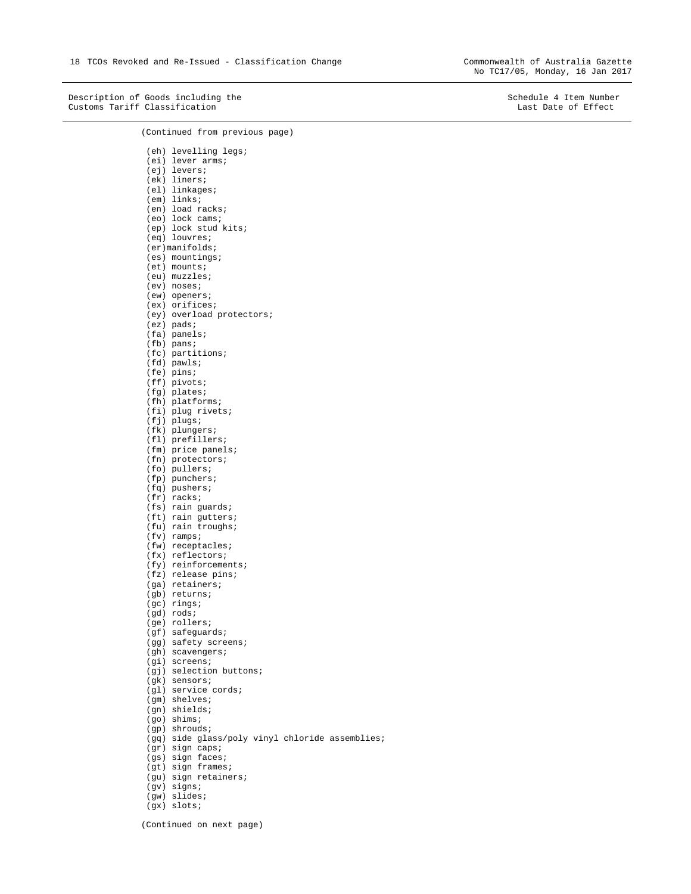Description of Goods including the Customs Tariff Classification

Schedule 4 Item Number Last Date of Effect

(Continued from previous page)

(eh) levelling legs;
(ei) lever arms;
(ej) levers;
(ek) liners;
(el) linkages;
(em) links;
(en) load racks;
(eo) lock cams;
(ep) lock stud kits;
(eq) louvres;
(er)manifolds;
(es) mountings;
(et) mounts;
(eu) muzzles;
(ev) noses;
(ew) openers;
(ex) orifices;
(ey) overload protectors;
(ez) pads;
(fa) panels;
(fb) pans;
(fc) partitions;
(fd) pawls;
(fe) pins;
(ff) pivots;
(fg) plates;
(fh) platforms;
(fi) plug rivets;
(fj) plugs;
(fk) plungers;
(fl) prefillers;
(fm) price panels;
(fn) protectors;
(fo) pullers;
(fp) punchers;
(fq) pushers;
(fr) racks;
(fs) rain guards;
(ft) rain gutters;
(fu) rain troughs;
(fv) ramps;
(fw) receptacles;
(fx) reflectors;
(fy) reinforcements;
(fz) release pins;
(ga) retainers;
(gb) returns;
(gc) rings;
(gd) rods;
(ge) rollers;
(gf) safeguards;
(gg) safety screens;
(gh) scavengers;
(gi) screens;
(gj) selection buttons;
(gk) sensors;
(gl) service cords;
(gm) shelves;
(gn) shields;
(go) shims;
(gp) shrouds;
(gq) side glass/poly vinyl chloride assemblies;
(gr) sign caps;
(gs) sign faces;
(gt) sign frames;
(gu) sign retainers;
(gv) signs;
(gw) slides;
(gx) slots;

(Continued on next page)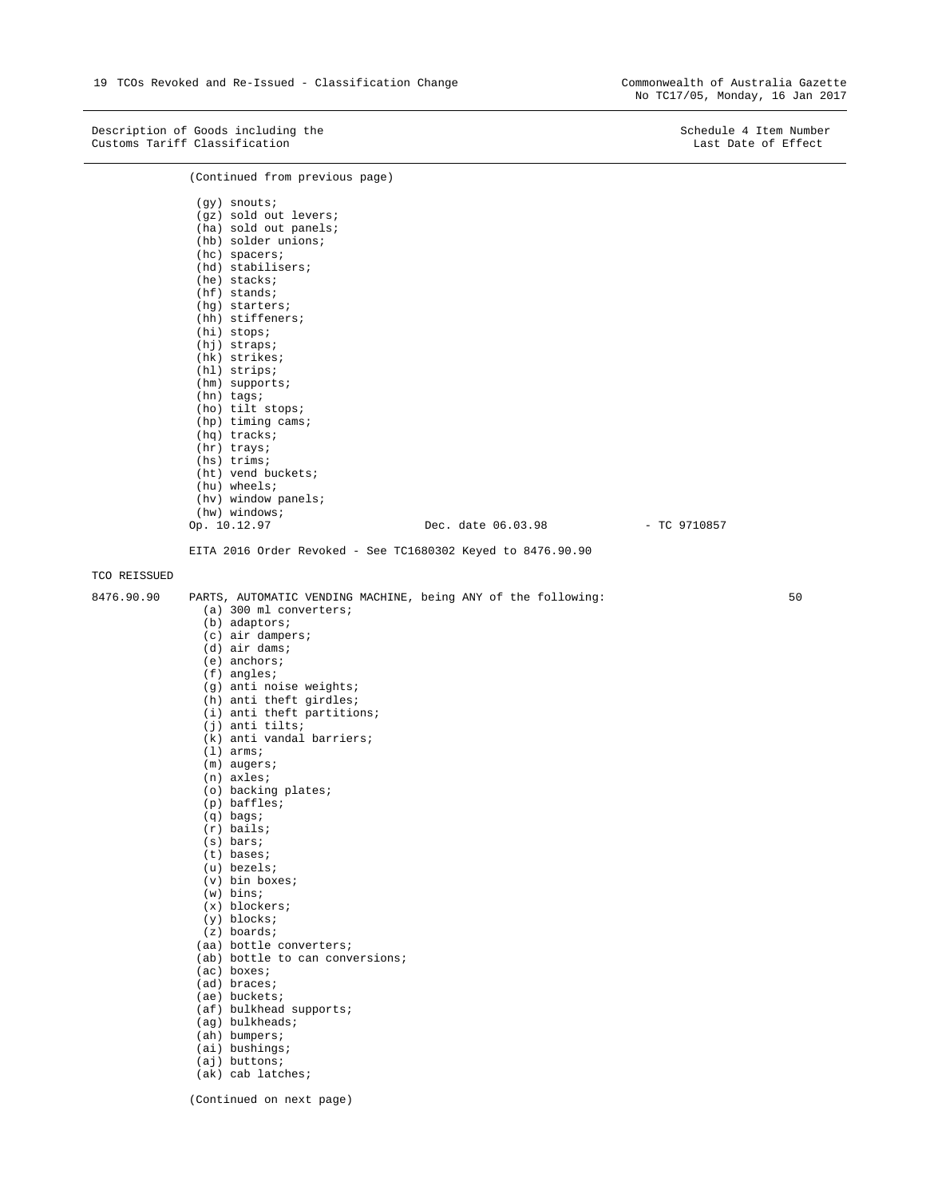Description of Goods including the Customs Tariff Classification | Schedule 4 Item Number Last Date of Effect

(Continued from previous page)

(gy) snouts;
(gz) sold out levers;
(ha) sold out panels;
(hb) solder unions;
(hc) spacers;
(hd) stabilisers;
(he) stacks;
(hf) stands;
(hg) starters;
(hh) stiffeners;
(hi) stops;
(hj) straps;
(hk) strikes;
(hl) strips;
(hm) supports;
(hn) tags;
(ho) tilt stops;
(hp) timing cams;
(hq) tracks;
(hr) trays;
(hs) trims;
(ht) vend buckets;
(hu) wheels;
(hv) window panels;
(hw) windows;

Op. 10.12.97 Dec. date 06.03.98 - TC 9710857

EITA 2016 Order Revoked - See TC1680302 Keyed to 8476.90.90

TCO REISSUED

8476.90.90 PARTS, AUTOMATIC VENDING MACHINE, being ANY of the following: 50

(a) 300 ml converters;
(b) adaptors;
(c) air dampers;
(d) air dams;
(e) anchors;
(f) angles;
(g) anti noise weights;
(h) anti theft girdles;
(i) anti theft partitions;
(j) anti tilts;
(k) anti vandal barriers;
(l) arms;
(m) augers;
(n) axles;
(o) backing plates;
(p) baffles;
(q) bags;
(r) bails;
(s) bars;
(t) bases;
(u) bezels;
(v) bin boxes;
(w) bins;
(x) blockers;
(y) blocks;
(z) boards;
(aa) bottle converters;
(ab) bottle to can conversions;
(ac) boxes;
(ad) braces;
(ae) buckets;
(af) bulkhead supports;
(ag) bulkheads;
(ah) bumpers;
(ai) bushings;
(aj) buttons;
(ak) cab latches;

(Continued on next page)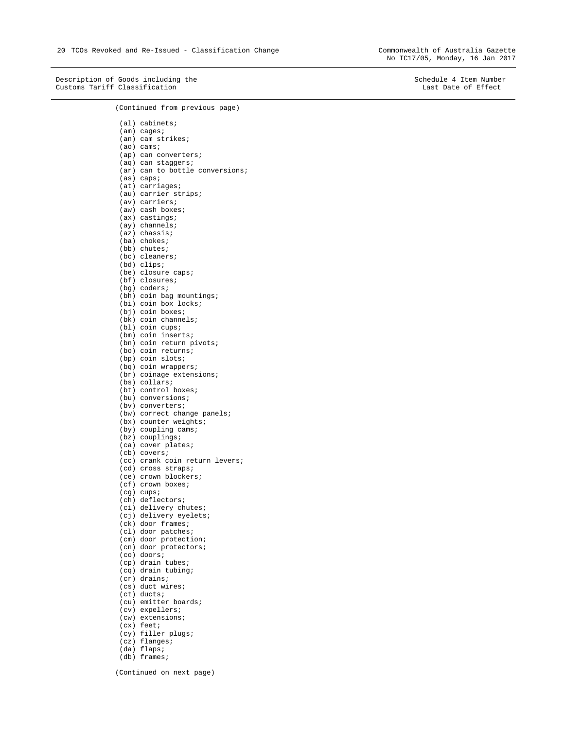Description of Goods including the Customs Tariff Classification | Schedule 4 Item Number Last Date of Effect

(Continued from previous page)

(al) cabinets;
(am) cages;
(an) cam strikes;
(ao) cams;
(ap) can converters;
(aq) can staggers;
(ar) can to bottle conversions;
(as) caps;
(at) carriages;
(au) carrier strips;
(av) carriers;
(aw) cash boxes;
(ax) castings;
(ay) channels;
(az) chassis;
(ba) chokes;
(bb) chutes;
(bc) cleaners;
(bd) clips;
(be) closure caps;
(bf) closures;
(bg) coders;
(bh) coin bag mountings;
(bi) coin box locks;
(bj) coin boxes;
(bk) coin channels;
(bl) coin cups;
(bm) coin inserts;
(bn) coin return pivots;
(bo) coin returns;
(bp) coin slots;
(bq) coin wrappers;
(br) coinage extensions;
(bs) collars;
(bt) control boxes;
(bu) conversions;
(bv) converters;
(bw) correct change panels;
(bx) counter weights;
(by) coupling cams;
(bz) couplings;
(ca) cover plates;
(cb) covers;
(cc) crank coin return levers;
(cd) cross straps;
(ce) crown blockers;
(cf) crown boxes;
(cg) cups;
(ch) deflectors;
(ci) delivery chutes;
(cj) delivery eyelets;
(ck) door frames;
(cl) door patches;
(cm) door protection;
(cn) door protectors;
(co) doors;
(cp) drain tubes;
(cq) drain tubing;
(cr) drains;
(cs) duct wires;
(ct) ducts;
(cu) emitter boards;
(cv) expellers;
(cw) extensions;
(cx) feet;
(cy) filler plugs;
(cz) flanges;
(da) flaps;
(db) frames;

(Continued on next page)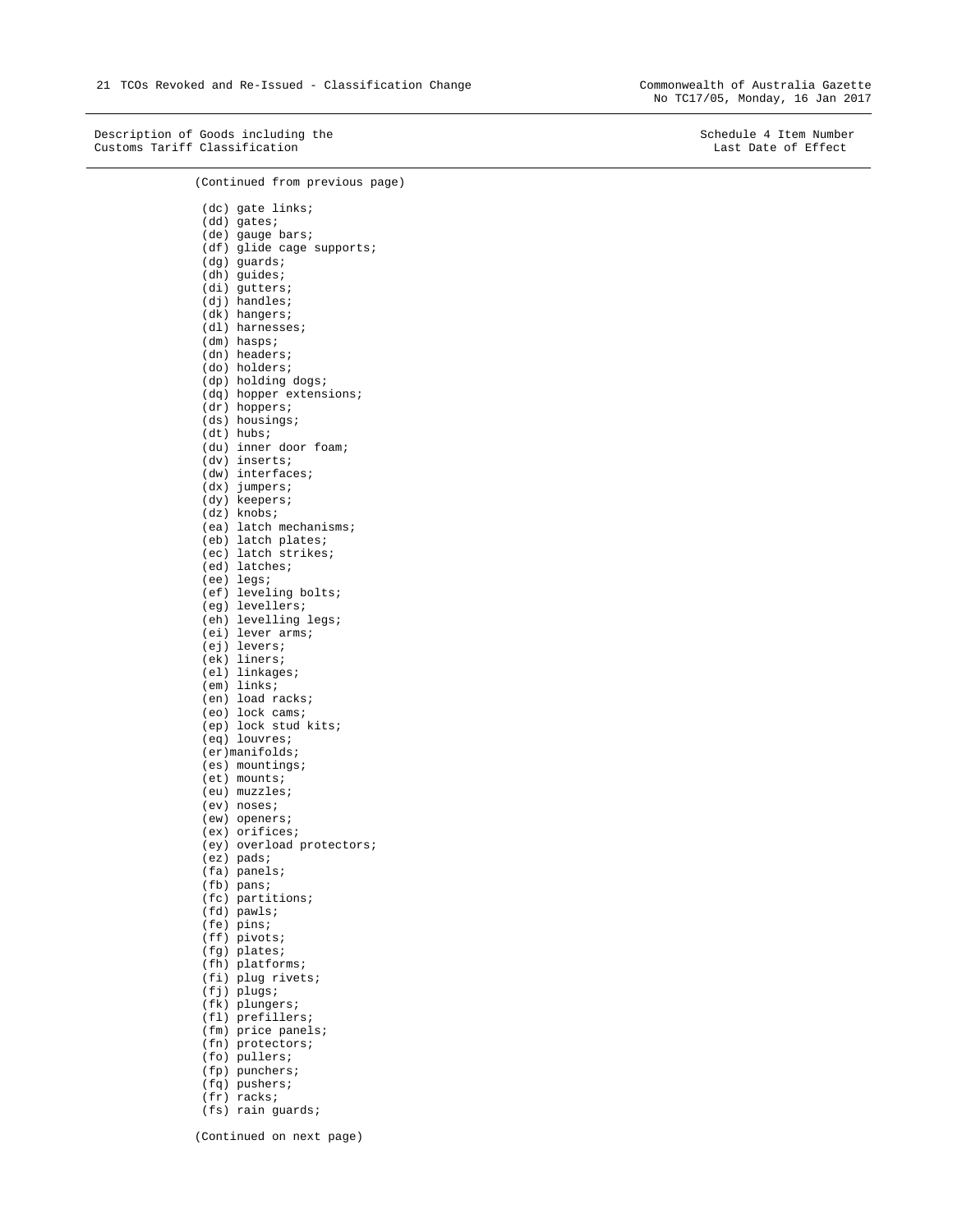Description of Goods including the Customs Tariff Classification | Schedule 4 Item Number Last Date of Effect

(Continued from previous page)

(dc) gate links;
(dd) gates;
(de) gauge bars;
(df) glide cage supports;
(dg) guards;
(dh) guides;
(di) gutters;
(dj) handles;
(dk) hangers;
(dl) harnesses;
(dm) hasps;
(dn) headers;
(do) holders;
(dp) holding dogs;
(dq) hopper extensions;
(dr) hoppers;
(ds) housings;
(dt) hubs;
(du) inner door foam;
(dv) inserts;
(dw) interfaces;
(dx) jumpers;
(dy) keepers;
(dz) knobs;
(ea) latch mechanisms;
(eb) latch plates;
(ec) latch strikes;
(ed) latches;
(ee) legs;
(ef) leveling bolts;
(eg) levellers;
(eh) levelling legs;
(ei) lever arms;
(ej) levers;
(ek) liners;
(el) linkages;
(em) links;
(en) load racks;
(eo) lock cams;
(ep) lock stud kits;
(eq) louvres;
(er)manifolds;
(es) mountings;
(et) mounts;
(eu) muzzles;
(ev) noses;
(ew) openers;
(ex) orifices;
(ey) overload protectors;
(ez) pads;
(fa) panels;
(fb) pans;
(fc) partitions;
(fd) pawls;
(fe) pins;
(ff) pivots;
(fg) plates;
(fh) platforms;
(fi) plug rivets;
(fj) plugs;
(fk) plungers;
(fl) prefillers;
(fm) price panels;
(fn) protectors;
(fo) pullers;
(fp) punchers;
(fq) pushers;
(fr) racks;
(fs) rain guards;

(Continued on next page)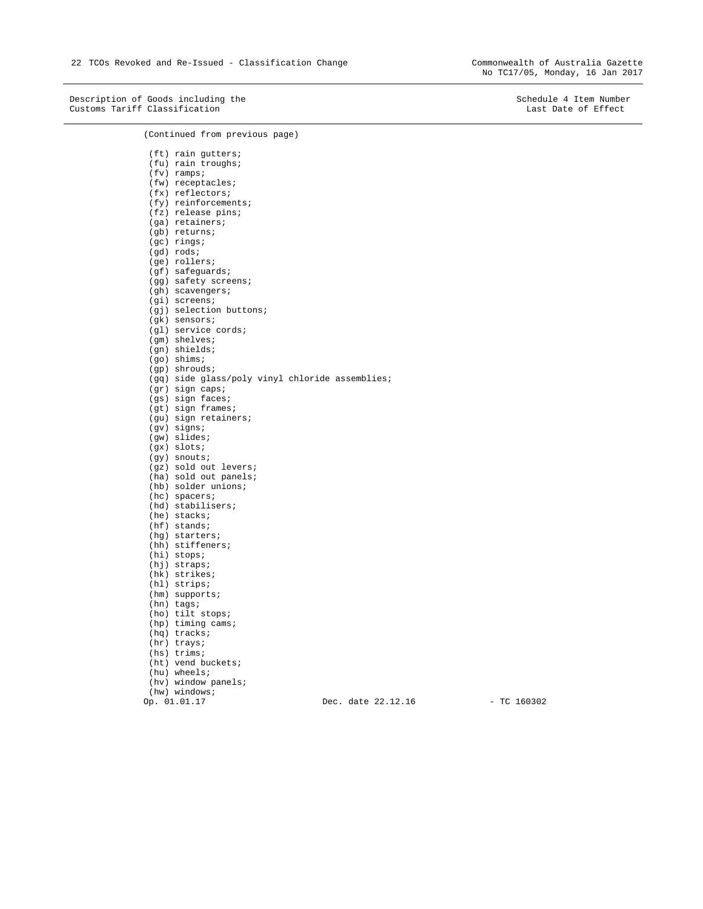Description of Goods including the Customs Tariff Classification | Schedule 4 Item Number Last Date of Effect

(Continued from previous page)

(ft) rain gutters;
(fu) rain troughs;
(fv) ramps;
(fw) receptacles;
(fx) reflectors;
(fy) reinforcements;
(fz) release pins;
(ga) retainers;
(gb) returns;
(gc) rings;
(gd) rods;
(ge) rollers;
(gf) safeguards;
(gg) safety screens;
(gh) scavengers;
(gi) screens;
(gj) selection buttons;
(gk) sensors;
(gl) service cords;
(gm) shelves;
(gn) shields;
(go) shims;
(gp) shrouds;
(gq) side glass/poly vinyl chloride assemblies;
(gr) sign caps;
(gs) sign faces;
(gt) sign frames;
(gu) sign retainers;
(gv) signs;
(gw) slides;
(gx) slots;
(gy) snouts;
(gz) sold out levers;
(ha) sold out panels;
(hb) solder unions;
(hc) spacers;
(hd) stabilisers;
(he) stacks;
(hf) stands;
(hg) starters;
(hh) stiffeners;
(hi) stops;
(hj) straps;
(hk) strikes;
(hl) strips;
(hm) supports;
(hn) tags;
(ho) tilt stops;
(hp) timing cams;
(hq) tracks;
(hr) trays;
(hs) trims;
(ht) vend buckets;
(hu) wheels;
(hv) window panels;
(hw) windows;

Op. 01.01.17 Dec. date 22.12.16 - TC 160302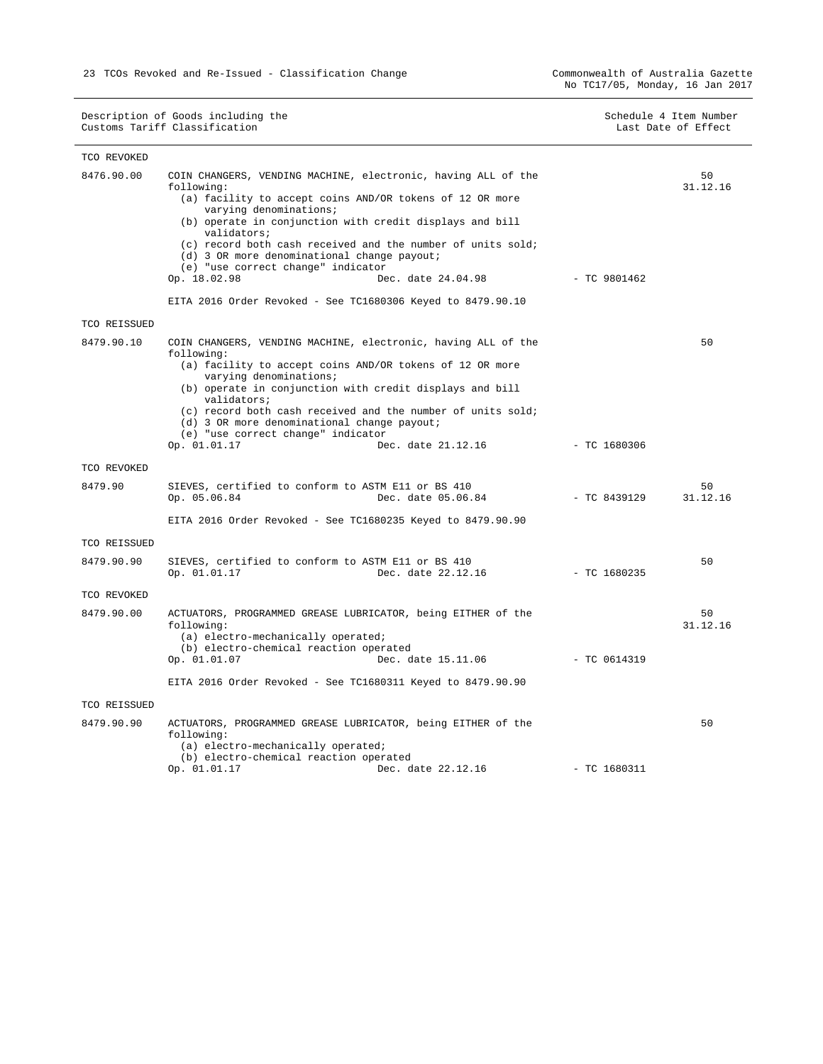| Description of Goods including the Customs Tariff Classification | | | Schedule 4 Item Number Last Date of Effect |
|---|---|---|---|
| TCO REVOKED | | | |
| 8476.90.00 | COIN CHANGERS, VENDING MACHINE, electronic, having ALL of the following:<br>(a) facility to accept coins AND/OR tokens of 12 OR more varying denominations;<br>(b) operate in conjunction with credit displays and bill validators;<br>(c) record both cash received and the number of units sold;<br>(d) 3 OR more denominational change payout;<br>(e) "use correct change" indicator<br>Op. 18.02.98 Dec. date 24.04.98 | - TC 9801462 | 50<br>31.12.16 |
| | EITA 2016 Order Revoked - See TC1680306 Keyed to 8479.90.10 | | |
| TCO REISSUED | | | |
| 8479.90.10 | COIN CHANGERS, VENDING MACHINE, electronic, having ALL of the following:<br>(a) facility to accept coins AND/OR tokens of 12 OR more varying denominations;<br>(b) operate in conjunction with credit displays and bill validators;<br>(c) record both cash received and the number of units sold;<br>(d) 3 OR more denominational change payout;<br>(e) "use correct change" indicator<br>Op. 01.01.17 Dec. date 21.12.16 | - TC 1680306 | 50 |
| TCO REVOKED | | | |
| 8479.90 | SIEVES, certified to conform to ASTM E11 or BS 410<br>Op. 05.06.84 Dec. date 05.06.84 | - TC 8439129 | 50<br>31.12.16 |
| | EITA 2016 Order Revoked - See TC1680235 Keyed to 8479.90.90 | | |
| TCO REISSUED | | | |
| 8479.90.90 | SIEVES, certified to conform to ASTM E11 or BS 410<br>Op. 01.01.17 Dec. date 22.12.16 | - TC 1680235 | 50 |
| TCO REVOKED | | | |
| 8479.90.00 | ACTUATORS, PROGRAMMED GREASE LUBRICATOR, being EITHER of the following:<br>(a) electro-mechanically operated;<br>(b) electro-chemical reaction operated<br>Op. 01.01.07 Dec. date 15.11.06 | - TC 0614319 | 50<br>31.12.16 |
| | EITA 2016 Order Revoked - See TC1680311 Keyed to 8479.90.90 | | |
| TCO REISSUED | | | |
| 8479.90.90 | ACTUATORS, PROGRAMMED GREASE LUBRICATOR, being EITHER of the following:<br>(a) electro-mechanically operated;<br>(b) electro-chemical reaction operated<br>Op. 01.01.17 Dec. date 22.12.16 | - TC 1680311 | 50 |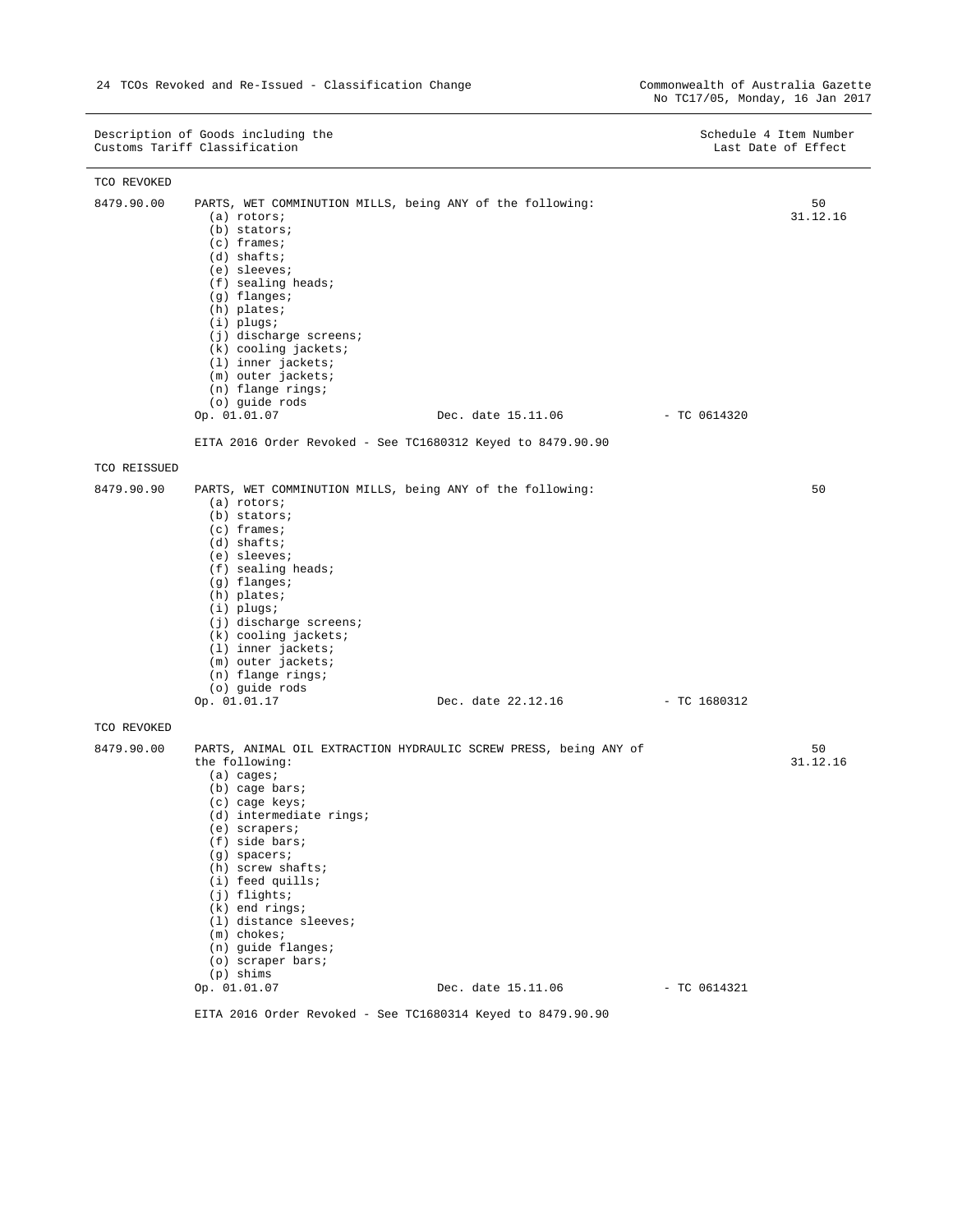Description of Goods including the Customs Tariff Classification | Schedule 4 Item Number Last Date of Effect

TCO REVOKED

8479.90.00 PARTS, WET COMMINUTION MILLS, being ANY of the following: — 50 — 31.12.16

- (a) rotors;
- (b) stators;
- (c) frames;
- (d) shafts;
- (e) sleeves;
- (f) sealing heads;
- (g) flanges;
- (h) plates;
- (i) plugs;
- (j) discharge screens;
- (k) cooling jackets;
- (l) inner jackets;
- (m) outer jackets;
- (n) flange rings;
- (o) guide rods

Op. 01.01.07 Dec. date 15.11.06 - TC 0614320

EITA 2016 Order Revoked - See TC1680312 Keyed to 8479.90.90

TCO REISSUED

8479.90.90 PARTS, WET COMMINUTION MILLS, being ANY of the following: — 50

- (a) rotors;
- (b) stators;
- (c) frames;
- (d) shafts;
- (e) sleeves;
- (f) sealing heads;
- (g) flanges;
- (h) plates;
- (i) plugs;
- (j) discharge screens;
- (k) cooling jackets;
- (l) inner jackets;
- (m) outer jackets;
- (n) flange rings;
- (o) guide rods

Op. 01.01.17 Dec. date 22.12.16 - TC 1680312

TCO REVOKED

8479.90.00 PARTS, ANIMAL OIL EXTRACTION HYDRAULIC SCREW PRESS, being ANY of the following: — 50 — 31.12.16

- (a) cages;
- (b) cage bars;
- (c) cage keys;
- (d) intermediate rings;
- (e) scrapers;
- (f) side bars;
- (g) spacers;
- (h) screw shafts;
- (i) feed quills;
- (j) flights;
- (k) end rings;
- (l) distance sleeves;
- (m) chokes;
- (n) guide flanges;
- (o) scraper bars;
- (p) shims

Op. 01.01.07 Dec. date 15.11.06 - TC 0614321

EITA 2016 Order Revoked - See TC1680314 Keyed to 8479.90.90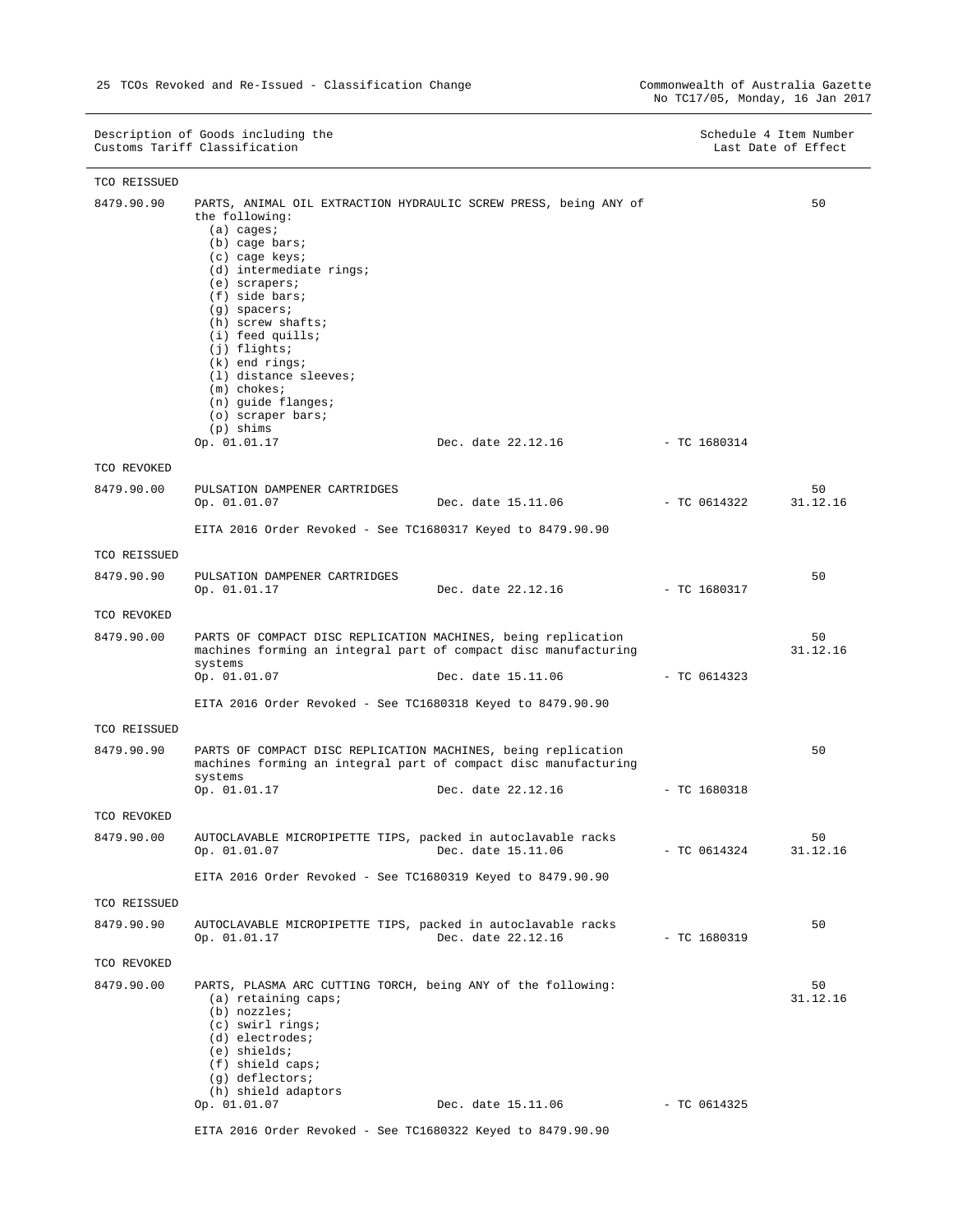| Description of Goods including the Customs Tariff Classification | | | | Schedule 4 Item Number<br>Last Date of Effect |
|---|---|---|---|---|
| TCO REISSUED | | | | |
| 8479.90.90 | PARTS, ANIMAL OIL EXTRACTION HYDRAULIC SCREW PRESS, being ANY of the following:<br>(a) cages;<br>(b) cage bars;<br>(c) cage keys;<br>(d) intermediate rings;<br>(e) scrapers;<br>(f) side bars;<br>(g) spacers;<br>(h) screw shafts;<br>(i) feed quills;<br>(j) flights;<br>(k) end rings;<br>(l) distance sleeves;<br>(m) chokes;<br>(n) guide flanges;<br>(o) scraper bars;<br>(p) shims<br>Op. 01.01.17 | Dec. date 22.12.16 | - TC 1680314 | 50 |
| TCO REVOKED | | | | |
| 8479.90.00 | PULSATION DAMPENER CARTRIDGES<br>Op. 01.01.07 | Dec. date 15.11.06 | - TC 0614322 | 50<br>31.12.16 |
| | EITA 2016 Order Revoked - See TC1680317 Keyed to 8479.90.90 | | | |
| TCO REISSUED | | | | |
| 8479.90.90 | PULSATION DAMPENER CARTRIDGES<br>Op. 01.01.17 | Dec. date 22.12.16 | - TC 1680317 | 50 |
| TCO REVOKED | | | | |
| 8479.90.00 | PARTS OF COMPACT DISC REPLICATION MACHINES, being replication machines forming an integral part of compact disc manufacturing systems<br>Op. 01.01.07 | Dec. date 15.11.06 | - TC 0614323 | 50<br>31.12.16 |
| | EITA 2016 Order Revoked - See TC1680318 Keyed to 8479.90.90 | | | |
| TCO REISSUED | | | | |
| 8479.90.90 | PARTS OF COMPACT DISC REPLICATION MACHINES, being replication machines forming an integral part of compact disc manufacturing systems<br>Op. 01.01.17 | Dec. date 22.12.16 | - TC 1680318 | 50 |
| TCO REVOKED | | | | |
| 8479.90.00 | AUTOCLAVABLE MICROPIPETTE TIPS, packed in autoclavable racks<br>Op. 01.01.07 | Dec. date 15.11.06 | - TC 0614324 | 50<br>31.12.16 |
| | EITA 2016 Order Revoked - See TC1680319 Keyed to 8479.90.90 | | | |
| TCO REISSUED | | | | |
| 8479.90.90 | AUTOCLAVABLE MICROPIPETTE TIPS, packed in autoclavable racks<br>Op. 01.01.17 | Dec. date 22.12.16 | - TC 1680319 | 50 |
| TCO REVOKED | | | | |
| 8479.90.00 | PARTS, PLASMA ARC CUTTING TORCH, being ANY of the following:<br>(a) retaining caps;<br>(b) nozzles;<br>(c) swirl rings;<br>(d) electrodes;<br>(e) shields;<br>(f) shield caps;<br>(g) deflectors;<br>(h) shield adaptors<br>Op. 01.01.07 | Dec. date 15.11.06 | - TC 0614325 | 50<br>31.12.16 |
| | EITA 2016 Order Revoked - See TC1680322 Keyed to 8479.90.90 | | | |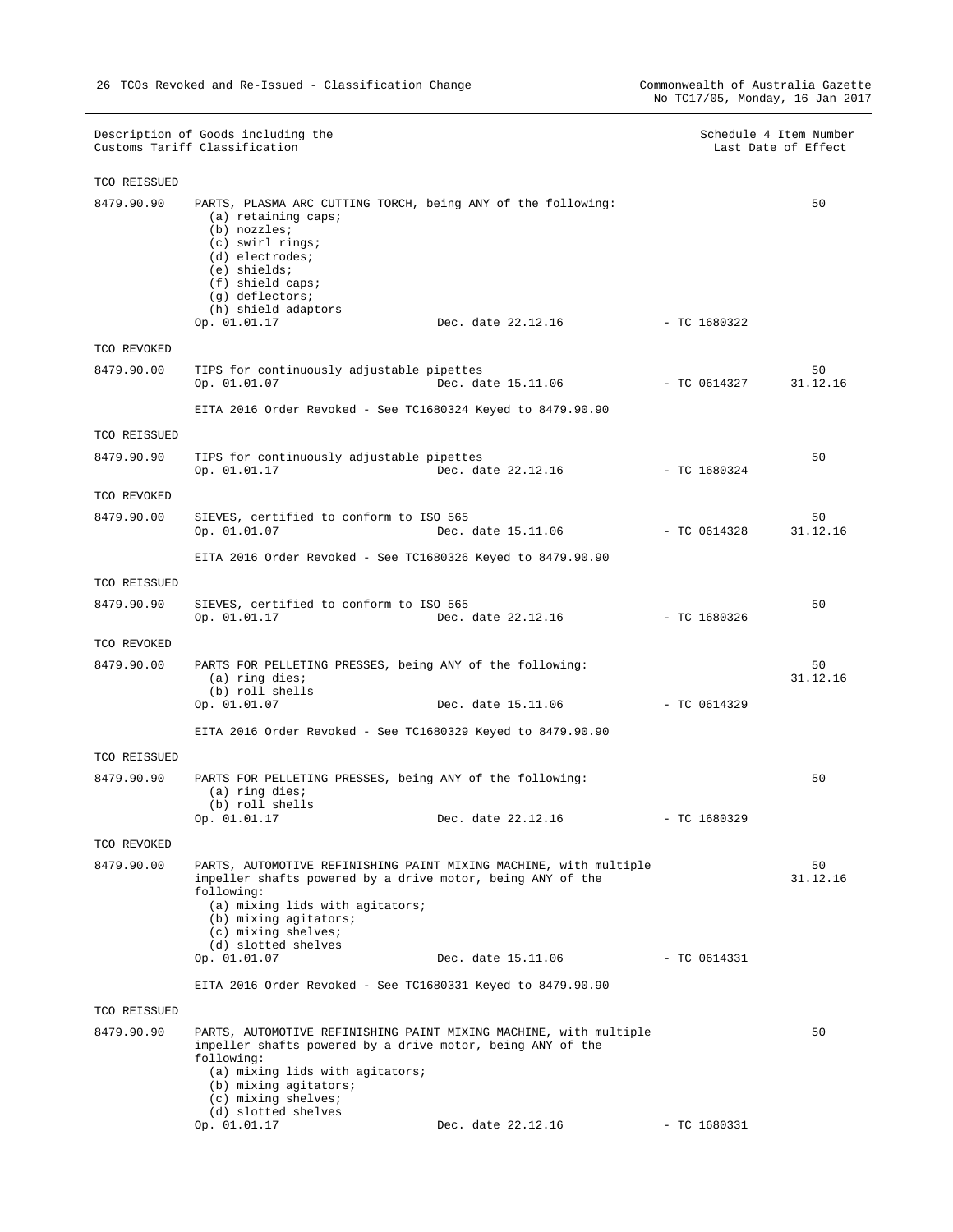| Description of Goods including the Customs Tariff Classification | | | | Schedule 4 Item Number / Last Date of Effect |
|---|---|---|---|---|
| TCO REISSUED | | | | |
| 8479.90.90 | PARTS, PLASMA ARC CUTTING TORCH, being ANY of the following:<br>(a) retaining caps;<br>(b) nozzles;<br>(c) swirl rings;<br>(d) electrodes;<br>(e) shields;<br>(f) shield caps;<br>(g) deflectors;<br>(h) shield adaptors<br>Op. 01.01.17 | Dec. date 22.12.16 | - TC 1680322 | 50 |
| TCO REVOKED | | | | |
| 8479.90.00 | TIPS for continuously adjustable pipettes<br>Op. 01.01.07 | Dec. date 15.11.06 | - TC 0614327 | 50<br>31.12.16 |
| | EITA 2016 Order Revoked - See TC1680324 Keyed to 8479.90.90 | | | |
| TCO REISSUED | | | | |
| 8479.90.90 | TIPS for continuously adjustable pipettes<br>Op. 01.01.17 | Dec. date 22.12.16 | - TC 1680324 | 50 |
| TCO REVOKED | | | | |
| 8479.90.00 | SIEVES, certified to conform to ISO 565<br>Op. 01.01.07 | Dec. date 15.11.06 | - TC 0614328 | 50<br>31.12.16 |
| | EITA 2016 Order Revoked - See TC1680326 Keyed to 8479.90.90 | | | |
| TCO REISSUED | | | | |
| 8479.90.90 | SIEVES, certified to conform to ISO 565<br>Op. 01.01.17 | Dec. date 22.12.16 | - TC 1680326 | 50 |
| TCO REVOKED | | | | |
| 8479.90.00 | PARTS FOR PELLETING PRESSES, being ANY of the following:<br>(a) ring dies;<br>(b) roll shells<br>Op. 01.01.07 | Dec. date 15.11.06 | - TC 0614329 | 50<br>31.12.16 |
| | EITA 2016 Order Revoked - See TC1680329 Keyed to 8479.90.90 | | | |
| TCO REISSUED | | | | |
| 8479.90.90 | PARTS FOR PELLETING PRESSES, being ANY of the following:<br>(a) ring dies;<br>(b) roll shells<br>Op. 01.01.17 | Dec. date 22.12.16 | - TC 1680329 | 50 |
| TCO REVOKED | | | | |
| 8479.90.00 | PARTS, AUTOMOTIVE REFINISHING PAINT MIXING MACHINE, with multiple impeller shafts powered by a drive motor, being ANY of the following:<br>(a) mixing lids with agitators;<br>(b) mixing agitators;<br>(c) mixing shelves;<br>(d) slotted shelves<br>Op. 01.01.07 | Dec. date 15.11.06 | - TC 0614331 | 50<br>31.12.16 |
| | EITA 2016 Order Revoked - See TC1680331 Keyed to 8479.90.90 | | | |
| TCO REISSUED | | | | |
| 8479.90.90 | PARTS, AUTOMOTIVE REFINISHING PAINT MIXING MACHINE, with multiple impeller shafts powered by a drive motor, being ANY of the following:<br>(a) mixing lids with agitators;<br>(b) mixing agitators;<br>(c) mixing shelves;<br>(d) slotted shelves<br>Op. 01.01.17 | Dec. date 22.12.16 | - TC 1680331 | 50 |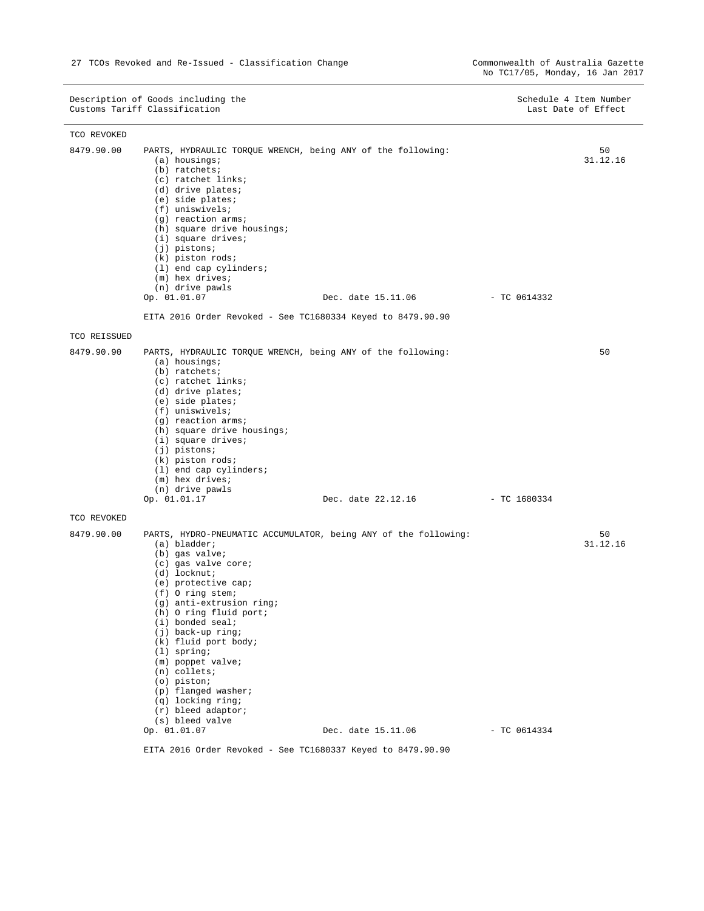| Description of Goods including the Customs Tariff Classification | | Schedule 4 Item Number Last Date of Effect |
|---|---|---|

TCO REVOKED

8479.90.00 PARTS, HYDRAULIC TORQUE WRENCH, being ANY of the following: — 50 — 31.12.16

(a) housings;
(b) ratchets;
(c) ratchet links;
(d) drive plates;
(e) side plates;
(f) uniswivels;
(g) reaction arms;
(h) square drive housings;
(i) square drives;
(j) pistons;
(k) piston rods;
(l) end cap cylinders;
(m) hex drives;
(n) drive pawls

Op. 01.01.07 — Dec. date 15.11.06 — TC 0614332

EITA 2016 Order Revoked - See TC1680334 Keyed to 8479.90.90

TCO REISSUED

8479.90.90 PARTS, HYDRAULIC TORQUE WRENCH, being ANY of the following: — 50

(a) housings;
(b) ratchets;
(c) ratchet links;
(d) drive plates;
(e) side plates;
(f) uniswivels;
(g) reaction arms;
(h) square drive housings;
(i) square drives;
(j) pistons;
(k) piston rods;
(l) end cap cylinders;
(m) hex drives;
(n) drive pawls

Op. 01.01.17 — Dec. date 22.12.16 — TC 1680334

TCO REVOKED

8479.90.00 PARTS, HYDRO-PNEUMATIC ACCUMULATOR, being ANY of the following: — 50 — 31.12.16

(a) bladder;
(b) gas valve;
(c) gas valve core;
(d) locknut;
(e) protective cap;
(f) O ring stem;
(g) anti-extrusion ring;
(h) O ring fluid port;
(i) bonded seal;
(j) back-up ring;
(k) fluid port body;
(l) spring;
(m) poppet valve;
(n) collets;
(o) piston;
(p) flanged washer;
(q) locking ring;
(r) bleed adaptor;
(s) bleed valve

Op. 01.01.07 — Dec. date 15.11.06 — TC 0614334

EITA 2016 Order Revoked - See TC1680337 Keyed to 8479.90.90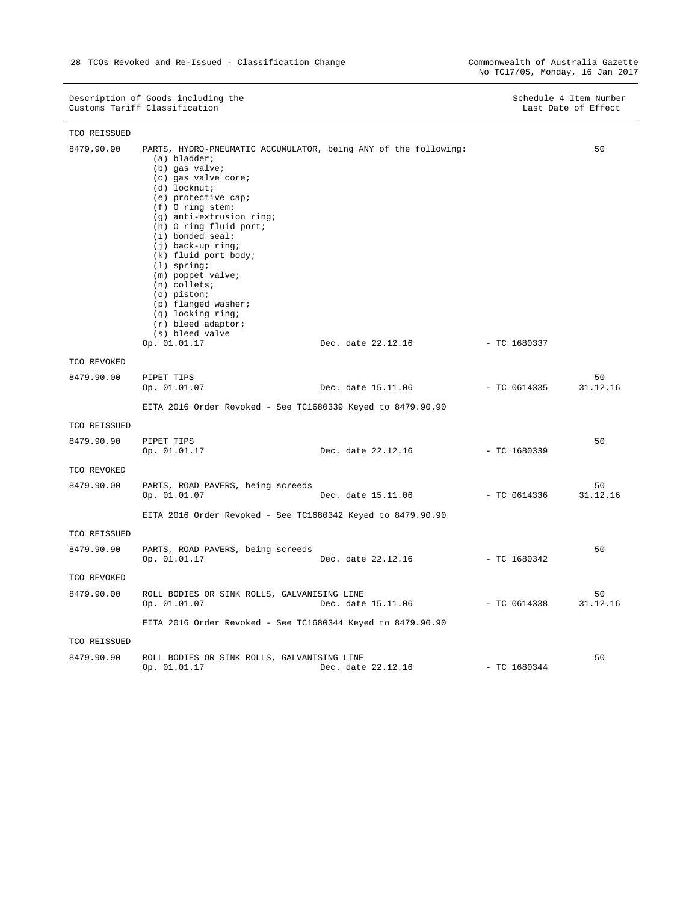| Description of Goods including the Customs Tariff Classification | | | | Schedule 4 Item Number<br>Last Date of Effect |
|---|---|---|---|---|
| TCO REISSUED | | | | |
| 8479.90.90 | PARTS, HYDRO-PNEUMATIC ACCUMULATOR, being ANY of the following:<br>(a) bladder;<br>(b) gas valve;<br>(c) gas valve core;<br>(d) locknut;<br>(e) protective cap;<br>(f) O ring stem;<br>(g) anti-extrusion ring;<br>(h) O ring fluid port;<br>(i) bonded seal;<br>(j) back-up ring;<br>(k) fluid port body;<br>(l) spring;<br>(m) poppet valve;<br>(n) collets;<br>(o) piston;<br>(p) flanged washer;<br>(q) locking ring;<br>(r) bleed adaptor;<br>(s) bleed valve<br>Op. 01.01.17 | Dec. date 22.12.16 | - TC 1680337 | 50 |
| TCO REVOKED | | | | |
| 8479.90.00 | PIPET TIPS<br>Op. 01.01.07 | Dec. date 15.11.06 | - TC 0614335 | 50<br>31.12.16 |
| | EITA 2016 Order Revoked - See TC1680339 Keyed to 8479.90.90 | | | |
| TCO REISSUED | | | | |
| 8479.90.90 | PIPET TIPS<br>Op. 01.01.17 | Dec. date 22.12.16 | - TC 1680339 | 50 |
| TCO REVOKED | | | | |
| 8479.90.00 | PARTS, ROAD PAVERS, being screeds<br>Op. 01.01.07 | Dec. date 15.11.06 | - TC 0614336 | 50<br>31.12.16 |
| | EITA 2016 Order Revoked - See TC1680342 Keyed to 8479.90.90 | | | |
| TCO REISSUED | | | | |
| 8479.90.90 | PARTS, ROAD PAVERS, being screeds<br>Op. 01.01.17 | Dec. date 22.12.16 | - TC 1680342 | 50 |
| TCO REVOKED | | | | |
| 8479.90.00 | ROLL BODIES OR SINK ROLLS, GALVANISING LINE<br>Op. 01.01.07 | Dec. date 15.11.06 | - TC 0614338 | 50<br>31.12.16 |
| | EITA 2016 Order Revoked - See TC1680344 Keyed to 8479.90.90 | | | |
| TCO REISSUED | | | | |
| 8479.90.90 | ROLL BODIES OR SINK ROLLS, GALVANISING LINE<br>Op. 01.01.17 | Dec. date 22.12.16 | - TC 1680344 | 50 |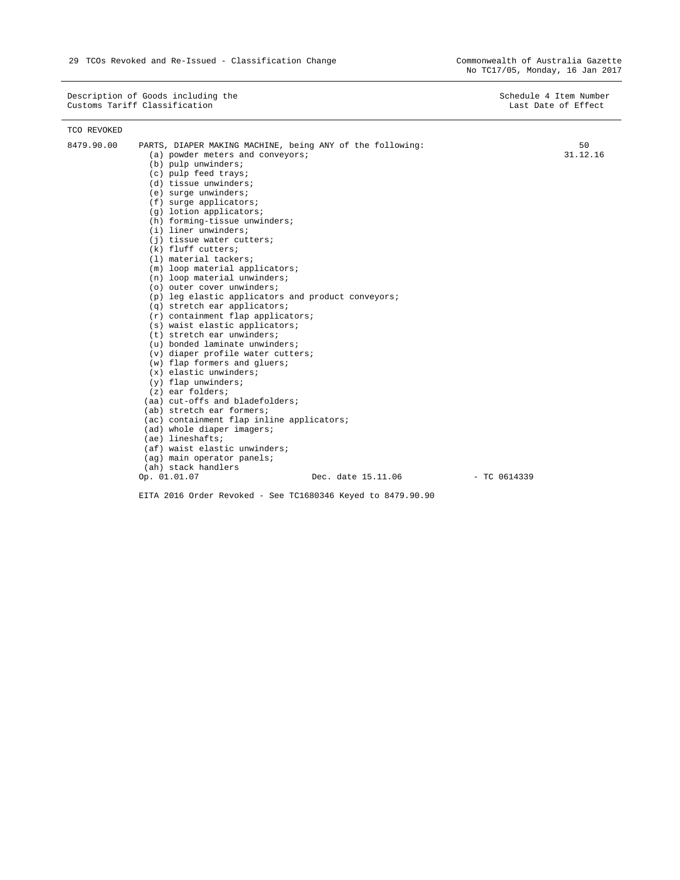Description of Goods including the Customs Tariff Classification | Schedule 4 Item Number Last Date of Effect

TCO REVOKED

8479.90.00 PARTS, DIAPER MAKING MACHINE, being ANY of the following: — 50 / 31.12.16

(a) powder meters and conveyors;
(b) pulp unwinders;
(c) pulp feed trays;
(d) tissue unwinders;
(e) surge unwinders;
(f) surge applicators;
(g) lotion applicators;
(h) forming-tissue unwinders;
(i) liner unwinders;
(j) tissue water cutters;
(k) fluff cutters;
(l) material tackers;
(m) loop material applicators;
(n) loop material unwinders;
(o) outer cover unwinders;
(p) leg elastic applicators and product conveyors;
(q) stretch ear applicators;
(r) containment flap applicators;
(s) waist elastic applicators;
(t) stretch ear unwinders;
(u) bonded laminate unwinders;
(v) diaper profile water cutters;
(w) flap formers and gluers;
(x) elastic unwinders;
(y) flap unwinders;
(z) ear folders;
(aa) cut-offs and bladefolders;
(ab) stretch ear formers;
(ac) containment flap inline applicators;
(ad) whole diaper imagers;
(ae) lineshafts;
(af) waist elastic unwinders;
(ag) main operator panels;
(ah) stack handlers

Op. 01.01.07 Dec. date 15.11.06 - TC 0614339

EITA 2016 Order Revoked - See TC1680346 Keyed to 8479.90.90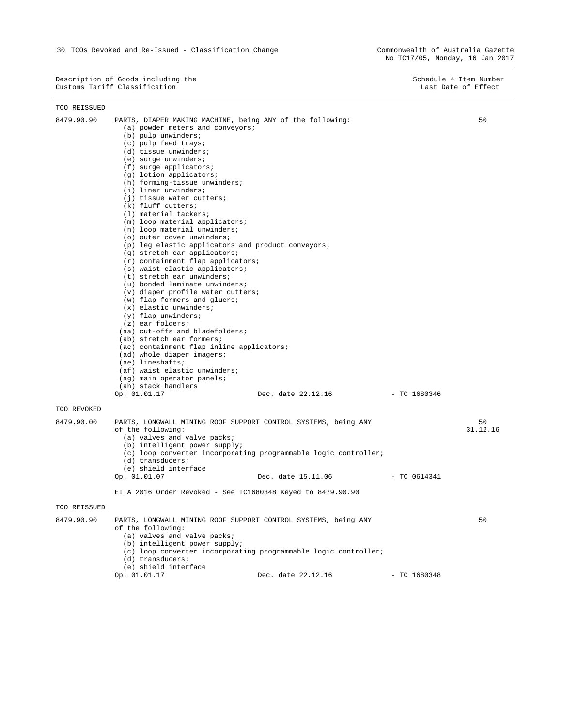Description of Goods including the Customs Tariff Classification | Schedule 4 Item Number / Last Date of Effect

TCO REISSUED

8479.90.90 PARTS, DIAPER MAKING MACHINE, being ANY of the following: 50

(a) powder meters and conveyors;
(b) pulp unwinders;
(c) pulp feed trays;
(d) tissue unwinders;
(e) surge unwinders;
(f) surge applicators;
(g) lotion applicators;
(h) forming-tissue unwinders;
(i) liner unwinders;
(j) tissue water cutters;
(k) fluff cutters;
(l) material tackers;
(m) loop material applicators;
(n) loop material unwinders;
(o) outer cover unwinders;
(p) leg elastic applicators and product conveyors;
(q) stretch ear applicators;
(r) containment flap applicators;
(s) waist elastic applicators;
(t) stretch ear unwinders;
(u) bonded laminate unwinders;
(v) diaper profile water cutters;
(w) flap formers and gluers;
(x) elastic unwinders;
(y) flap unwinders;
(z) ear folders;
(aa) cut-offs and bladefolders;
(ab) stretch ear formers;
(ac) containment flap inline applicators;
(ad) whole diaper imagers;
(ae) lineshafts;
(af) waist elastic unwinders;
(ag) main operator panels;
(ah) stack handlers

Op. 01.01.17 Dec. date 22.12.16 - TC 1680346

TCO REVOKED

8479.90.00 PARTS, LONGWALL MINING ROOF SUPPORT CONTROL SYSTEMS, being ANY of the following: 50 / 31.12.16

(a) valves and valve packs;
(b) intelligent power supply;
(c) loop converter incorporating programmable logic controller;
(d) transducers;
(e) shield interface

Op. 01.01.07 Dec. date 15.11.06 - TC 0614341

EITA 2016 Order Revoked - See TC1680348 Keyed to 8479.90.90

TCO REISSUED

8479.90.90 PARTS, LONGWALL MINING ROOF SUPPORT CONTROL SYSTEMS, being ANY of the following: 50

(a) valves and valve packs;
(b) intelligent power supply;
(c) loop converter incorporating programmable logic controller;
(d) transducers;
(e) shield interface

Op. 01.01.17 Dec. date 22.12.16 - TC 1680348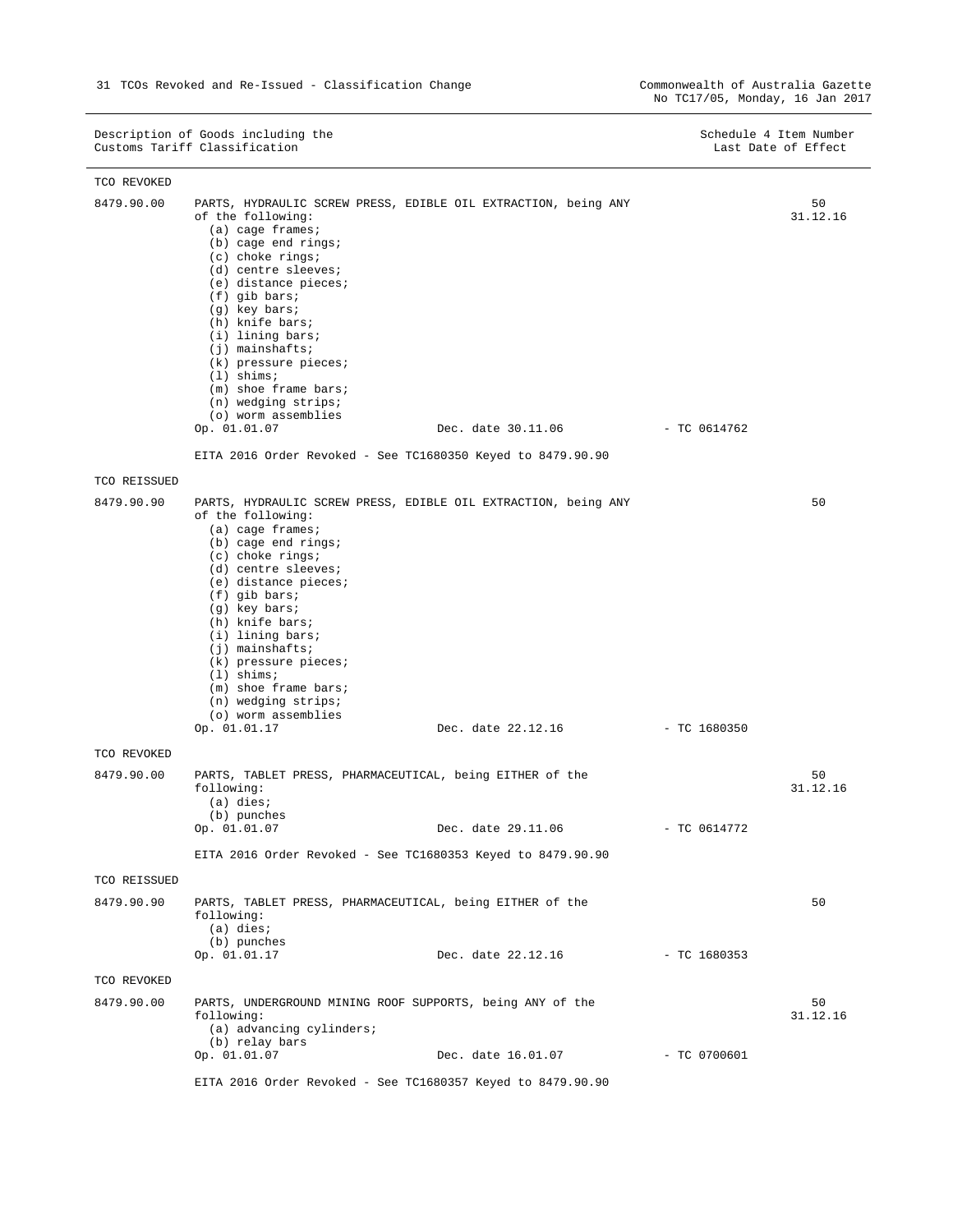| Description of Goods including the Customs Tariff Classification | | | Schedule 4 Item Number Last Date of Effect |
|---|---|---|---|

TCO REVOKED

8479.90.00 PARTS, HYDRAULIC SCREW PRESS, EDIBLE OIL EXTRACTION, being ANY of the following:
(a) cage frames;
(b) cage end rings;
(c) choke rings;
(d) centre sleeves;
(e) distance pieces;
(f) gib bars;
(g) key bars;
(h) knife bars;
(i) lining bars;
(j) mainshafts;
(k) pressure pieces;
(l) shims;
(m) shoe frame bars;
(n) wedging strips;
(o) worm assemblies

Op. 01.01.07 Dec. date 30.11.06 - TC 0614762 — 50, 31.12.16

EITA 2016 Order Revoked - See TC1680350 Keyed to 8479.90.90

TCO REISSUED

8479.90.90 PARTS, HYDRAULIC SCREW PRESS, EDIBLE OIL EXTRACTION, being ANY of the following:
(a) cage frames;
(b) cage end rings;
(c) choke rings;
(d) centre sleeves;
(e) distance pieces;
(f) gib bars;
(g) key bars;
(h) knife bars;
(i) lining bars;
(j) mainshafts;
(k) pressure pieces;
(l) shims;
(m) shoe frame bars;
(n) wedging strips;
(o) worm assemblies

Op. 01.01.17 Dec. date 22.12.16 - TC 1680350 — 50

TCO REVOKED

8479.90.00 PARTS, TABLET PRESS, PHARMACEUTICAL, being EITHER of the following:
(a) dies;
(b) punches

Op. 01.01.07 Dec. date 29.11.06 - TC 0614772 — 50, 31.12.16

EITA 2016 Order Revoked - See TC1680353 Keyed to 8479.90.90

TCO REISSUED

8479.90.90 PARTS, TABLET PRESS, PHARMACEUTICAL, being EITHER of the following:
(a) dies;
(b) punches

Op. 01.01.17 Dec. date 22.12.16 - TC 1680353 — 50

TCO REVOKED

8479.90.00 PARTS, UNDERGROUND MINING ROOF SUPPORTS, being ANY of the following:
(a) advancing cylinders;
(b) relay bars

Op. 01.01.07 Dec. date 16.01.07 - TC 0700601 — 50, 31.12.16

EITA 2016 Order Revoked - See TC1680357 Keyed to 8479.90.90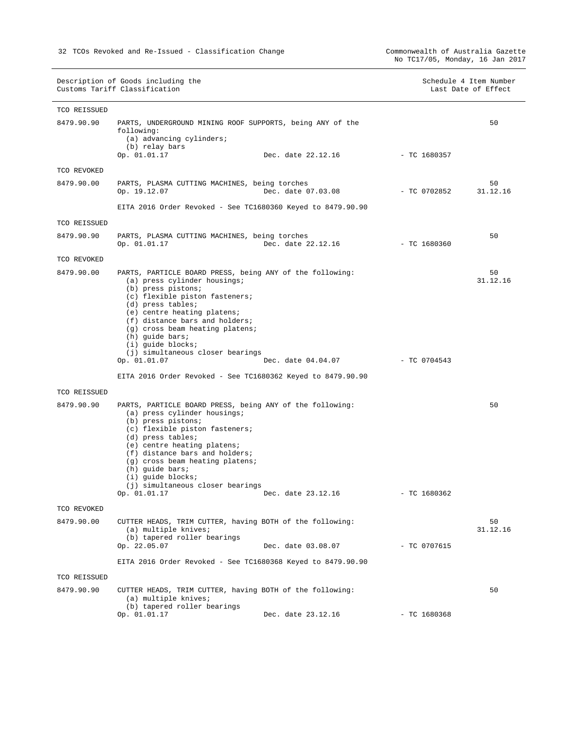| Description of Goods including the Customs Tariff Classification | | | | Schedule 4 Item Number Last Date of Effect |
|---|---|---|---|---|

TCO REISSUED

8479.90.90 PARTS, UNDERGROUND MINING ROOF SUPPORTS, being ANY of the following:
(a) advancing cylinders;
(b) relay bars
Op. 01.01.17 Dec. date 22.12.16 - TC 1680357 — 50

TCO REVOKED

8479.90.00 PARTS, PLASMA CUTTING MACHINES, being torches
Op. 19.12.07 Dec. date 07.03.08 - TC 0702852 — 50, 31.12.16

EITA 2016 Order Revoked - See TC1680360 Keyed to 8479.90.90

TCO REISSUED

8479.90.90 PARTS, PLASMA CUTTING MACHINES, being torches
Op. 01.01.17 Dec. date 22.12.16 - TC 1680360 — 50

TCO REVOKED

8479.90.00 PARTS, PARTICLE BOARD PRESS, being ANY of the following:
(a) press cylinder housings;
(b) press pistons;
(c) flexible piston fasteners;
(d) press tables;
(e) centre heating platens;
(f) distance bars and holders;
(g) cross beam heating platens;
(h) guide bars;
(i) guide blocks;
(j) simultaneous closer bearings
Op. 01.01.07 Dec. date 04.04.07 - TC 0704543 — 50, 31.12.16

EITA 2016 Order Revoked - See TC1680362 Keyed to 8479.90.90

TCO REISSUED

8479.90.90 PARTS, PARTICLE BOARD PRESS, being ANY of the following:
(a) press cylinder housings;
(b) press pistons;
(c) flexible piston fasteners;
(d) press tables;
(e) centre heating platens;
(f) distance bars and holders;
(g) cross beam heating platens;
(h) guide bars;
(i) guide blocks;
(j) simultaneous closer bearings
Op. 01.01.17 Dec. date 23.12.16 - TC 1680362 — 50

TCO REVOKED

8479.90.00 CUTTER HEADS, TRIM CUTTER, having BOTH of the following:
(a) multiple knives;
(b) tapered roller bearings
Op. 22.05.07 Dec. date 03.08.07 - TC 0707615 — 50, 31.12.16

EITA 2016 Order Revoked - See TC1680368 Keyed to 8479.90.90

TCO REISSUED

8479.90.90 CUTTER HEADS, TRIM CUTTER, having BOTH of the following:
(a) multiple knives;
(b) tapered roller bearings
Op. 01.01.17 Dec. date 23.12.16 - TC 1680368 — 50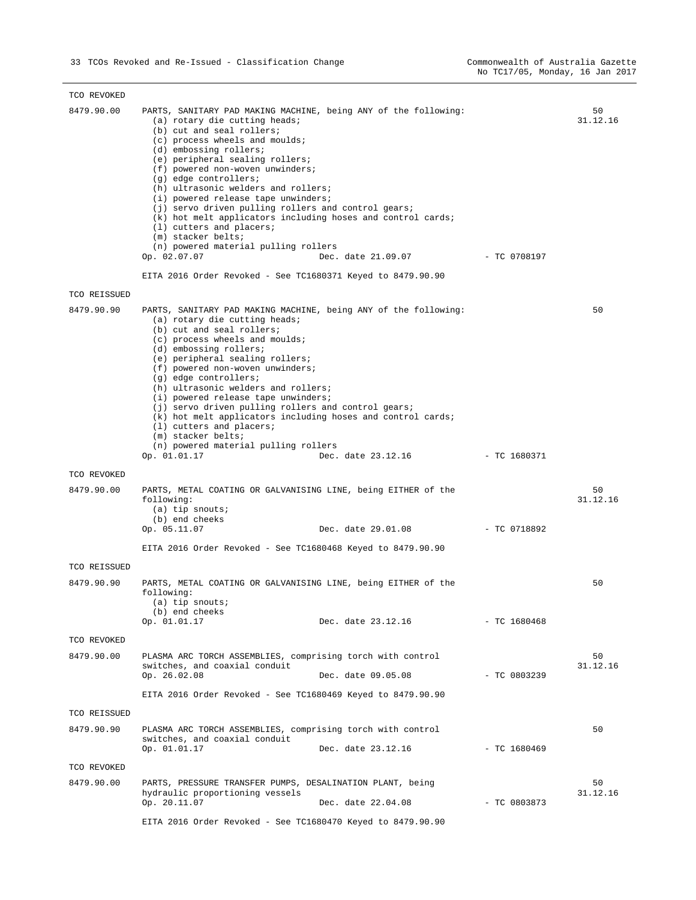TCO REVOKED

8479.90.00 PARTS, SANITARY PAD MAKING MACHINE, being ANY of the following:
(a) rotary die cutting heads;
(b) cut and seal rollers;
(c) process wheels and moulds;
(d) embossing rollers;
(e) peripheral sealing rollers;
(f) powered non-woven unwinders;
(g) edge controllers;
(h) ultrasonic welders and rollers;
(i) powered release tape unwinders;
(j) servo driven pulling rollers and control gears;
(k) hot melt applicators including hoses and control cards;
(l) cutters and placers;
(m) stacker belts;
(n) powered material pulling rollers

Op. 02.07.07 Dec. date 21.09.07 - TC 0708197 — 50, 31.12.16

EITA 2016 Order Revoked - See TC1680371 Keyed to 8479.90.90

TCO REISSUED

8479.90.90 PARTS, SANITARY PAD MAKING MACHINE, being ANY of the following:
(a) rotary die cutting heads;
(b) cut and seal rollers;
(c) process wheels and moulds;
(d) embossing rollers;
(e) peripheral sealing rollers;
(f) powered non-woven unwinders;
(g) edge controllers;
(h) ultrasonic welders and rollers;
(i) powered release tape unwinders;
(j) servo driven pulling rollers and control gears;
(k) hot melt applicators including hoses and control cards;
(l) cutters and placers;
(m) stacker belts;
(n) powered material pulling rollers

Op. 01.01.17 Dec. date 23.12.16 - TC 1680371 — 50

TCO REVOKED

8479.90.00 PARTS, METAL COATING OR GALVANISING LINE, being EITHER of the following:
(a) tip snouts;
(b) end cheeks

Op. 05.11.07 Dec. date 29.01.08 - TC 0718892 — 50, 31.12.16

EITA 2016 Order Revoked - See TC1680468 Keyed to 8479.90.90

TCO REISSUED

8479.90.90 PARTS, METAL COATING OR GALVANISING LINE, being EITHER of the following:
(a) tip snouts;
(b) end cheeks

Op. 01.01.17 Dec. date 23.12.16 - TC 1680468 — 50

TCO REVOKED

8479.90.00 PLASMA ARC TORCH ASSEMBLIES, comprising torch with control switches, and coaxial conduit

Op. 26.02.08 Dec. date 09.05.08 - TC 0803239 — 50, 31.12.16

EITA 2016 Order Revoked - See TC1680469 Keyed to 8479.90.90

TCO REISSUED

8479.90.90 PLASMA ARC TORCH ASSEMBLIES, comprising torch with control switches, and coaxial conduit

Op. 01.01.17 Dec. date 23.12.16 - TC 1680469 — 50

TCO REVOKED

8479.90.00 PARTS, PRESSURE TRANSFER PUMPS, DESALINATION PLANT, being hydraulic proportioning vessels

Op. 20.11.07 Dec. date 22.04.08 - TC 0803873 — 50, 31.12.16

EITA 2016 Order Revoked - See TC1680470 Keyed to 8479.90.90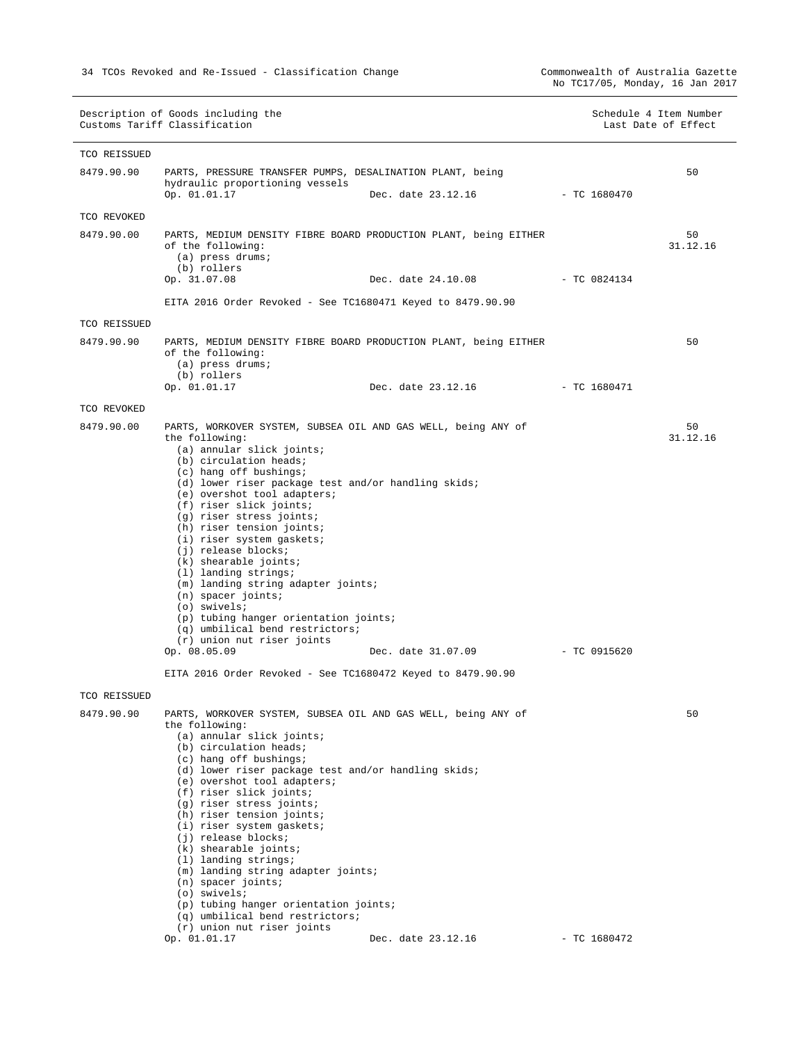| Description of Goods including the Customs Tariff Classification | | | Schedule 4 Item Number Last Date of Effect |
|---|---|---|---|

TCO REISSUED

8479.90.90 PARTS, PRESSURE TRANSFER PUMPS, DESALINATION PLANT, being hydraulic proportioning vessels — 50

Op. 01.01.17 Dec. date 23.12.16 - TC 1680470

TCO REVOKED

8479.90.00 PARTS, MEDIUM DENSITY FIBRE BOARD PRODUCTION PLANT, being EITHER of the following: — 50, 31.12.16

(a) press drums;
(b) rollers

Op. 31.07.08 Dec. date 24.10.08 - TC 0824134

EITA 2016 Order Revoked - See TC1680471 Keyed to 8479.90.90

TCO REISSUED

8479.90.90 PARTS, MEDIUM DENSITY FIBRE BOARD PRODUCTION PLANT, being EITHER of the following: — 50

(a) press drums;
(b) rollers

Op. 01.01.17 Dec. date 23.12.16 - TC 1680471

TCO REVOKED

8479.90.00 PARTS, WORKOVER SYSTEM, SUBSEA OIL AND GAS WELL, being ANY of the following: — 50, 31.12.16

(a) annular slick joints;
(b) circulation heads;
(c) hang off bushings;
(d) lower riser package test and/or handling skids;
(e) overshot tool adapters;
(f) riser slick joints;
(g) riser stress joints;
(h) riser tension joints;
(i) riser system gaskets;
(j) release blocks;
(k) shearable joints;
(l) landing strings;
(m) landing string adapter joints;
(n) spacer joints;
(o) swivels;
(p) tubing hanger orientation joints;
(q) umbilical bend restrictors;
(r) union nut riser joints

Op. 08.05.09 Dec. date 31.07.09 - TC 0915620

EITA 2016 Order Revoked - See TC1680472 Keyed to 8479.90.90

TCO REISSUED

8479.90.90 PARTS, WORKOVER SYSTEM, SUBSEA OIL AND GAS WELL, being ANY of the following: — 50

(a) annular slick joints;
(b) circulation heads;
(c) hang off bushings;
(d) lower riser package test and/or handling skids;
(e) overshot tool adapters;
(f) riser slick joints;
(g) riser stress joints;
(h) riser tension joints;
(i) riser system gaskets;
(j) release blocks;
(k) shearable joints;
(l) landing strings;
(m) landing string adapter joints;
(n) spacer joints;
(o) swivels;
(p) tubing hanger orientation joints;
(q) umbilical bend restrictors;
(r) union nut riser joints

Op. 01.01.17 Dec. date 23.12.16 - TC 1680472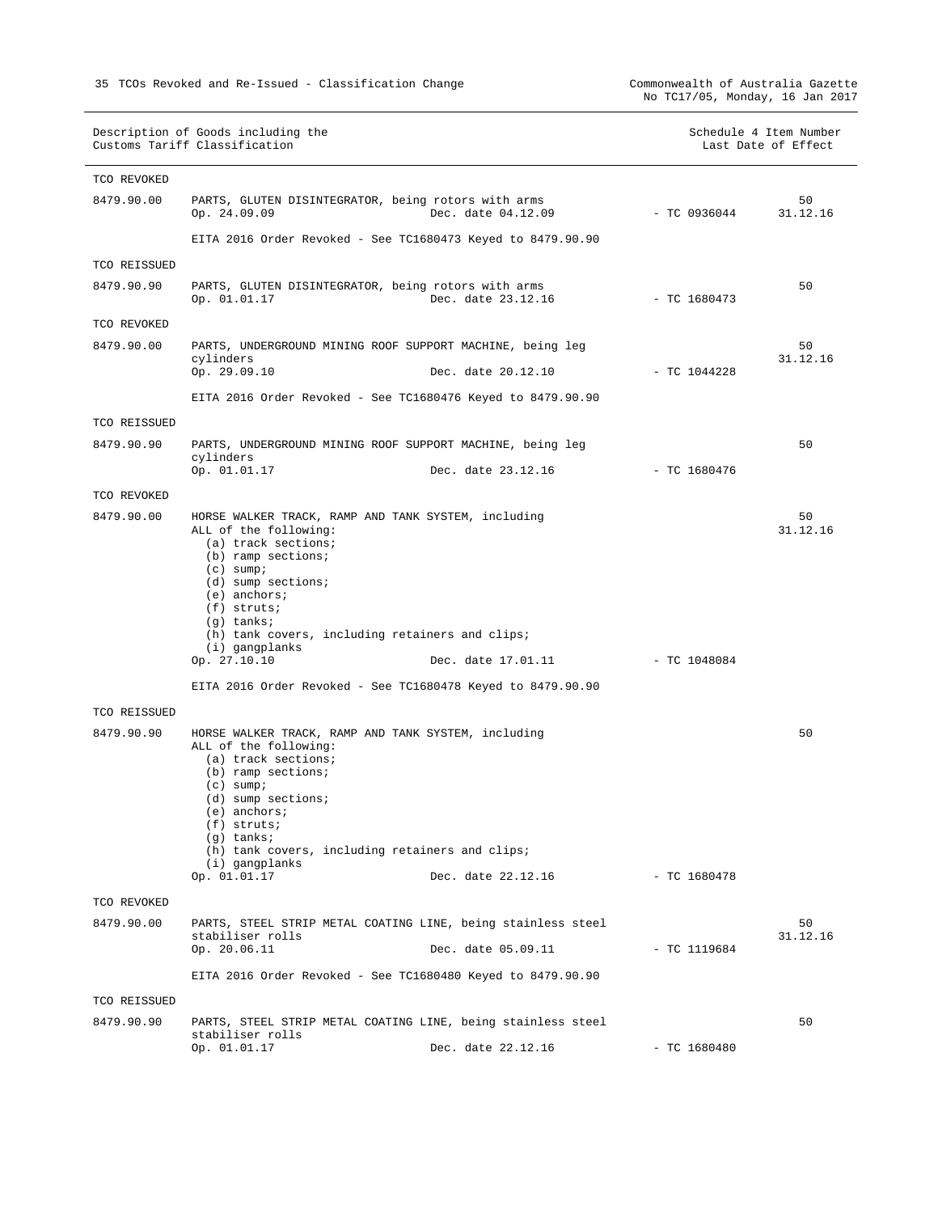| Description of Goods including the Customs Tariff Classification | | | | Schedule 4 Item Number Last Date of Effect |
|---|---|---|---|---|
| TCO REVOKED | | | | |
| 8479.90.00 | PARTS, GLUTEN DISINTEGRATOR, being rotors with arms<br>Op. 24.09.09 | Dec. date 04.12.09 | - TC 0936044 | 50<br>31.12.16 |
| | EITA 2016 Order Revoked - See TC1680473 Keyed to 8479.90.90 | | | |
| TCO REISSUED | | | | |
| 8479.90.90 | PARTS, GLUTEN DISINTEGRATOR, being rotors with arms<br>Op. 01.01.17 | Dec. date 23.12.16 | - TC 1680473 | 50 |
| TCO REVOKED | | | | |
| 8479.90.00 | PARTS, UNDERGROUND MINING ROOF SUPPORT MACHINE, being leg cylinders<br>Op. 29.09.10 | Dec. date 20.12.10 | - TC 1044228 | 50<br>31.12.16 |
| | EITA 2016 Order Revoked - See TC1680476 Keyed to 8479.90.90 | | | |
| TCO REISSUED | | | | |
| 8479.90.90 | PARTS, UNDERGROUND MINING ROOF SUPPORT MACHINE, being leg cylinders<br>Op. 01.01.17 | Dec. date 23.12.16 | - TC 1680476 | 50 |
| TCO REVOKED | | | | |
| 8479.90.00 | HORSE WALKER TRACK, RAMP AND TANK SYSTEM, including ALL of the following:<br>(a) track sections;<br>(b) ramp sections;<br>(c) sump;<br>(d) sump sections;<br>(e) anchors;<br>(f) struts;<br>(g) tanks;<br>(h) tank covers, including retainers and clips;<br>(i) gangplanks<br>Op. 27.10.10 | Dec. date 17.01.11 | - TC 1048084 | 50<br>31.12.16 |
| | EITA 2016 Order Revoked - See TC1680478 Keyed to 8479.90.90 | | | |
| TCO REISSUED | | | | |
| 8479.90.90 | HORSE WALKER TRACK, RAMP AND TANK SYSTEM, including ALL of the following:<br>(a) track sections;<br>(b) ramp sections;<br>(c) sump;<br>(d) sump sections;<br>(e) anchors;<br>(f) struts;<br>(g) tanks;<br>(h) tank covers, including retainers and clips;<br>(i) gangplanks<br>Op. 01.01.17 | Dec. date 22.12.16 | - TC 1680478 | 50 |
| TCO REVOKED | | | | |
| 8479.90.00 | PARTS, STEEL STRIP METAL COATING LINE, being stainless steel stabiliser rolls<br>Op. 20.06.11 | Dec. date 05.09.11 | - TC 1119684 | 50<br>31.12.16 |
| | EITA 2016 Order Revoked - See TC1680480 Keyed to 8479.90.90 | | | |
| TCO REISSUED | | | | |
| 8479.90.90 | PARTS, STEEL STRIP METAL COATING LINE, being stainless steel stabiliser rolls<br>Op. 01.01.17 | Dec. date 22.12.16 | - TC 1680480 | 50 |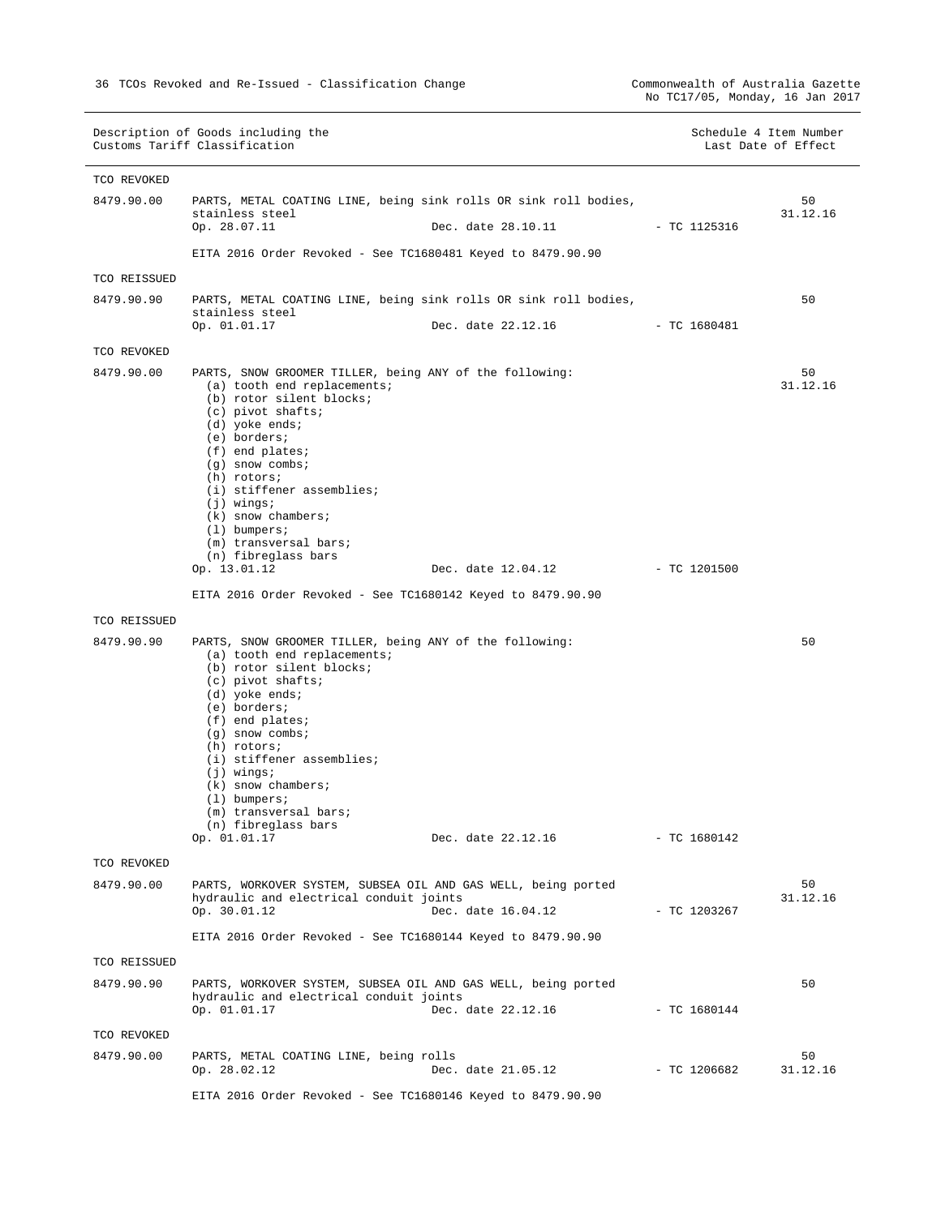| Description of Goods including the Customs Tariff Classification | | | | Schedule 4 Item Number Last Date of Effect |
|---|---|---|---|---|
| TCO REVOKED | | | | |
| 8479.90.00 | PARTS, METAL COATING LINE, being sink rolls OR sink roll bodies, stainless steel | | | 50 |
| | Op. 28.07.11 | Dec. date 28.10.11 | - TC 1125316 | 31.12.16 |
| | EITA 2016 Order Revoked - See TC1680481 Keyed to 8479.90.90 | | | |
| TCO REISSUED | | | | |
| 8479.90.90 | PARTS, METAL COATING LINE, being sink rolls OR sink roll bodies, stainless steel | | | 50 |
| | Op. 01.01.17 | Dec. date 22.12.16 | - TC 1680481 | |
| TCO REVOKED | | | | |
| 8479.90.00 | PARTS, SNOW GROOMER TILLER, being ANY of the following:<br>(a) tooth end replacements;<br>(b) rotor silent blocks;<br>(c) pivot shafts;<br>(d) yoke ends;<br>(e) borders;<br>(f) end plates;<br>(g) snow combs;<br>(h) rotors;<br>(i) stiffener assemblies;<br>(j) wings;<br>(k) snow chambers;<br>(l) bumpers;<br>(m) transversal bars;<br>(n) fibreglass bars | | | 50<br>31.12.16 |
| | Op. 13.01.12 | Dec. date 12.04.12 | - TC 1201500 | |
| | EITA 2016 Order Revoked - See TC1680142 Keyed to 8479.90.90 | | | |
| TCO REISSUED | | | | |
| 8479.90.90 | PARTS, SNOW GROOMER TILLER, being ANY of the following:<br>(a) tooth end replacements;<br>(b) rotor silent blocks;<br>(c) pivot shafts;<br>(d) yoke ends;<br>(e) borders;<br>(f) end plates;<br>(g) snow combs;<br>(h) rotors;<br>(i) stiffener assemblies;<br>(j) wings;<br>(k) snow chambers;<br>(l) bumpers;<br>(m) transversal bars;<br>(n) fibreglass bars | | | 50 |
| | Op. 01.01.17 | Dec. date 22.12.16 | - TC 1680142 | |
| TCO REVOKED | | | | |
| 8479.90.00 | PARTS, WORKOVER SYSTEM, SUBSEA OIL AND GAS WELL, being ported hydraulic and electrical conduit joints | | | 50 |
| | Op. 30.01.12 | Dec. date 16.04.12 | - TC 1203267 | 31.12.16 |
| | EITA 2016 Order Revoked - See TC1680144 Keyed to 8479.90.90 | | | |
| TCO REISSUED | | | | |
| 8479.90.90 | PARTS, WORKOVER SYSTEM, SUBSEA OIL AND GAS WELL, being ported hydraulic and electrical conduit joints | | | 50 |
| | Op. 01.01.17 | Dec. date 22.12.16 | - TC 1680144 | |
| TCO REVOKED | | | | |
| 8479.90.00 | PARTS, METAL COATING LINE, being rolls | | | 50 |
| | Op. 28.02.12 | Dec. date 21.05.12 | - TC 1206682 | 31.12.16 |
| | EITA 2016 Order Revoked - See TC1680146 Keyed to 8479.90.90 | | | |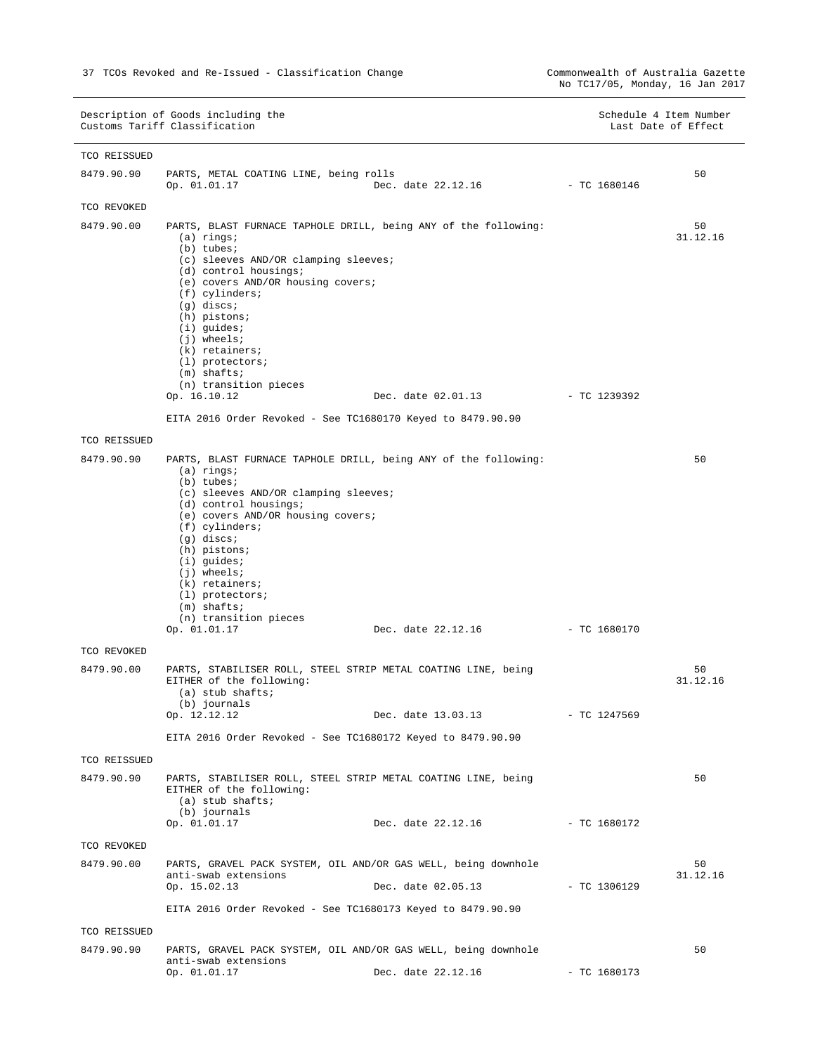| Description of Goods including the Customs Tariff Classification | | | | Schedule 4 Item Number Last Date of Effect |
|---|---|---|---|---|
| TCO REISSUED | | | | |
| 8479.90.90 | PARTS, METAL COATING LINE, being rolls<br>Op. 01.01.17 | Dec. date 22.12.16 | - TC 1680146 | 50 |
| TCO REVOKED | | | | |
| 8479.90.00 | PARTS, BLAST FURNACE TAPHOLE DRILL, being ANY of the following:<br>(a) rings;<br>(b) tubes;<br>(c) sleeves AND/OR clamping sleeves;<br>(d) control housings;<br>(e) covers AND/OR housing covers;<br>(f) cylinders;<br>(g) discs;<br>(h) pistons;<br>(i) guides;<br>(j) wheels;<br>(k) retainers;<br>(l) protectors;<br>(m) shafts;<br>(n) transition pieces<br>Op. 16.10.12 | Dec. date 02.01.13 | - TC 1239392 | 50<br>31.12.16 |
| | EITA 2016 Order Revoked - See TC1680170 Keyed to 8479.90.90 | | | |
| TCO REISSUED | | | | |
| 8479.90.90 | PARTS, BLAST FURNACE TAPHOLE DRILL, being ANY of the following:<br>(a) rings;<br>(b) tubes;<br>(c) sleeves AND/OR clamping sleeves;<br>(d) control housings;<br>(e) covers AND/OR housing covers;<br>(f) cylinders;<br>(g) discs;<br>(h) pistons;<br>(i) guides;<br>(j) wheels;<br>(k) retainers;<br>(l) protectors;<br>(m) shafts;<br>(n) transition pieces<br>Op. 01.01.17 | Dec. date 22.12.16 | - TC 1680170 | 50 |
| TCO REVOKED | | | | |
| 8479.90.00 | PARTS, STABILISER ROLL, STEEL STRIP METAL COATING LINE, being EITHER of the following:<br>(a) stub shafts;<br>(b) journals<br>Op. 12.12.12 | Dec. date 13.03.13 | - TC 1247569 | 50<br>31.12.16 |
| | EITA 2016 Order Revoked - See TC1680172 Keyed to 8479.90.90 | | | |
| TCO REISSUED | | | | |
| 8479.90.90 | PARTS, STABILISER ROLL, STEEL STRIP METAL COATING LINE, being EITHER of the following:<br>(a) stub shafts;<br>(b) journals<br>Op. 01.01.17 | Dec. date 22.12.16 | - TC 1680172 | 50 |
| TCO REVOKED | | | | |
| 8479.90.00 | PARTS, GRAVEL PACK SYSTEM, OIL AND/OR GAS WELL, being downhole anti-swab extensions<br>Op. 15.02.13 | Dec. date 02.05.13 | - TC 1306129 | 50<br>31.12.16 |
| | EITA 2016 Order Revoked - See TC1680173 Keyed to 8479.90.90 | | | |
| TCO REISSUED | | | | |
| 8479.90.90 | PARTS, GRAVEL PACK SYSTEM, OIL AND/OR GAS WELL, being downhole anti-swab extensions<br>Op. 01.01.17 | Dec. date 22.12.16 | - TC 1680173 | 50 |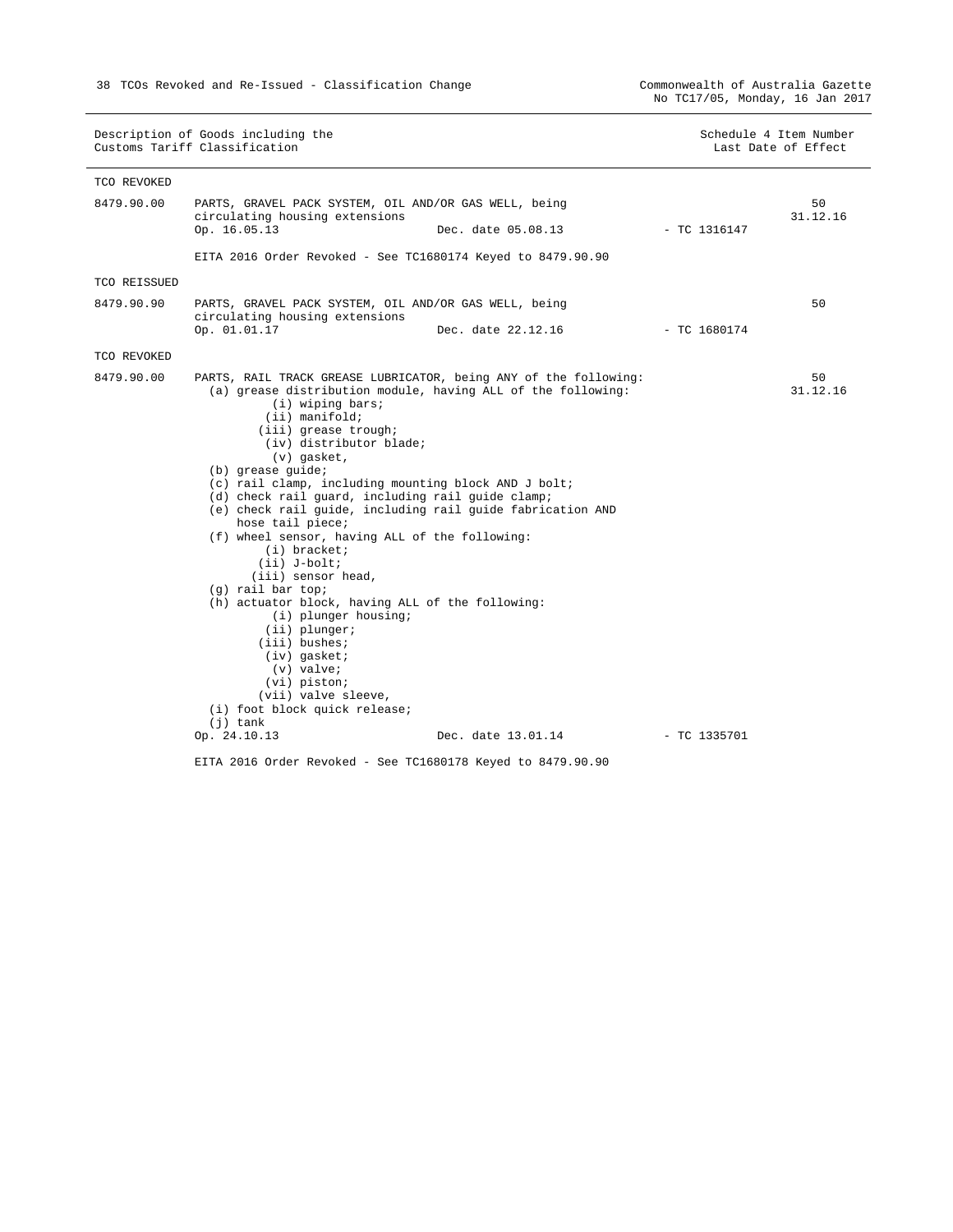| Description of Goods including the Customs Tariff Classification | | | | Schedule 4 Item Number Last Date of Effect |
|---|---|---|---|---|

TCO REVOKED

8479.90.00 PARTS, GRAVEL PACK SYSTEM, OIL AND/OR GAS WELL, being circulating housing extensions
Op. 16.05.13 Dec. date 05.08.13 - TC 1316147 — 50, 31.12.16

EITA 2016 Order Revoked - See TC1680174 Keyed to 8479.90.90

TCO REISSUED

8479.90.90 PARTS, GRAVEL PACK SYSTEM, OIL AND/OR GAS WELL, being circulating housing extensions
Op. 01.01.17 Dec. date 22.12.16 - TC 1680174 — 50

TCO REVOKED

8479.90.00 PARTS, RAIL TRACK GREASE LUBRICATOR, being ANY of the following: — 50, 31.12.16

(a) grease distribution module, having ALL of the following:
  (i) wiping bars;
  (ii) manifold;
  (iii) grease trough;
  (iv) distributor blade;
  (v) gasket,
(b) grease guide;
(c) rail clamp, including mounting block AND J bolt;
(d) check rail guard, including rail guide clamp;
(e) check rail guide, including rail guide fabrication AND hose tail piece;
(f) wheel sensor, having ALL of the following:
  (i) bracket;
  (ii) J-bolt;
  (iii) sensor head,
(g) rail bar top;
(h) actuator block, having ALL of the following:
  (i) plunger housing;
  (ii) plunger;
  (iii) bushes;
  (iv) gasket;
  (v) valve;
  (vi) piston;
  (vii) valve sleeve,
(i) foot block quick release;
(j) tank

Op. 24.10.13 Dec. date 13.01.14 - TC 1335701

EITA 2016 Order Revoked - See TC1680178 Keyed to 8479.90.90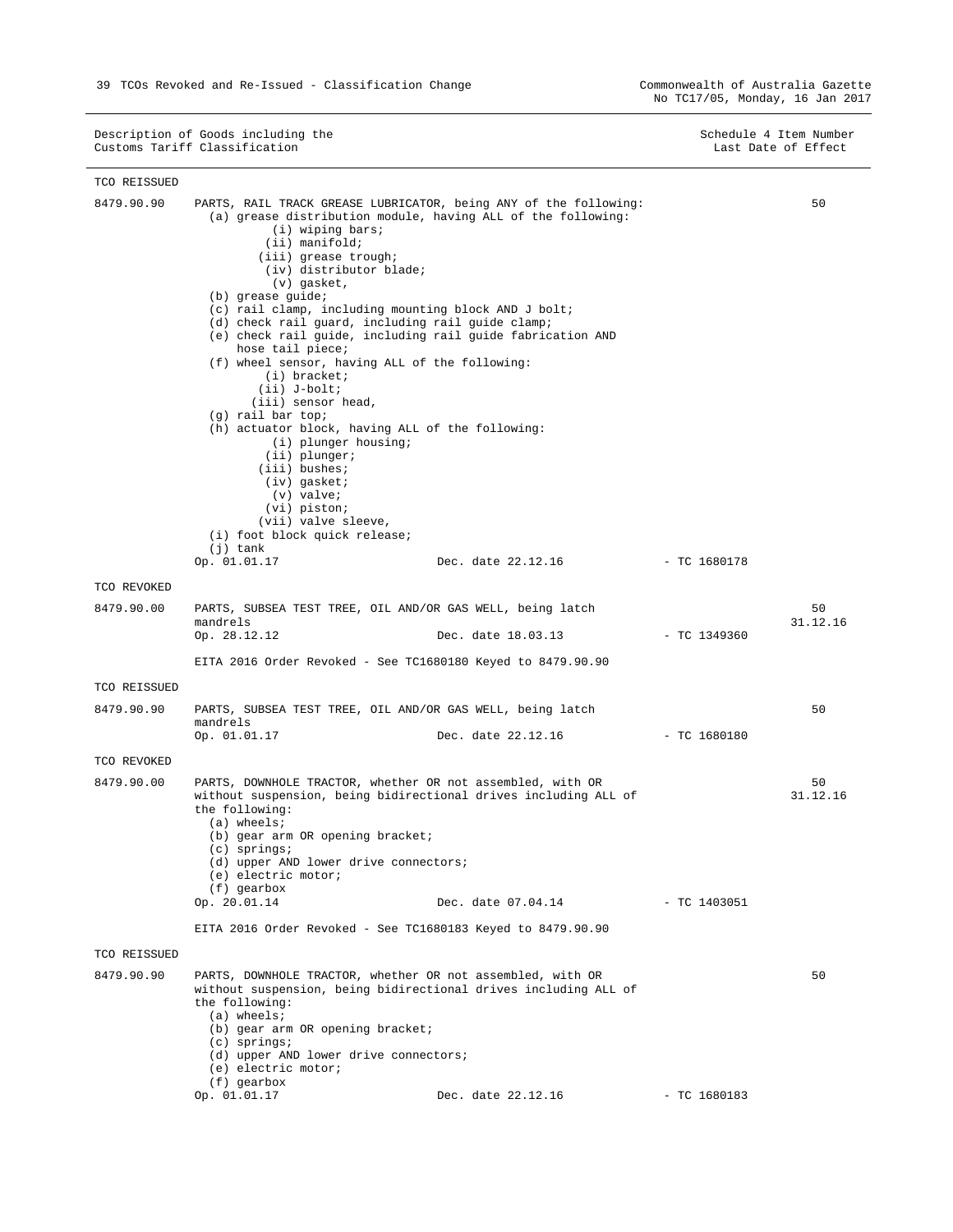Description of Goods including the Customs Tariff Classification | Schedule 4 Item Number Last Date of Effect

TCO REISSUED

8479.90.90 PARTS, RAIL TRACK GREASE LUBRICATOR, being ANY of the following: — 50

(a) grease distribution module, having ALL of the following:
  (i) wiping bars;
  (ii) manifold;
  (iii) grease trough;
  (iv) distributor blade;
  (v) gasket,
(b) grease guide;
(c) rail clamp, including mounting block AND J bolt;
(d) check rail guard, including rail guide clamp;
(e) check rail guide, including rail guide fabrication AND hose tail piece;
(f) wheel sensor, having ALL of the following:
  (i) bracket;
  (ii) J-bolt;
  (iii) sensor head,
(g) rail bar top;
(h) actuator block, having ALL of the following:
  (i) plunger housing;
  (ii) plunger;
  (iii) bushes;
  (iv) gasket;
  (v) valve;
  (vi) piston;
  (vii) valve sleeve,
(i) foot block quick release;
(j) tank

Op. 01.01.17 Dec. date 22.12.16 - TC 1680178

TCO REVOKED

8479.90.00 PARTS, SUBSEA TEST TREE, OIL AND/OR GAS WELL, being latch mandrels — 50, 31.12.16

Op. 28.12.12 Dec. date 18.03.13 - TC 1349360

EITA 2016 Order Revoked - See TC1680180 Keyed to 8479.90.90

TCO REISSUED

8479.90.90 PARTS, SUBSEA TEST TREE, OIL AND/OR GAS WELL, being latch mandrels — 50

Op. 01.01.17 Dec. date 22.12.16 - TC 1680180

TCO REVOKED

8479.90.00 PARTS, DOWNHOLE TRACTOR, whether OR not assembled, with OR without suspension, being bidirectional drives including ALL of the following: — 50, 31.12.16

(a) wheels;
(b) gear arm OR opening bracket;
(c) springs;
(d) upper AND lower drive connectors;
(e) electric motor;
(f) gearbox

Op. 20.01.14 Dec. date 07.04.14 - TC 1403051

EITA 2016 Order Revoked - See TC1680183 Keyed to 8479.90.90

TCO REISSUED

8479.90.90 PARTS, DOWNHOLE TRACTOR, whether OR not assembled, with OR without suspension, being bidirectional drives including ALL of the following: — 50

(a) wheels;
(b) gear arm OR opening bracket;
(c) springs;
(d) upper AND lower drive connectors;
(e) electric motor;
(f) gearbox

Op. 01.01.17 Dec. date 22.12.16 - TC 1680183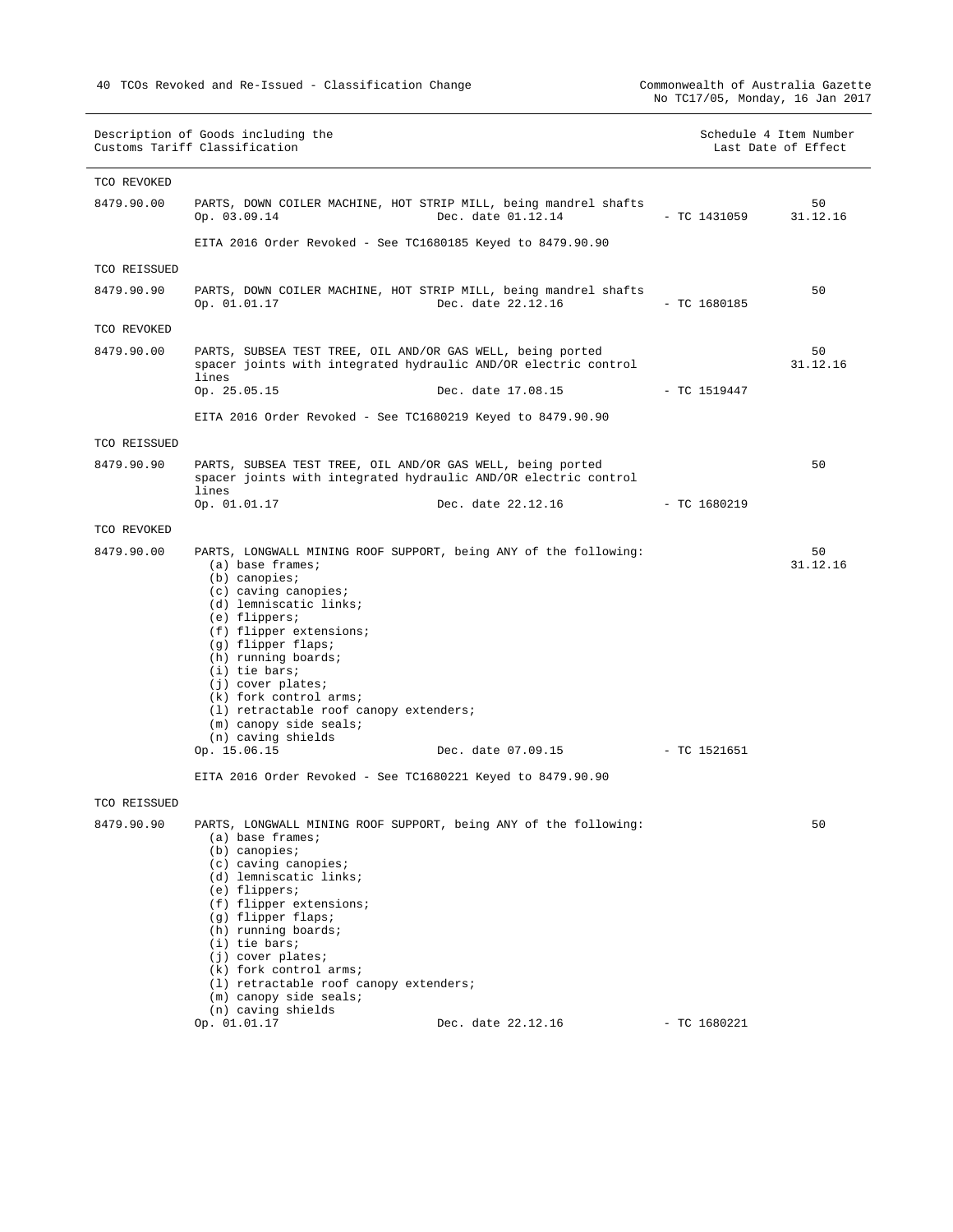| Description of Goods including the Customs Tariff Classification | | | Schedule 4 Item Number / Last Date of Effect |
|---|---|---|---|

TCO REVOKED

8479.90.00 PARTS, DOWN COILER MACHINE, HOT STRIP MILL, being mandrel shafts
Op. 03.09.14 Dec. date 01.12.14 - TC 1431059 — 50, 31.12.16

EITA 2016 Order Revoked - See TC1680185 Keyed to 8479.90.90

TCO REISSUED

8479.90.90 PARTS, DOWN COILER MACHINE, HOT STRIP MILL, being mandrel shafts
Op. 01.01.17 Dec. date 22.12.16 - TC 1680185 — 50

TCO REVOKED

8479.90.00 PARTS, SUBSEA TEST TREE, OIL AND/OR GAS WELL, being ported spacer joints with integrated hydraulic AND/OR electric control lines
Op. 25.05.15 Dec. date 17.08.15 - TC 1519447 — 50, 31.12.16

EITA 2016 Order Revoked - See TC1680219 Keyed to 8479.90.90

TCO REISSUED

8479.90.90 PARTS, SUBSEA TEST TREE, OIL AND/OR GAS WELL, being ported spacer joints with integrated hydraulic AND/OR electric control lines
Op. 01.01.17 Dec. date 22.12.16 - TC 1680219 — 50

TCO REVOKED

8479.90.00 PARTS, LONGWALL MINING ROOF SUPPORT, being ANY of the following: — 50, 31.12.16

(a) base frames;
(b) canopies;
(c) caving canopies;
(d) lemniscatic links;
(e) flippers;
(f) flipper extensions;
(g) flipper flaps;
(h) running boards;
(i) tie bars;
(j) cover plates;
(k) fork control arms;
(l) retractable roof canopy extenders;
(m) canopy side seals;
(n) caving shields

Op. 15.06.15 Dec. date 07.09.15 - TC 1521651

EITA 2016 Order Revoked - See TC1680221 Keyed to 8479.90.90

TCO REISSUED

8479.90.90 PARTS, LONGWALL MINING ROOF SUPPORT, being ANY of the following: — 50

(a) base frames;
(b) canopies;
(c) caving canopies;
(d) lemniscatic links;
(e) flippers;
(f) flipper extensions;
(g) flipper flaps;
(h) running boards;
(i) tie bars;
(j) cover plates;
(k) fork control arms;
(l) retractable roof canopy extenders;
(m) canopy side seals;
(n) caving shields

Op. 01.01.17 Dec. date 22.12.16 - TC 1680221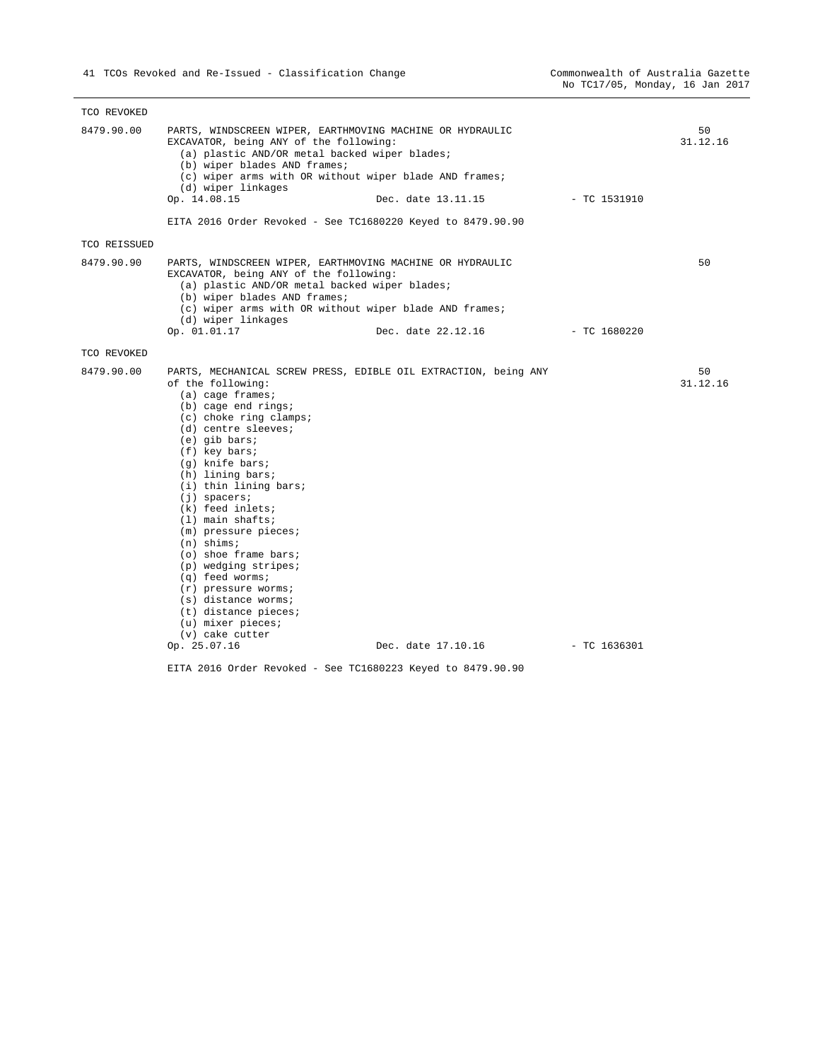TCO REVOKED

8479.90.00 PARTS, WINDSCREEN WIPER, EARTHMOVING MACHINE OR HYDRAULIC EXCAVATOR, being ANY of the following: 50 31.12.16

(a) plastic AND/OR metal backed wiper blades;
(b) wiper blades AND frames;
(c) wiper arms with OR without wiper blade AND frames;
(d) wiper linkages

Op. 14.08.15 Dec. date 13.11.15 - TC 1531910

EITA 2016 Order Revoked - See TC1680220 Keyed to 8479.90.90

TCO REISSUED

8479.90.90 PARTS, WINDSCREEN WIPER, EARTHMOVING MACHINE OR HYDRAULIC EXCAVATOR, being ANY of the following: 50

(a) plastic AND/OR metal backed wiper blades;
(b) wiper blades AND frames;
(c) wiper arms with OR without wiper blade AND frames;
(d) wiper linkages

Op. 01.01.17 Dec. date 22.12.16 - TC 1680220

TCO REVOKED

8479.90.00 PARTS, MECHANICAL SCREW PRESS, EDIBLE OIL EXTRACTION, being ANY of the following: 50 31.12.16

(a) cage frames;
(b) cage end rings;
(c) choke ring clamps;
(d) centre sleeves;
(e) gib bars;
(f) key bars;
(g) knife bars;
(h) lining bars;
(i) thin lining bars;
(j) spacers;
(k) feed inlets;
(l) main shafts;
(m) pressure pieces;
(n) shims;
(o) shoe frame bars;
(p) wedging stripes;
(q) feed worms;
(r) pressure worms;
(s) distance worms;
(t) distance pieces;
(u) mixer pieces;
(v) cake cutter

Op. 25.07.16 Dec. date 17.10.16 - TC 1636301

EITA 2016 Order Revoked - See TC1680223 Keyed to 8479.90.90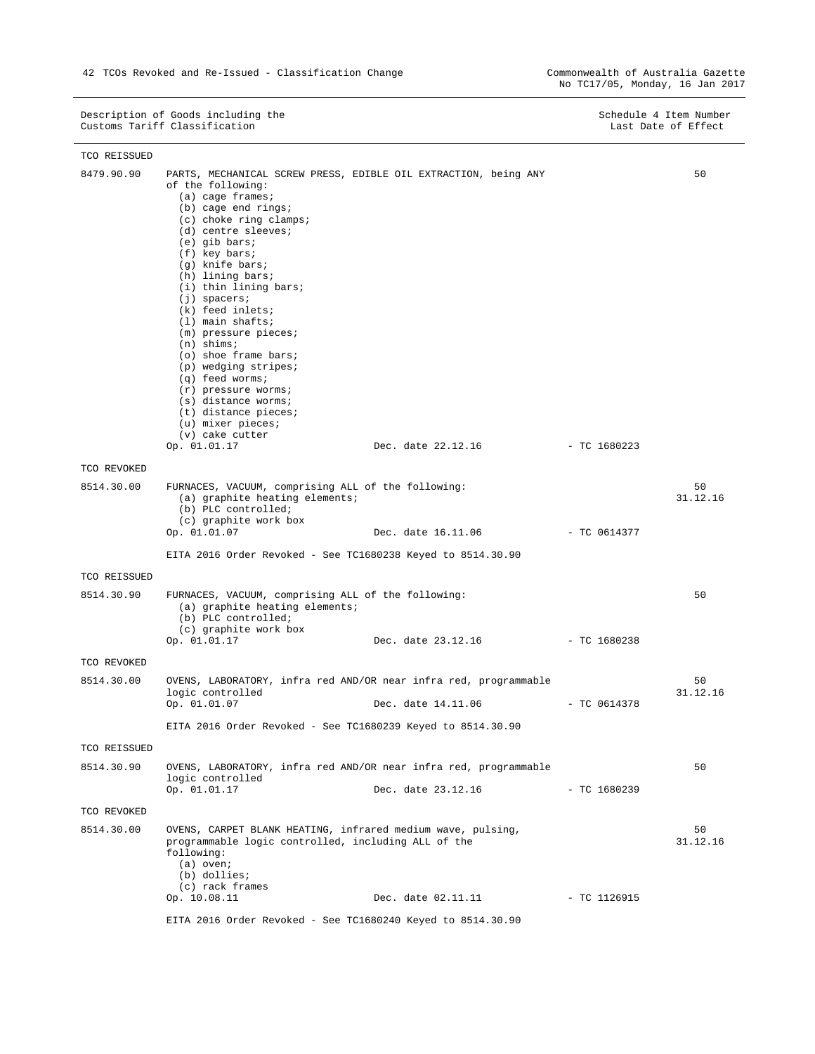| Description of Goods including the Customs Tariff Classification | | Schedule 4 Item Number Last Date of Effect |
|---|---|---|
| TCO REISSUED | | |
| 8479.90.90 | PARTS, MECHANICAL SCREW PRESS, EDIBLE OIL EXTRACTION, being ANY of the following:<br>(a) cage frames;<br>(b) cage end rings;<br>(c) choke ring clamps;<br>(d) centre sleeves;<br>(e) gib bars;<br>(f) key bars;<br>(g) knife bars;<br>(h) lining bars;<br>(i) thin lining bars;<br>(j) spacers;<br>(k) feed inlets;<br>(l) main shafts;<br>(m) pressure pieces;<br>(n) shims;<br>(o) shoe frame bars;<br>(p) wedging stripes;<br>(q) feed worms;<br>(r) pressure worms;<br>(s) distance worms;<br>(t) distance pieces;<br>(u) mixer pieces;<br>(v) cake cutter<br>Op. 01.01.17 Dec. date 22.12.16 - TC 1680223 | 50 |
| TCO REVOKED | | |
| 8514.30.00 | FURNACES, VACUUM, comprising ALL of the following:<br>(a) graphite heating elements;<br>(b) PLC controlled;<br>(c) graphite work box<br>Op. 01.01.07 Dec. date 16.11.06 - TC 0614377<br><br>EITA 2016 Order Revoked - See TC1680238 Keyed to 8514.30.90 | 50<br>31.12.16 |
| TCO REISSUED | | |
| 8514.30.90 | FURNACES, VACUUM, comprising ALL of the following:<br>(a) graphite heating elements;<br>(b) PLC controlled;<br>(c) graphite work box<br>Op. 01.01.17 Dec. date 23.12.16 - TC 1680238 | 50 |
| TCO REVOKED | | |
| 8514.30.00 | OVENS, LABORATORY, infra red AND/OR near infra red, programmable logic controlled<br>Op. 01.01.07 Dec. date 14.11.06 - TC 0614378<br><br>EITA 2016 Order Revoked - See TC1680239 Keyed to 8514.30.90 | 50<br>31.12.16 |
| TCO REISSUED | | |
| 8514.30.90 | OVENS, LABORATORY, infra red AND/OR near infra red, programmable logic controlled<br>Op. 01.01.17 Dec. date 23.12.16 - TC 1680239 | 50 |
| TCO REVOKED | | |
| 8514.30.00 | OVENS, CARPET BLANK HEATING, infrared medium wave, pulsing, programmable logic controlled, including ALL of the following:<br>(a) oven;<br>(b) dollies;<br>(c) rack frames<br>Op. 10.08.11 Dec. date 02.11.11 - TC 1126915<br><br>EITA 2016 Order Revoked - See TC1680240 Keyed to 8514.30.90 | 50<br>31.12.16 |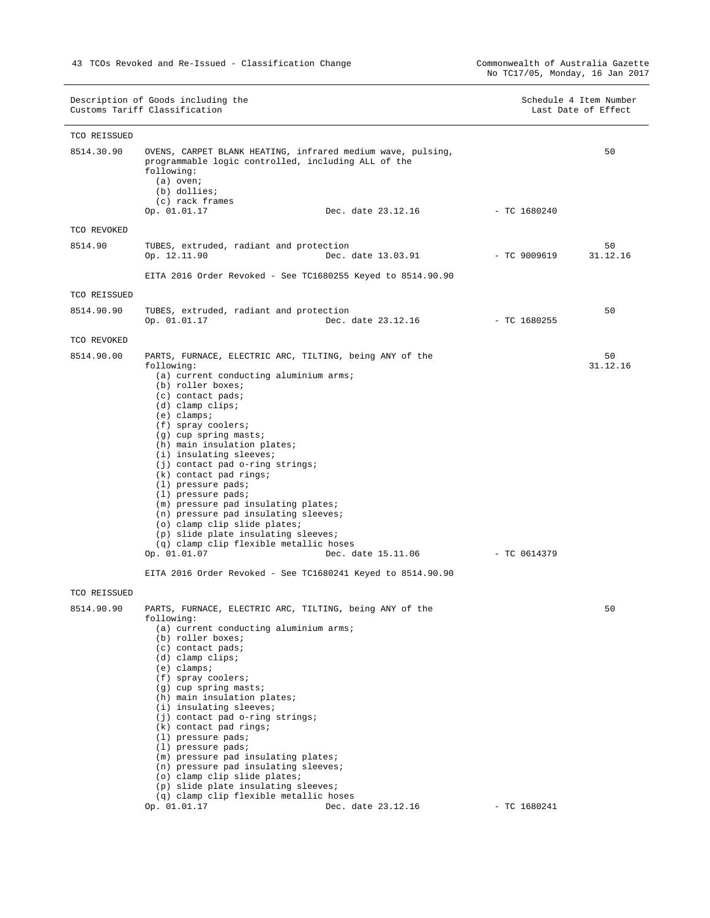| Description of Goods including the Customs Tariff Classification | | | | Schedule 4 Item Number Last Date of Effect |
|---|---|---|---|---|
| TCO REISSUED | | | | |
| 8514.30.90 | OVENS, CARPET BLANK HEATING, infrared medium wave, pulsing, programmable logic controlled, including ALL of the following:<br>(a) oven;<br>(b) dollies;<br>(c) rack frames<br>Op. 01.01.17 | Dec. date 23.12.16 | - TC 1680240 | 50 |
| TCO REVOKED | | | | |
| 8514.90 | TUBES, extruded, radiant and protection<br>Op. 12.11.90 | Dec. date 13.03.91 | - TC 9009619 | 50<br>31.12.16 |
| | EITA 2016 Order Revoked - See TC1680255 Keyed to 8514.90.90 | | | |
| TCO REISSUED | | | | |
| 8514.90.90 | TUBES, extruded, radiant and protection<br>Op. 01.01.17 | Dec. date 23.12.16 | - TC 1680255 | 50 |
| TCO REVOKED | | | | |
| 8514.90.00 | PARTS, FURNACE, ELECTRIC ARC, TILTING, being ANY of the following:<br>(a) current conducting aluminium arms;<br>(b) roller boxes;<br>(c) contact pads;<br>(d) clamp clips;<br>(e) clamps;<br>(f) spray coolers;<br>(g) cup spring masts;<br>(h) main insulation plates;<br>(i) insulating sleeves;<br>(j) contact pad o-ring strings;<br>(k) contact pad rings;<br>(l) pressure pads;<br>(l) pressure pads;<br>(m) pressure pad insulating plates;<br>(n) pressure pad insulating sleeves;<br>(o) clamp clip slide plates;<br>(p) slide plate insulating sleeves;<br>(q) clamp clip flexible metallic hoses<br>Op. 01.01.07 | Dec. date 15.11.06 | - TC 0614379 | 50<br>31.12.16 |
| | EITA 2016 Order Revoked - See TC1680241 Keyed to 8514.90.90 | | | |
| TCO REISSUED | | | | |
| 8514.90.90 | PARTS, FURNACE, ELECTRIC ARC, TILTING, being ANY of the following:<br>(a) current conducting aluminium arms;<br>(b) roller boxes;<br>(c) contact pads;<br>(d) clamp clips;<br>(e) clamps;<br>(f) spray coolers;<br>(g) cup spring masts;<br>(h) main insulation plates;<br>(i) insulating sleeves;<br>(j) contact pad o-ring strings;<br>(k) contact pad rings;<br>(l) pressure pads;<br>(l) pressure pads;<br>(m) pressure pad insulating plates;<br>(n) pressure pad insulating sleeves;<br>(o) clamp clip slide plates;<br>(p) slide plate insulating sleeves;<br>(q) clamp clip flexible metallic hoses<br>Op. 01.01.17 | Dec. date 23.12.16 | - TC 1680241 | 50 |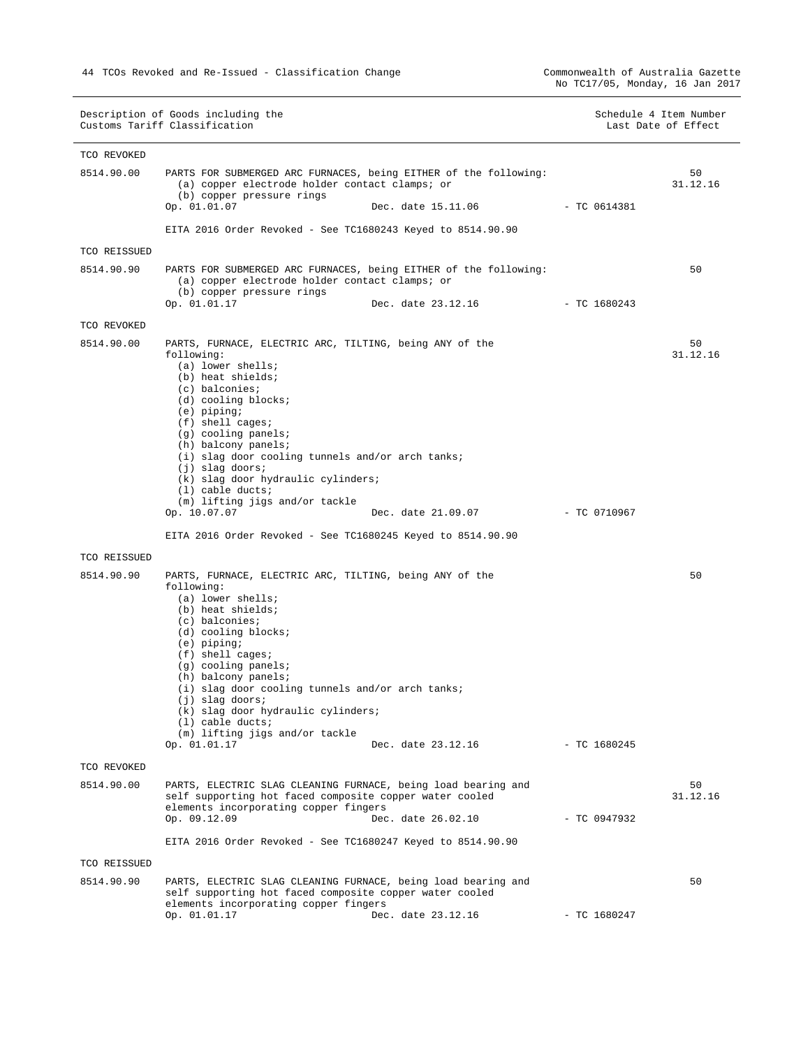| Description of Goods including the Customs Tariff Classification | | | | Schedule 4 Item Number Last Date of Effect |
|---|---|---|---|---|
| TCO REVOKED | | | | |
| 8514.90.00 | PARTS FOR SUBMERGED ARC FURNACES, being EITHER of the following:<br>(a) copper electrode holder contact clamps; or<br>(b) copper pressure rings<br>Op. 01.01.07 | Dec. date 15.11.06 | - TC 0614381 | 50<br>31.12.16 |
| | EITA 2016 Order Revoked - See TC1680243 Keyed to 8514.90.90 | | | |
| TCO REISSUED | | | | |
| 8514.90.90 | PARTS FOR SUBMERGED ARC FURNACES, being EITHER of the following:<br>(a) copper electrode holder contact clamps; or<br>(b) copper pressure rings<br>Op. 01.01.17 | Dec. date 23.12.16 | - TC 1680243 | 50 |
| TCO REVOKED | | | | |
| 8514.90.00 | PARTS, FURNACE, ELECTRIC ARC, TILTING, being ANY of the following:<br>(a) lower shells;<br>(b) heat shields;<br>(c) balconies;<br>(d) cooling blocks;<br>(e) piping;<br>(f) shell cages;<br>(g) cooling panels;<br>(h) balcony panels;<br>(i) slag door cooling tunnels and/or arch tanks;<br>(j) slag doors;<br>(k) slag door hydraulic cylinders;<br>(l) cable ducts;<br>(m) lifting jigs and/or tackle<br>Op. 10.07.07 | Dec. date 21.09.07 | - TC 0710967 | 50<br>31.12.16 |
| | EITA 2016 Order Revoked - See TC1680245 Keyed to 8514.90.90 | | | |
| TCO REISSUED | | | | |
| 8514.90.90 | PARTS, FURNACE, ELECTRIC ARC, TILTING, being ANY of the following:<br>(a) lower shells;<br>(b) heat shields;<br>(c) balconies;<br>(d) cooling blocks;<br>(e) piping;<br>(f) shell cages;<br>(g) cooling panels;<br>(h) balcony panels;<br>(i) slag door cooling tunnels and/or arch tanks;<br>(j) slag doors;<br>(k) slag door hydraulic cylinders;<br>(l) cable ducts;<br>(m) lifting jigs and/or tackle<br>Op. 01.01.17 | Dec. date 23.12.16 | - TC 1680245 | 50 |
| TCO REVOKED | | | | |
| 8514.90.00 | PARTS, ELECTRIC SLAG CLEANING FURNACE, being load bearing and self supporting hot faced composite copper water cooled elements incorporating copper fingers<br>Op. 09.12.09 | Dec. date 26.02.10 | - TC 0947932 | 50<br>31.12.16 |
| | EITA 2016 Order Revoked - See TC1680247 Keyed to 8514.90.90 | | | |
| TCO REISSUED | | | | |
| 8514.90.90 | PARTS, ELECTRIC SLAG CLEANING FURNACE, being load bearing and self supporting hot faced composite copper water cooled elements incorporating copper fingers<br>Op. 01.01.17 | Dec. date 23.12.16 | - TC 1680247 | 50 |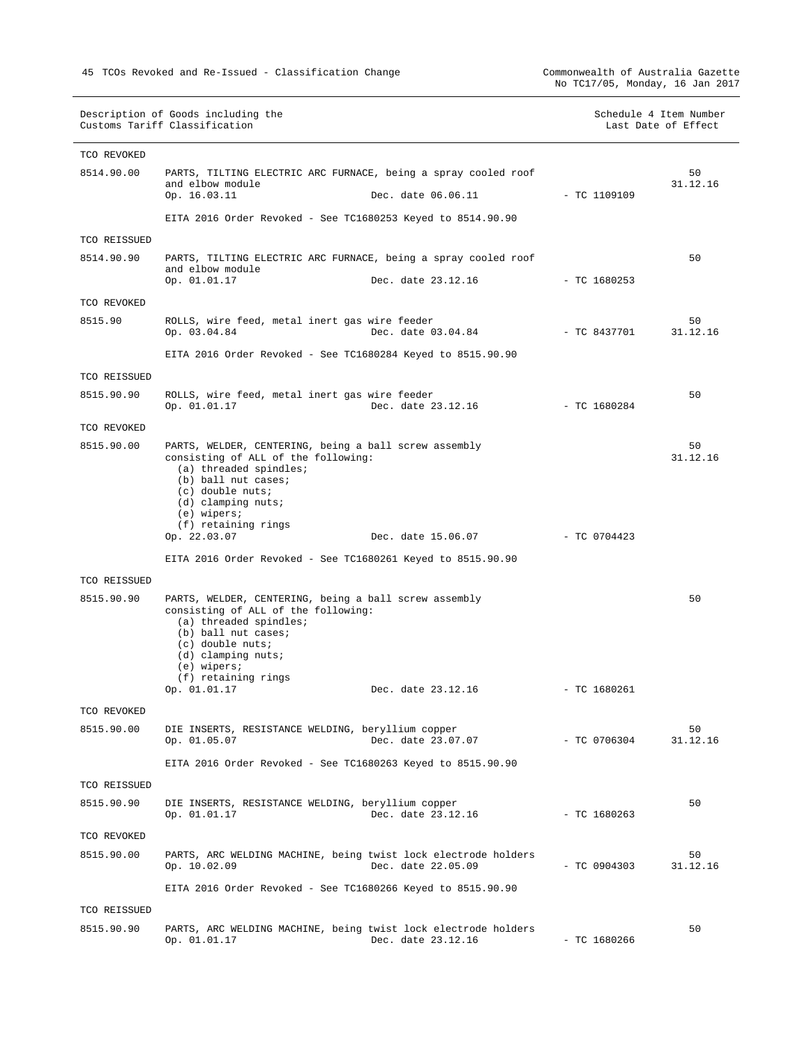| Description of Goods including the Customs Tariff Classification | | | | Schedule 4 Item Number Last Date of Effect |
|---|---|---|---|---|
| TCO REVOKED | | | | |
| 8514.90.00 | PARTS, TILTING ELECTRIC ARC FURNACE, being a spray cooled roof and elbow module<br>Op. 16.03.11 | Dec. date 06.06.11 | - TC 1109109 | 50<br>31.12.16 |
| | EITA 2016 Order Revoked - See TC1680253 Keyed to 8514.90.90 | | | |
| TCO REISSUED | | | | |
| 8514.90.90 | PARTS, TILTING ELECTRIC ARC FURNACE, being a spray cooled roof and elbow module<br>Op. 01.01.17 | Dec. date 23.12.16 | - TC 1680253 | 50 |
| TCO REVOKED | | | | |
| 8515.90 | ROLLS, wire feed, metal inert gas wire feeder<br>Op. 03.04.84 | Dec. date 03.04.84 | - TC 8437701 | 50<br>31.12.16 |
| | EITA 2016 Order Revoked - See TC1680284 Keyed to 8515.90.90 | | | |
| TCO REISSUED | | | | |
| 8515.90.90 | ROLLS, wire feed, metal inert gas wire feeder<br>Op. 01.01.17 | Dec. date 23.12.16 | - TC 1680284 | 50 |
| TCO REVOKED | | | | |
| 8515.90.00 | PARTS, WELDER, CENTERING, being a ball screw assembly consisting of ALL of the following:<br>(a) threaded spindles;<br>(b) ball nut cases;<br>(c) double nuts;<br>(d) clamping nuts;<br>(e) wipers;<br>(f) retaining rings<br>Op. 22.03.07 | Dec. date 15.06.07 | - TC 0704423 | 50<br>31.12.16 |
| | EITA 2016 Order Revoked - See TC1680261 Keyed to 8515.90.90 | | | |
| TCO REISSUED | | | | |
| 8515.90.90 | PARTS, WELDER, CENTERING, being a ball screw assembly consisting of ALL of the following:<br>(a) threaded spindles;<br>(b) ball nut cases;<br>(c) double nuts;<br>(d) clamping nuts;<br>(e) wipers;<br>(f) retaining rings<br>Op. 01.01.17 | Dec. date 23.12.16 | - TC 1680261 | 50 |
| TCO REVOKED | | | | |
| 8515.90.00 | DIE INSERTS, RESISTANCE WELDING, beryllium copper<br>Op. 01.05.07 | Dec. date 23.07.07 | - TC 0706304 | 50<br>31.12.16 |
| | EITA 2016 Order Revoked - See TC1680263 Keyed to 8515.90.90 | | | |
| TCO REISSUED | | | | |
| 8515.90.90 | DIE INSERTS, RESISTANCE WELDING, beryllium copper<br>Op. 01.01.17 | Dec. date 23.12.16 | - TC 1680263 | 50 |
| TCO REVOKED | | | | |
| 8515.90.00 | PARTS, ARC WELDING MACHINE, being twist lock electrode holders<br>Op. 10.02.09 | Dec. date 22.05.09 | - TC 0904303 | 50<br>31.12.16 |
| | EITA 2016 Order Revoked - See TC1680266 Keyed to 8515.90.90 | | | |
| TCO REISSUED | | | | |
| 8515.90.90 | PARTS, ARC WELDING MACHINE, being twist lock electrode holders<br>Op. 01.01.17 | Dec. date 23.12.16 | - TC 1680266 | 50 |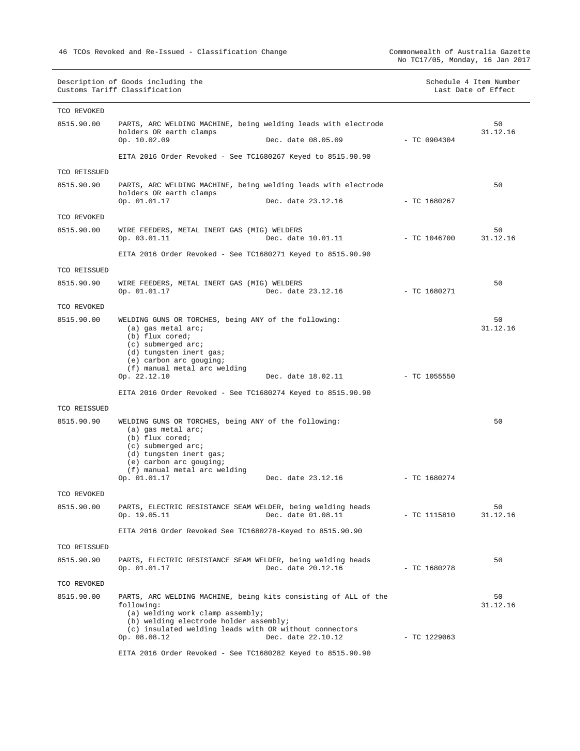| Description of Goods including the Customs Tariff Classification | | | | Schedule 4 Item Number Last Date of Effect |
|---|---|---|---|---|
| TCO REVOKED | | | | |
| 8515.90.00 | PARTS, ARC WELDING MACHINE, being welding leads with electrode holders OR earth clamps | | | 50 |
| | Op. 10.02.09 | Dec. date 08.05.09 | - TC 0904304 | 31.12.16 |
| | EITA 2016 Order Revoked - See TC1680267 Keyed to 8515.90.90 | | | |
| TCO REISSUED | | | | |
| 8515.90.90 | PARTS, ARC WELDING MACHINE, being welding leads with electrode holders OR earth clamps | | | 50 |
| | Op. 01.01.17 | Dec. date 23.12.16 | - TC 1680267 | |
| TCO REVOKED | | | | |
| 8515.90.00 | WIRE FEEDERS, METAL INERT GAS (MIG) WELDERS | | | 50 |
| | Op. 03.01.11 | Dec. date 10.01.11 | - TC 1046700 | 31.12.16 |
| | EITA 2016 Order Revoked - See TC1680271 Keyed to 8515.90.90 | | | |
| TCO REISSUED | | | | |
| 8515.90.90 | WIRE FEEDERS, METAL INERT GAS (MIG) WELDERS | | | 50 |
| | Op. 01.01.17 | Dec. date 23.12.16 | - TC 1680271 | |
| TCO REVOKED | | | | |
| 8515.90.00 | WELDING GUNS OR TORCHES, being ANY of the following:<br>(a) gas metal arc;<br>(b) flux cored;<br>(c) submerged arc;<br>(d) tungsten inert gas;<br>(e) carbon arc gouging;<br>(f) manual metal arc welding | | | 50<br>31.12.16 |
| | Op. 22.12.10 | Dec. date 18.02.11 | - TC 1055550 | |
| | EITA 2016 Order Revoked - See TC1680274 Keyed to 8515.90.90 | | | |
| TCO REISSUED | | | | |
| 8515.90.90 | WELDING GUNS OR TORCHES, being ANY of the following:<br>(a) gas metal arc;<br>(b) flux cored;<br>(c) submerged arc;<br>(d) tungsten inert gas;<br>(e) carbon arc gouging;<br>(f) manual metal arc welding | | | 50 |
| | Op. 01.01.17 | Dec. date 23.12.16 | - TC 1680274 | |
| TCO REVOKED | | | | |
| 8515.90.00 | PARTS, ELECTRIC RESISTANCE SEAM WELDER, being welding heads | | | 50 |
| | Op. 19.05.11 | Dec. date 01.08.11 | - TC 1115810 | 31.12.16 |
| | EITA 2016 Order Revoked See TC1680278-Keyed to 8515.90.90 | | | |
| TCO REISSUED | | | | |
| 8515.90.90 | PARTS, ELECTRIC RESISTANCE SEAM WELDER, being welding heads | | | 50 |
| | Op. 01.01.17 | Dec. date 20.12.16 | - TC 1680278 | |
| TCO REVOKED | | | | |
| 8515.90.00 | PARTS, ARC WELDING MACHINE, being kits consisting of ALL of the following:<br>(a) welding work clamp assembly;<br>(b) welding electrode holder assembly;<br>(c) insulated welding leads with OR without connectors | | | 50<br>31.12.16 |
| | Op. 08.08.12 | Dec. date 22.10.12 | - TC 1229063 | |
| | EITA 2016 Order Revoked - See TC1680282 Keyed to 8515.90.90 | | | |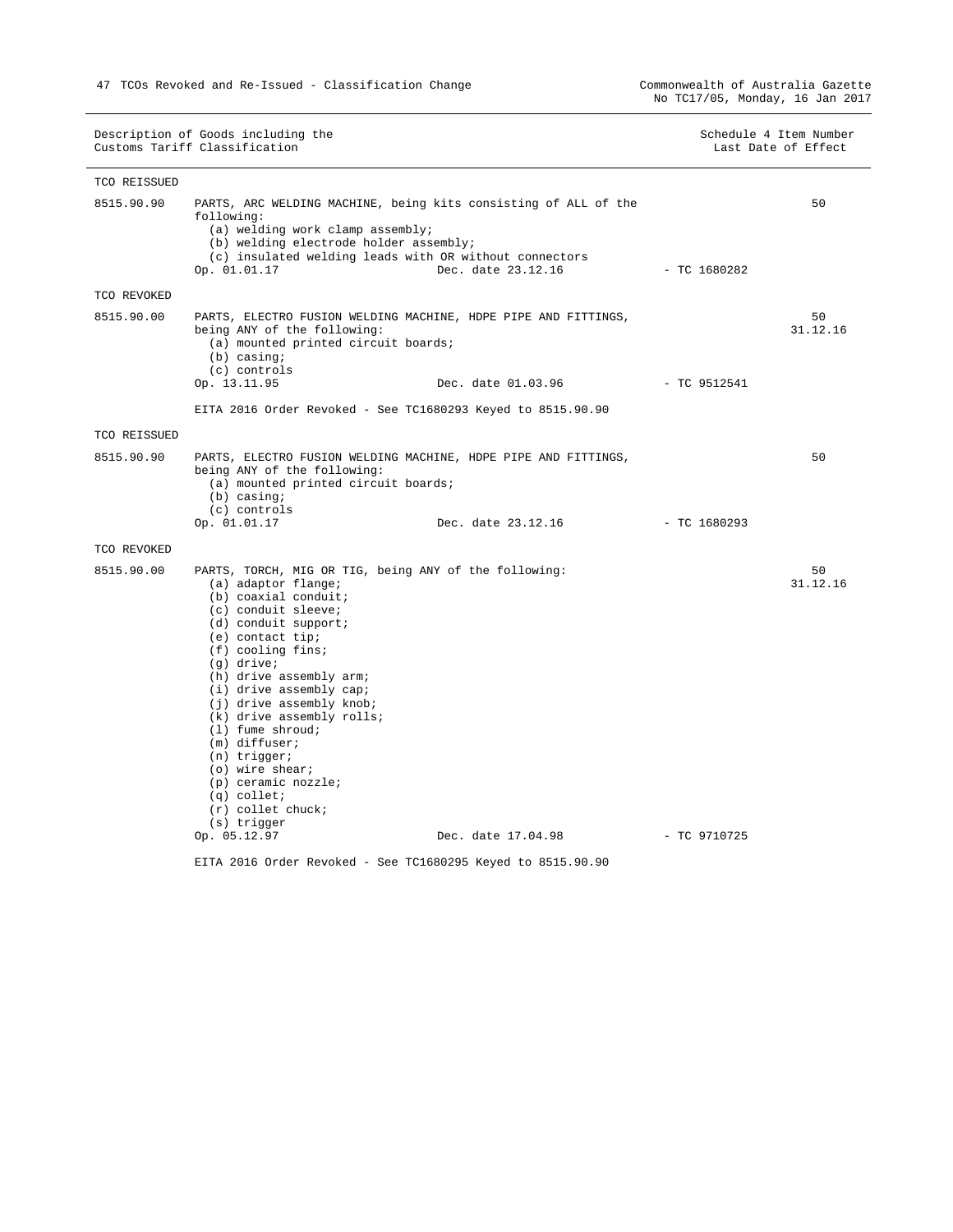| Description of Goods including the Customs Tariff Classification | | | | Schedule 4 Item Number<br>Last Date of Effect |
|---|---|---|---|---|

TCO REISSUED

| | | | | |
|---|---|---|---|---|
| 8515.90.90 | PARTS, ARC WELDING MACHINE, being kits consisting of ALL of the following:<br>(a) welding work clamp assembly;<br>(b) welding electrode holder assembly;<br>(c) insulated welding leads with OR without connectors<br>Op. 01.01.17 | Dec. date 23.12.16 | - TC 1680282 | 50 |

TCO REVOKED

| | | | | |
|---|---|---|---|---|
| 8515.90.00 | PARTS, ELECTRO FUSION WELDING MACHINE, HDPE PIPE AND FITTINGS, being ANY of the following:<br>(a) mounted printed circuit boards;<br>(b) casing;<br>(c) controls<br>Op. 13.11.95 | Dec. date 01.03.96 | - TC 9512541 | 50<br>31.12.16 |

EITA 2016 Order Revoked - See TC1680293 Keyed to 8515.90.90

TCO REISSUED

| | | | | |
|---|---|---|---|---|
| 8515.90.90 | PARTS, ELECTRO FUSION WELDING MACHINE, HDPE PIPE AND FITTINGS, being ANY of the following:<br>(a) mounted printed circuit boards;<br>(b) casing;<br>(c) controls<br>Op. 01.01.17 | Dec. date 23.12.16 | - TC 1680293 | 50 |

TCO REVOKED

| | | | | |
|---|---|---|---|---|
| 8515.90.00 | PARTS, TORCH, MIG OR TIG, being ANY of the following:<br>(a) adaptor flange;<br>(b) coaxial conduit;<br>(c) conduit sleeve;<br>(d) conduit support;<br>(e) contact tip;<br>(f) cooling fins;<br>(g) drive;<br>(h) drive assembly arm;<br>(i) drive assembly cap;<br>(j) drive assembly knob;<br>(k) drive assembly rolls;<br>(l) fume shroud;<br>(m) diffuser;<br>(n) trigger;<br>(o) wire shear;<br>(p) ceramic nozzle;<br>(q) collet;<br>(r) collet chuck;<br>(s) trigger<br>Op. 05.12.97 | Dec. date 17.04.98 | - TC 9710725 | 50<br>31.12.16 |

EITA 2016 Order Revoked - See TC1680295 Keyed to 8515.90.90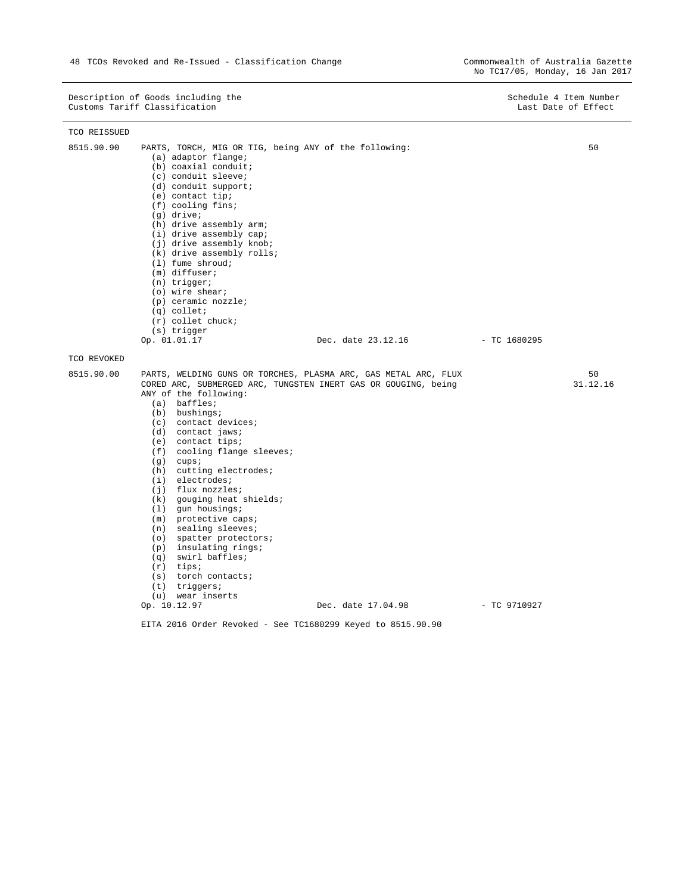| Description of Goods including the Customs Tariff Classification | | | | Schedule 4 Item Number Last Date of Effect |
|---|---|---|---|---|

TCO REISSUED

8515.90.90 PARTS, TORCH, MIG OR TIG, being ANY of the following: — 50

(a) adaptor flange;
(b) coaxial conduit;
(c) conduit sleeve;
(d) conduit support;
(e) contact tip;
(f) cooling fins;
(g) drive;
(h) drive assembly arm;
(i) drive assembly cap;
(j) drive assembly knob;
(k) drive assembly rolls;
(l) fume shroud;
(m) diffuser;
(n) trigger;
(o) wire shear;
(p) ceramic nozzle;
(q) collet;
(r) collet chuck;
(s) trigger

Op. 01.01.17 Dec. date 23.12.16 - TC 1680295

TCO REVOKED

8515.90.00 PARTS, WELDING GUNS OR TORCHES, PLASMA ARC, GAS METAL ARC, FLUX CORED ARC, SUBMERGED ARC, TUNGSTEN INERT GAS OR GOUGING, being ANY of the following: — 50, 31.12.16

(a) baffles;
(b) bushings;
(c) contact devices;
(d) contact jaws;
(e) contact tips;
(f) cooling flange sleeves;
(g) cups;
(h) cutting electrodes;
(i) electrodes;
(j) flux nozzles;
(k) gouging heat shields;
(l) gun housings;
(m) protective caps;
(n) sealing sleeves;
(o) spatter protectors;
(p) insulating rings;
(q) swirl baffles;
(r) tips;
(s) torch contacts;
(t) triggers;
(u) wear inserts

Op. 10.12.97 Dec. date 17.04.98 - TC 9710927

EITA 2016 Order Revoked - See TC1680299 Keyed to 8515.90.90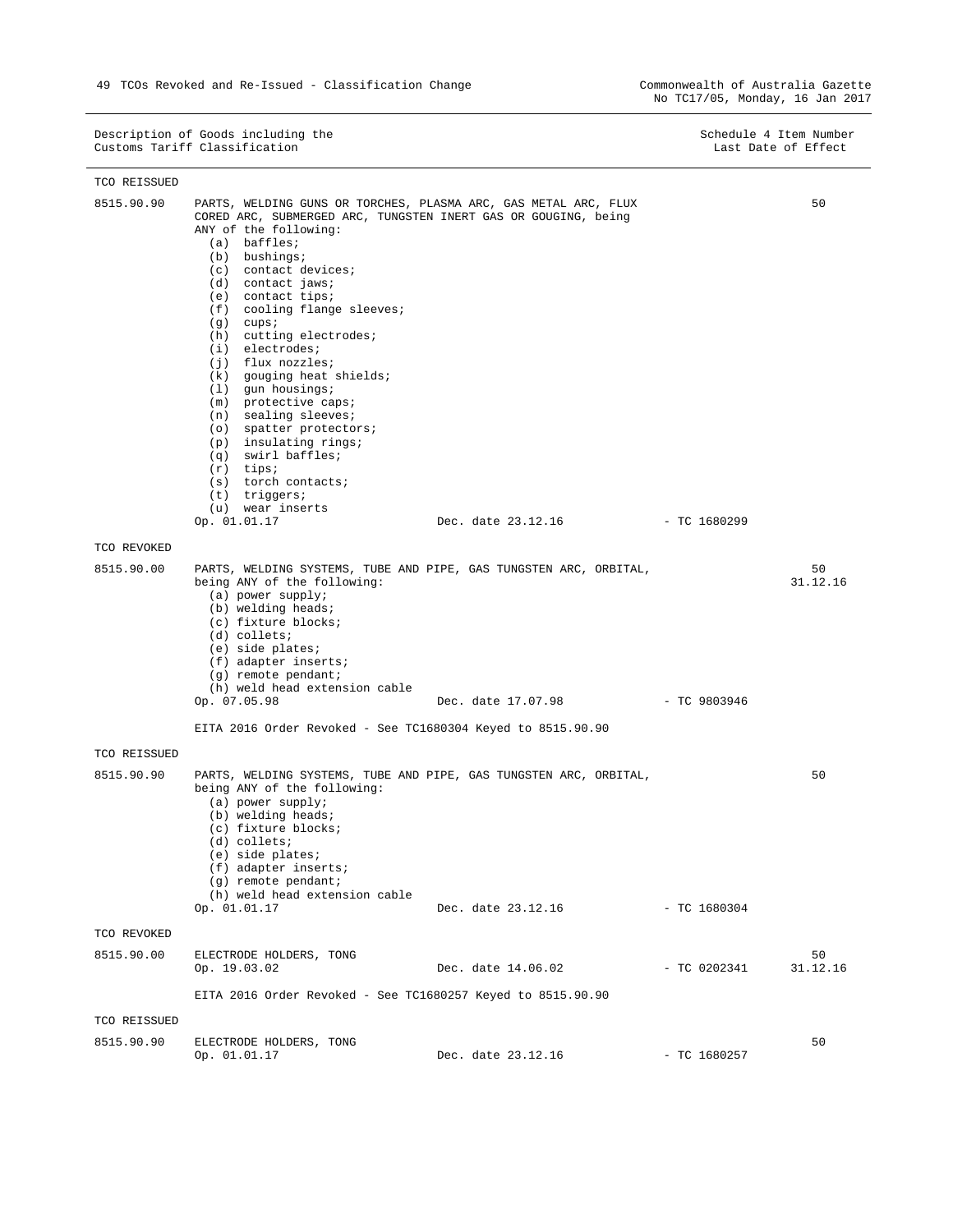| Description of Goods including the Customs Tariff Classification | | | | Schedule 4 Item Number Last Date of Effect |
|---|---|---|---|---|

TCO REISSUED

8515.90.90 PARTS, WELDING GUNS OR TORCHES, PLASMA ARC, GAS METAL ARC, FLUX CORED ARC, SUBMERGED ARC, TUNGSTEN INERT GAS OR GOUGING, being ANY of the following:
- (a) baffles;
- (b) bushings;
- (c) contact devices;
- (d) contact jaws;
- (e) contact tips;
- (f) cooling flange sleeves;
- (g) cups;
- (h) cutting electrodes;
- (i) electrodes;
- (j) flux nozzles;
- (k) gouging heat shields;
- (l) gun housings;
- (m) protective caps;
- (n) sealing sleeves;
- (o) spatter protectors;
- (p) insulating rings;
- (q) swirl baffles;
- (r) tips;
- (s) torch contacts;
- (t) triggers;
- (u) wear inserts

Op. 01.01.17 Dec. date 23.12.16 - TC 1680299 — 50

TCO REVOKED

8515.90.00 PARTS, WELDING SYSTEMS, TUBE AND PIPE, GAS TUNGSTEN ARC, ORBITAL, being ANY of the following:
- (a) power supply;
- (b) welding heads;
- (c) fixture blocks;
- (d) collets;
- (e) side plates;
- (f) adapter inserts;
- (g) remote pendant;
- (h) weld head extension cable

Op. 07.05.98 Dec. date 17.07.98 - TC 9803946 — 50, 31.12.16

EITA 2016 Order Revoked - See TC1680304 Keyed to 8515.90.90

TCO REISSUED

8515.90.90 PARTS, WELDING SYSTEMS, TUBE AND PIPE, GAS TUNGSTEN ARC, ORBITAL, being ANY of the following:
- (a) power supply;
- (b) welding heads;
- (c) fixture blocks;
- (d) collets;
- (e) side plates;
- (f) adapter inserts;
- (g) remote pendant;
- (h) weld head extension cable

Op. 01.01.17 Dec. date 23.12.16 - TC 1680304 — 50

TCO REVOKED

8515.90.00 ELECTRODE HOLDERS, TONG
Op. 19.03.02 Dec. date 14.06.02 - TC 0202341 — 50, 31.12.16

EITA 2016 Order Revoked - See TC1680257 Keyed to 8515.90.90

TCO REISSUED

8515.90.90 ELECTRODE HOLDERS, TONG
Op. 01.01.17 Dec. date 23.12.16 - TC 1680257 — 50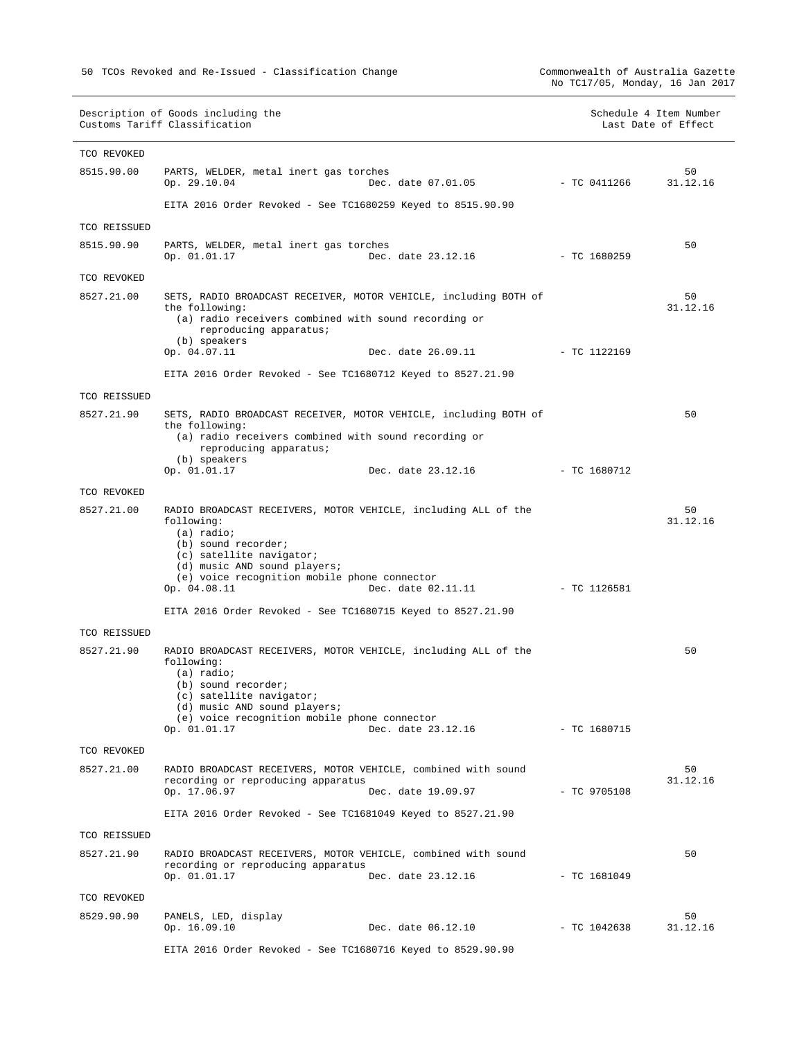| Description of Goods including the Customs Tariff Classification | | | | Schedule 4 Item Number Last Date of Effect |
|---|---|---|---|---|
| TCO REVOKED | | | | |
| 8515.90.00 | PARTS, WELDER, metal inert gas torches<br>Op. 29.10.04 | Dec. date 07.01.05 | - TC 0411266 | 50<br>31.12.16 |
| | EITA 2016 Order Revoked - See TC1680259 Keyed to 8515.90.90 | | | |
| TCO REISSUED | | | | |
| 8515.90.90 | PARTS, WELDER, metal inert gas torches<br>Op. 01.01.17 | Dec. date 23.12.16 | - TC 1680259 | 50 |
| TCO REVOKED | | | | |
| 8527.21.00 | SETS, RADIO BROADCAST RECEIVER, MOTOR VEHICLE, including BOTH of the following:<br>(a) radio receivers combined with sound recording or reproducing apparatus;<br>(b) speakers<br>Op. 04.07.11 | Dec. date 26.09.11 | - TC 1122169 | 50<br>31.12.16 |
| | EITA 2016 Order Revoked - See TC1680712 Keyed to 8527.21.90 | | | |
| TCO REISSUED | | | | |
| 8527.21.90 | SETS, RADIO BROADCAST RECEIVER, MOTOR VEHICLE, including BOTH of the following:<br>(a) radio receivers combined with sound recording or reproducing apparatus;<br>(b) speakers<br>Op. 01.01.17 | Dec. date 23.12.16 | - TC 1680712 | 50 |
| TCO REVOKED | | | | |
| 8527.21.00 | RADIO BROADCAST RECEIVERS, MOTOR VEHICLE, including ALL of the following:<br>(a) radio;<br>(b) sound recorder;<br>(c) satellite navigator;<br>(d) music AND sound players;<br>(e) voice recognition mobile phone connector<br>Op. 04.08.11 | Dec. date 02.11.11 | - TC 1126581 | 50<br>31.12.16 |
| | EITA 2016 Order Revoked - See TC1680715 Keyed to 8527.21.90 | | | |
| TCO REISSUED | | | | |
| 8527.21.90 | RADIO BROADCAST RECEIVERS, MOTOR VEHICLE, including ALL of the following:<br>(a) radio;<br>(b) sound recorder;<br>(c) satellite navigator;<br>(d) music AND sound players;<br>(e) voice recognition mobile phone connector<br>Op. 01.01.17 | Dec. date 23.12.16 | - TC 1680715 | 50 |
| TCO REVOKED | | | | |
| 8527.21.00 | RADIO BROADCAST RECEIVERS, MOTOR VEHICLE, combined with sound recording or reproducing apparatus<br>Op. 17.06.97 | Dec. date 19.09.97 | - TC 9705108 | 50<br>31.12.16 |
| | EITA 2016 Order Revoked - See TC1681049 Keyed to 8527.21.90 | | | |
| TCO REISSUED | | | | |
| 8527.21.90 | RADIO BROADCAST RECEIVERS, MOTOR VEHICLE, combined with sound recording or reproducing apparatus<br>Op. 01.01.17 | Dec. date 23.12.16 | - TC 1681049 | 50 |
| TCO REVOKED | | | | |
| 8529.90.90 | PANELS, LED, display<br>Op. 16.09.10 | Dec. date 06.12.10 | - TC 1042638 | 50<br>31.12.16 |
| | EITA 2016 Order Revoked - See TC1680716 Keyed to 8529.90.90 | | | |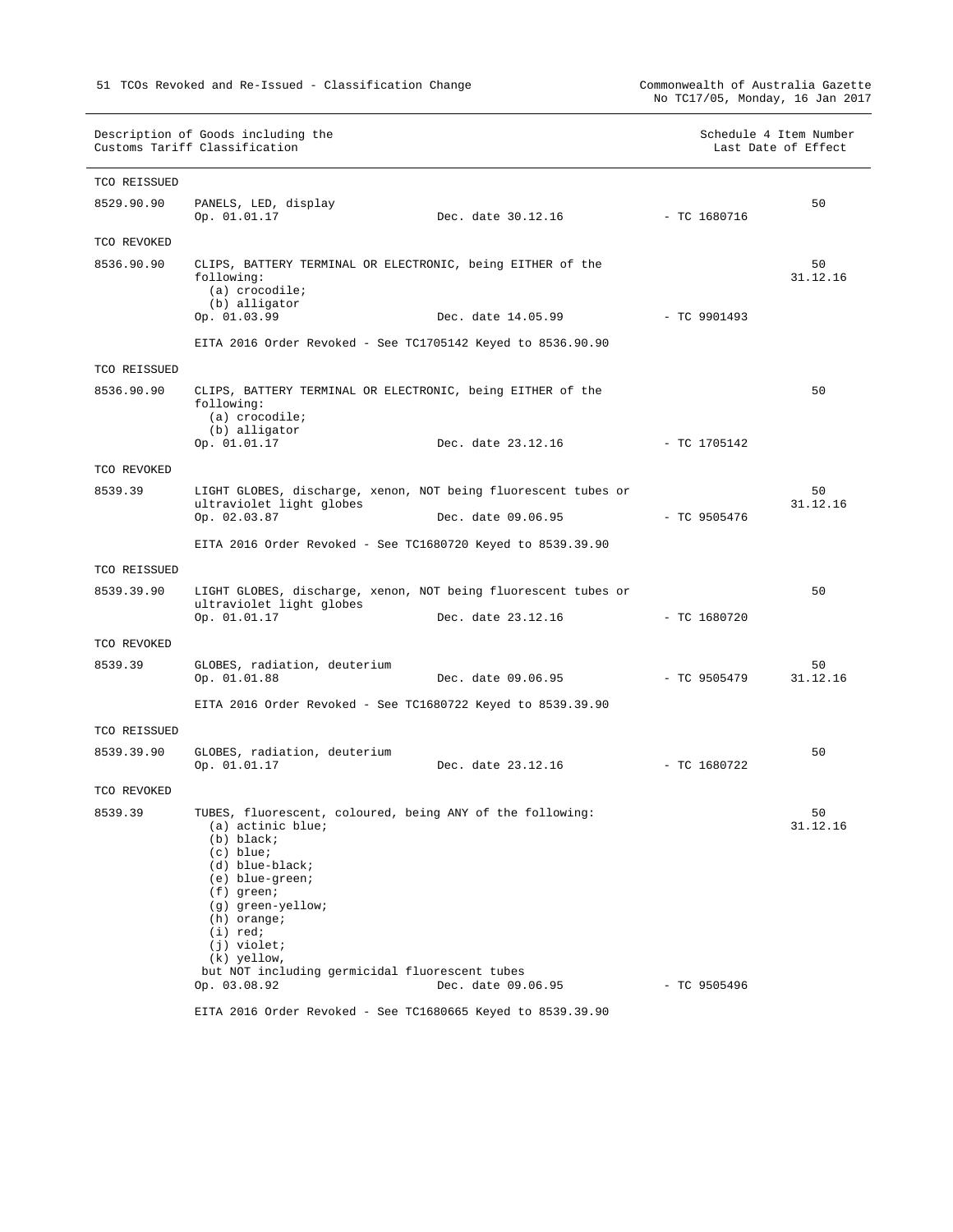| Description of Goods including the Customs Tariff Classification | | | | Schedule 4 Item Number Last Date of Effect |
|---|---|---|---|---|
| TCO REISSUED | | | | |
| 8529.90.90 | PANELS, LED, display<br>Op. 01.01.17 | Dec. date 30.12.16 | - TC 1680716 | 50 |
| TCO REVOKED | | | | |
| 8536.90.90 | CLIPS, BATTERY TERMINAL OR ELECTRONIC, being EITHER of the following:<br>(a) crocodile;<br>(b) alligator<br>Op. 01.03.99 | Dec. date 14.05.99 | - TC 9901493 | 50<br>31.12.16 |
| | EITA 2016 Order Revoked - See TC1705142 Keyed to 8536.90.90 | | | |
| TCO REISSUED | | | | |
| 8536.90.90 | CLIPS, BATTERY TERMINAL OR ELECTRONIC, being EITHER of the following:<br>(a) crocodile;<br>(b) alligator<br>Op. 01.01.17 | Dec. date 23.12.16 | - TC 1705142 | 50 |
| TCO REVOKED | | | | |
| 8539.39 | LIGHT GLOBES, discharge, xenon, NOT being fluorescent tubes or ultraviolet light globes<br>Op. 02.03.87 | Dec. date 09.06.95 | - TC 9505476 | 50<br>31.12.16 |
| | EITA 2016 Order Revoked - See TC1680720 Keyed to 8539.39.90 | | | |
| TCO REISSUED | | | | |
| 8539.39.90 | LIGHT GLOBES, discharge, xenon, NOT being fluorescent tubes or ultraviolet light globes<br>Op. 01.01.17 | Dec. date 23.12.16 | - TC 1680720 | 50 |
| TCO REVOKED | | | | |
| 8539.39 | GLOBES, radiation, deuterium<br>Op. 01.01.88 | Dec. date 09.06.95 | - TC 9505479 | 50<br>31.12.16 |
| | EITA 2016 Order Revoked - See TC1680722 Keyed to 8539.39.90 | | | |
| TCO REISSUED | | | | |
| 8539.39.90 | GLOBES, radiation, deuterium<br>Op. 01.01.17 | Dec. date 23.12.16 | - TC 1680722 | 50 |
| TCO REVOKED | | | | |
| 8539.39 | TUBES, fluorescent, coloured, being ANY of the following:<br>(a) actinic blue;<br>(b) black;<br>(c) blue;<br>(d) blue-black;<br>(e) blue-green;<br>(f) green;<br>(g) green-yellow;<br>(h) orange;<br>(i) red;<br>(j) violet;<br>(k) yellow,<br>but NOT including germicidal fluorescent tubes<br>Op. 03.08.92 | Dec. date 09.06.95 | - TC 9505496 | 50<br>31.12.16 |
| | EITA 2016 Order Revoked - See TC1680665 Keyed to 8539.39.90 | | | |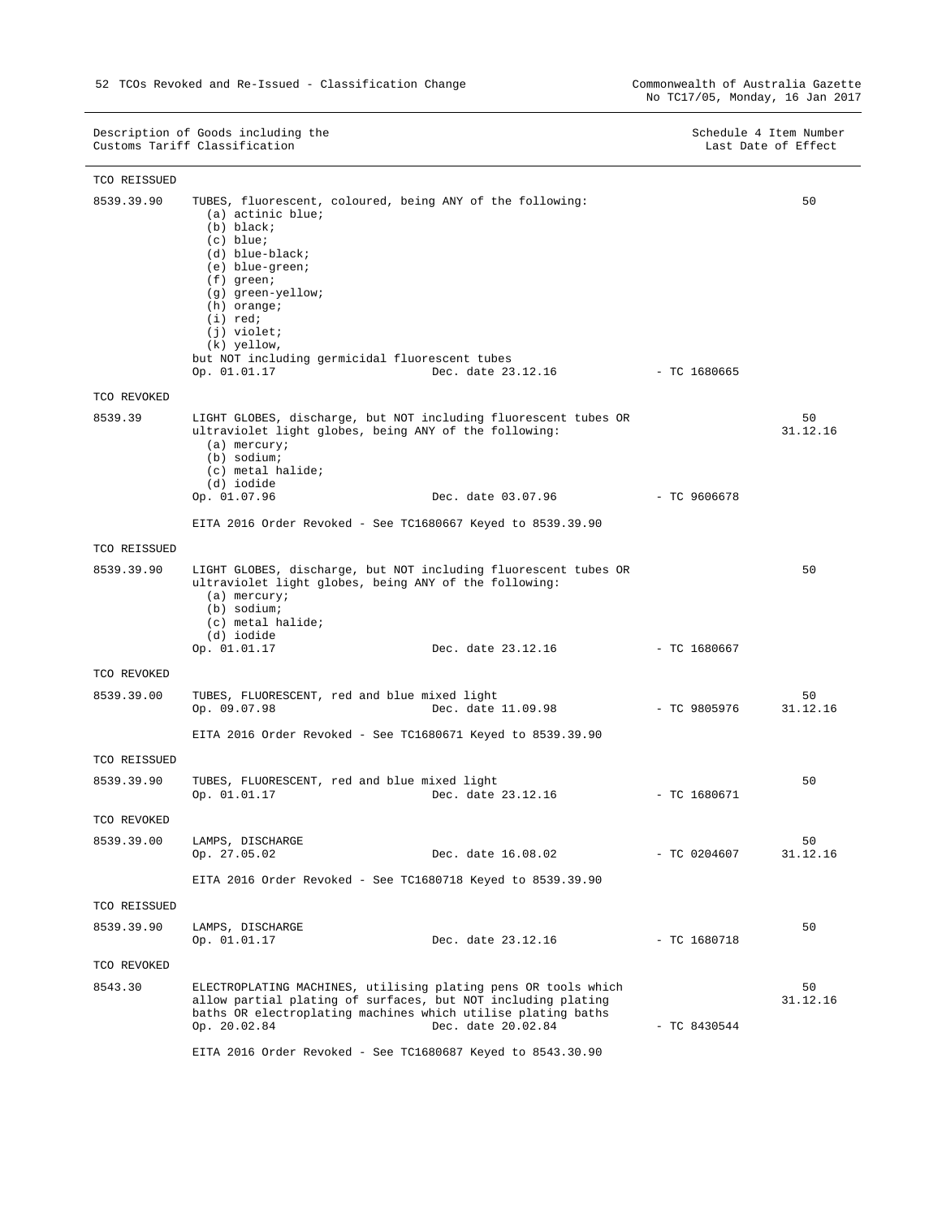| Description of Goods including the Customs Tariff Classification | | | Schedule 4 Item Number Last Date of Effect |
|---|---|---|---|
| TCO REISSUED | | | |
| 8539.39.90 | TUBES, fluorescent, coloured, being ANY of the following:<br>(a) actinic blue;<br>(b) black;<br>(c) blue;<br>(d) blue-black;<br>(e) blue-green;<br>(f) green;<br>(g) green-yellow;<br>(h) orange;<br>(i) red;<br>(j) violet;<br>(k) yellow,<br>but NOT including germicidal fluorescent tubes<br>Op. 01.01.17 Dec. date 23.12.16 | - TC 1680665 | 50 |
| TCO REVOKED | | | |
| 8539.39 | LIGHT GLOBES, discharge, but NOT including fluorescent tubes OR ultraviolet light globes, being ANY of the following:<br>(a) mercury;<br>(b) sodium;<br>(c) metal halide;<br>(d) iodide<br>Op. 01.07.96 Dec. date 03.07.96 | - TC 9606678 | 50<br>31.12.16 |
| | EITA 2016 Order Revoked - See TC1680667 Keyed to 8539.39.90 | | |
| TCO REISSUED | | | |
| 8539.39.90 | LIGHT GLOBES, discharge, but NOT including fluorescent tubes OR ultraviolet light globes, being ANY of the following:<br>(a) mercury;<br>(b) sodium;<br>(c) metal halide;<br>(d) iodide<br>Op. 01.01.17 Dec. date 23.12.16 | - TC 1680667 | 50 |
| TCO REVOKED | | | |
| 8539.39.00 | TUBES, FLUORESCENT, red and blue mixed light<br>Op. 09.07.98 Dec. date 11.09.98 | - TC 9805976 | 50<br>31.12.16 |
| | EITA 2016 Order Revoked - See TC1680671 Keyed to 8539.39.90 | | |
| TCO REISSUED | | | |
| 8539.39.90 | TUBES, FLUORESCENT, red and blue mixed light<br>Op. 01.01.17 Dec. date 23.12.16 | - TC 1680671 | 50 |
| TCO REVOKED | | | |
| 8539.39.00 | LAMPS, DISCHARGE<br>Op. 27.05.02 Dec. date 16.08.02 | - TC 0204607 | 50<br>31.12.16 |
| | EITA 2016 Order Revoked - See TC1680718 Keyed to 8539.39.90 | | |
| TCO REISSUED | | | |
| 8539.39.90 | LAMPS, DISCHARGE<br>Op. 01.01.17 Dec. date 23.12.16 | - TC 1680718 | 50 |
| TCO REVOKED | | | |
| 8543.30 | ELECTROPLATING MACHINES, utilising plating pens OR tools which allow partial plating of surfaces, but NOT including plating baths OR electroplating machines which utilise plating baths<br>Op. 20.02.84 Dec. date 20.02.84 | - TC 8430544 | 50<br>31.12.16 |
| | EITA 2016 Order Revoked - See TC1680687 Keyed to 8543.30.90 | | |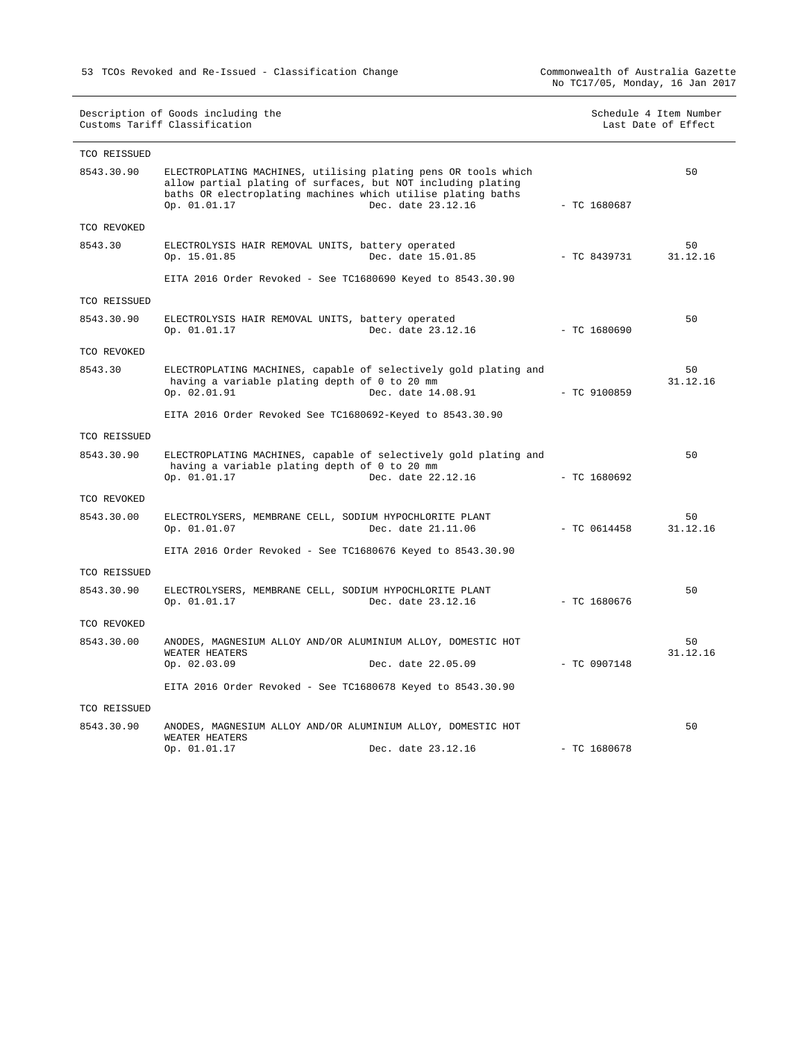| Description of Goods including the Customs Tariff Classification | | | | Schedule 4 Item Number Last Date of Effect |
|---|---|---|---|---|
| TCO REISSUED | | | | |
| 8543.30.90 | ELECTROPLATING MACHINES, utilising plating pens OR tools which allow partial plating of surfaces, but NOT including plating baths OR electroplating machines which utilise plating baths<br>Op. 01.01.17 | Dec. date 23.12.16 | - TC 1680687 | 50 |
| TCO REVOKED | | | | |
| 8543.30 | ELECTROLYSIS HAIR REMOVAL UNITS, battery operated<br>Op. 15.01.85 | Dec. date 15.01.85 | - TC 8439731 | 50<br>31.12.16 |
| | EITA 2016 Order Revoked - See TC1680690 Keyed to 8543.30.90 | | | |
| TCO REISSUED | | | | |
| 8543.30.90 | ELECTROLYSIS HAIR REMOVAL UNITS, battery operated<br>Op. 01.01.17 | Dec. date 23.12.16 | - TC 1680690 | 50 |
| TCO REVOKED | | | | |
| 8543.30 | ELECTROPLATING MACHINES, capable of selectively gold plating and having a variable plating depth of 0 to 20 mm<br>Op. 02.01.91 | Dec. date 14.08.91 | - TC 9100859 | 50<br>31.12.16 |
| | EITA 2016 Order Revoked See TC1680692-Keyed to 8543.30.90 | | | |
| TCO REISSUED | | | | |
| 8543.30.90 | ELECTROPLATING MACHINES, capable of selectively gold plating and having a variable plating depth of 0 to 20 mm<br>Op. 01.01.17 | Dec. date 22.12.16 | - TC 1680692 | 50 |
| TCO REVOKED | | | | |
| 8543.30.00 | ELECTROLYSERS, MEMBRANE CELL, SODIUM HYPOCHLORITE PLANT<br>Op. 01.01.07 | Dec. date 21.11.06 | - TC 0614458 | 50<br>31.12.16 |
| | EITA 2016 Order Revoked - See TC1680676 Keyed to 8543.30.90 | | | |
| TCO REISSUED | | | | |
| 8543.30.90 | ELECTROLYSERS, MEMBRANE CELL, SODIUM HYPOCHLORITE PLANT<br>Op. 01.01.17 | Dec. date 23.12.16 | - TC 1680676 | 50 |
| TCO REVOKED | | | | |
| 8543.30.00 | ANODES, MAGNESIUM ALLOY AND/OR ALUMINIUM ALLOY, DOMESTIC HOT WEATER HEATERS<br>Op. 02.03.09 | Dec. date 22.05.09 | - TC 0907148 | 50<br>31.12.16 |
| | EITA 2016 Order Revoked - See TC1680678 Keyed to 8543.30.90 | | | |
| TCO REISSUED | | | | |
| 8543.30.90 | ANODES, MAGNESIUM ALLOY AND/OR ALUMINIUM ALLOY, DOMESTIC HOT WEATER HEATERS<br>Op. 01.01.17 | Dec. date 23.12.16 | - TC 1680678 | 50 |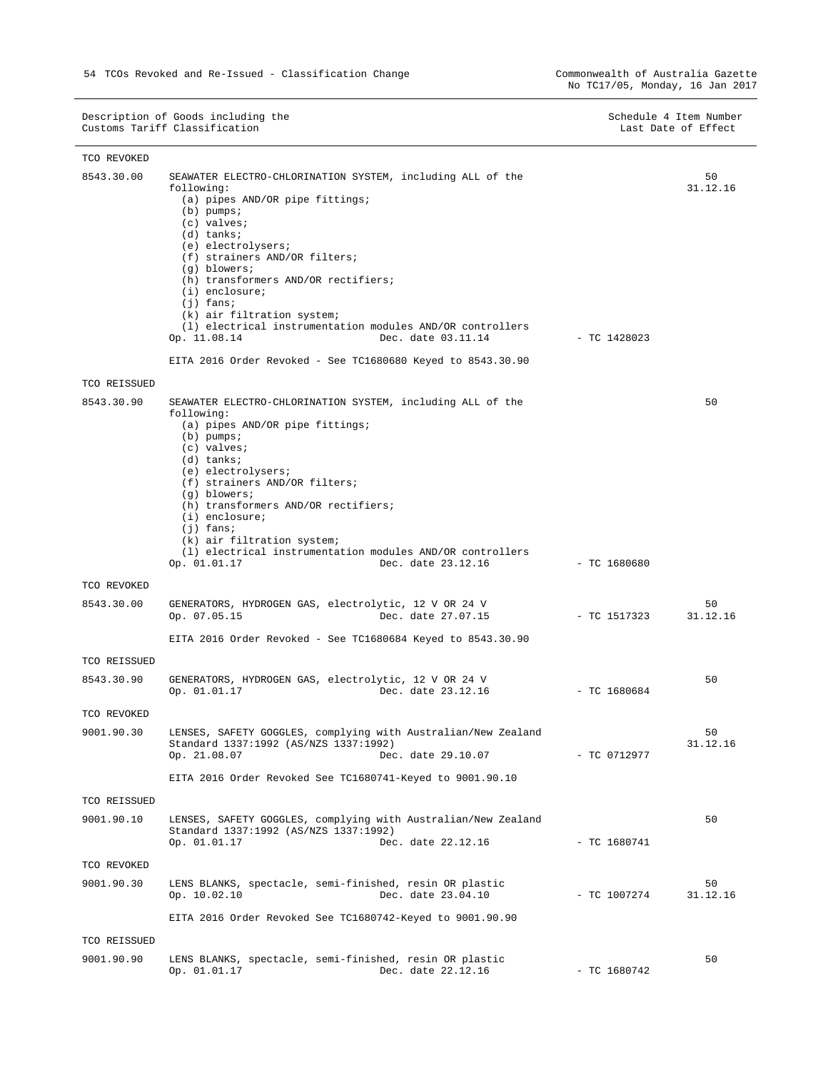| Description of Goods including the Customs Tariff Classification | | | Schedule 4 Item Number Last Date of Effect |
|---|---|---|---|
| TCO REVOKED | | | |
| 8543.30.00 | SEAWATER ELECTRO-CHLORINATION SYSTEM, including ALL of the following:<br>(a) pipes AND/OR pipe fittings;<br>(b) pumps;<br>(c) valves;<br>(d) tanks;<br>(e) electrolysers;<br>(f) strainers AND/OR filters;<br>(g) blowers;<br>(h) transformers AND/OR rectifiers;<br>(i) enclosure;<br>(j) fans;<br>(k) air filtration system;<br>(l) electrical instrumentation modules AND/OR controllers<br>Op. 11.08.14 Dec. date 03.11.14 | - TC 1428023 | 50<br>31.12.16 |
| | EITA 2016 Order Revoked - See TC1680680 Keyed to 8543.30.90 | | |
| TCO REISSUED | | | |
| 8543.30.90 | SEAWATER ELECTRO-CHLORINATION SYSTEM, including ALL of the following:<br>(a) pipes AND/OR pipe fittings;<br>(b) pumps;<br>(c) valves;<br>(d) tanks;<br>(e) electrolysers;<br>(f) strainers AND/OR filters;<br>(g) blowers;<br>(h) transformers AND/OR rectifiers;<br>(i) enclosure;<br>(j) fans;<br>(k) air filtration system;<br>(l) electrical instrumentation modules AND/OR controllers<br>Op. 01.01.17 Dec. date 23.12.16 | - TC 1680680 | 50 |
| TCO REVOKED | | | |
| 8543.30.00 | GENERATORS, HYDROGEN GAS, electrolytic, 12 V OR 24 V<br>Op. 07.05.15 Dec. date 27.07.15 | - TC 1517323 | 50<br>31.12.16 |
| | EITA 2016 Order Revoked - See TC1680684 Keyed to 8543.30.90 | | |
| TCO REISSUED | | | |
| 8543.30.90 | GENERATORS, HYDROGEN GAS, electrolytic, 12 V OR 24 V<br>Op. 01.01.17 Dec. date 23.12.16 | - TC 1680684 | 50 |
| TCO REVOKED | | | |
| 9001.90.30 | LENSES, SAFETY GOGGLES, complying with Australian/New Zealand Standard 1337:1992 (AS/NZS 1337:1992)<br>Op. 21.08.07 Dec. date 29.10.07 | - TC 0712977 | 50<br>31.12.16 |
| | EITA 2016 Order Revoked See TC1680741-Keyed to 9001.90.10 | | |
| TCO REISSUED | | | |
| 9001.90.10 | LENSES, SAFETY GOGGLES, complying with Australian/New Zealand Standard 1337:1992 (AS/NZS 1337:1992)<br>Op. 01.01.17 Dec. date 22.12.16 | - TC 1680741 | 50 |
| TCO REVOKED | | | |
| 9001.90.30 | LENS BLANKS, spectacle, semi-finished, resin OR plastic<br>Op. 10.02.10 Dec. date 23.04.10 | - TC 1007274 | 50<br>31.12.16 |
| | EITA 2016 Order Revoked See TC1680742-Keyed to 9001.90.90 | | |
| TCO REISSUED | | | |
| 9001.90.90 | LENS BLANKS, spectacle, semi-finished, resin OR plastic<br>Op. 01.01.17 Dec. date 22.12.16 | - TC 1680742 | 50 |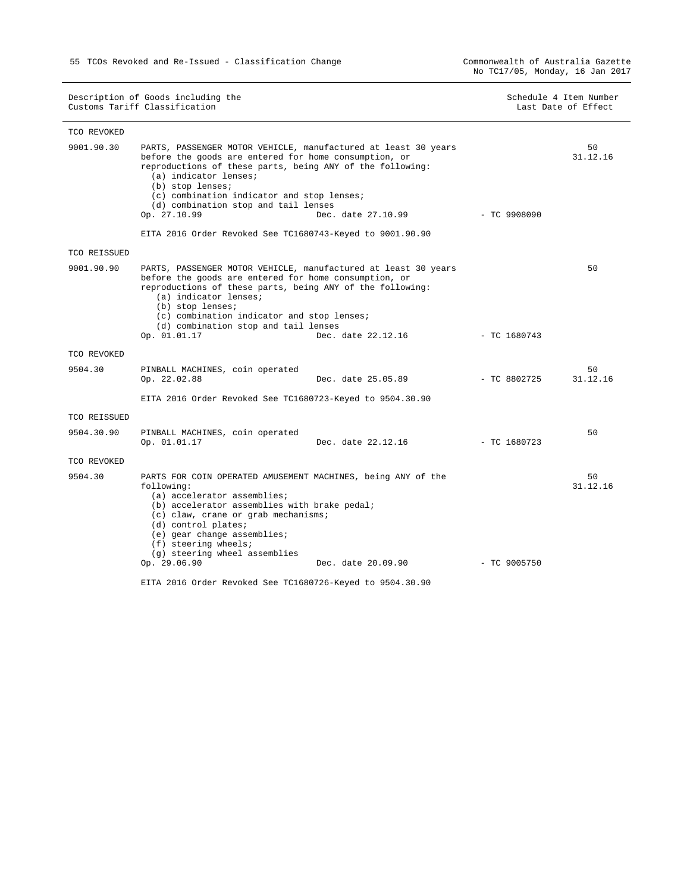| Description of Goods including the Customs Tariff Classification | | | Schedule 4 Item Number Last Date of Effect |
|---|---|---|---|
| TCO REVOKED | | | |
| 9001.90.30 | PARTS, PASSENGER MOTOR VEHICLE, manufactured at least 30 years before the goods are entered for home consumption, or reproductions of these parts, being ANY of the following:<br>(a) indicator lenses;<br>(b) stop lenses;<br>(c) combination indicator and stop lenses;<br>(d) combination stop and tail lenses<br>Op. 27.10.99 Dec. date 27.10.99 | - TC 9908090 | 50<br>31.12.16 |
| | EITA 2016 Order Revoked See TC1680743-Keyed to 9001.90.90 | | |
| TCO REISSUED | | | |
| 9001.90.90 | PARTS, PASSENGER MOTOR VEHICLE, manufactured at least 30 years before the goods are entered for home consumption, or reproductions of these parts, being ANY of the following:<br>(a) indicator lenses;<br>(b) stop lenses;<br>(c) combination indicator and stop lenses;<br>(d) combination stop and tail lenses<br>Op. 01.01.17 Dec. date 22.12.16 | - TC 1680743 | 50 |
| TCO REVOKED | | | |
| 9504.30 | PINBALL MACHINES, coin operated<br>Op. 22.02.88 Dec. date 25.05.89 | - TC 8802725 | 50<br>31.12.16 |
| | EITA 2016 Order Revoked See TC1680723-Keyed to 9504.30.90 | | |
| TCO REISSUED | | | |
| 9504.30.90 | PINBALL MACHINES, coin operated<br>Op. 01.01.17 Dec. date 22.12.16 | - TC 1680723 | 50 |
| TCO REVOKED | | | |
| 9504.30 | PARTS FOR COIN OPERATED AMUSEMENT MACHINES, being ANY of the following:<br>(a) accelerator assemblies;<br>(b) accelerator assemblies with brake pedal;<br>(c) claw, crane or grab mechanisms;<br>(d) control plates;<br>(e) gear change assemblies;<br>(f) steering wheels;<br>(g) steering wheel assemblies<br>Op. 29.06.90 Dec. date 20.09.90 | - TC 9005750 | 50<br>31.12.16 |
| | EITA 2016 Order Revoked See TC1680726-Keyed to 9504.30.90 | | |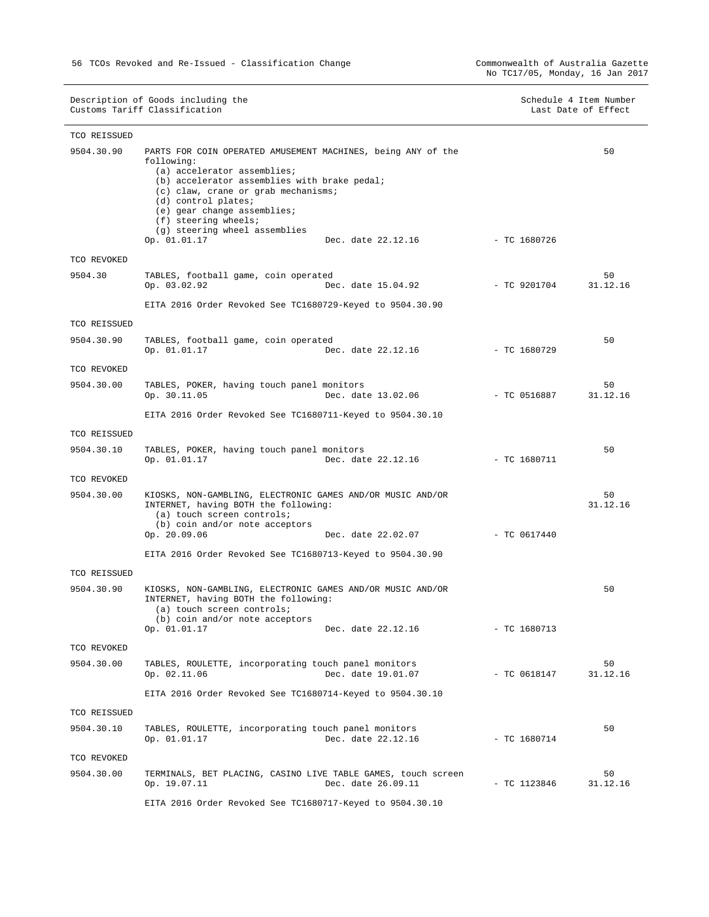| Description of Goods including the Customs Tariff Classification | | | Schedule 4 Item Number Last Date of Effect |
|---|---|---|---|
| TCO REISSUED | | | |
| 9504.30.90 | PARTS FOR COIN OPERATED AMUSEMENT MACHINES, being ANY of the following:<br>(a) accelerator assemblies;<br>(b) accelerator assemblies with brake pedal;<br>(c) claw, crane or grab mechanisms;<br>(d) control plates;<br>(e) gear change assemblies;<br>(f) steering wheels;<br>(g) steering wheel assemblies<br>Op. 01.01.17 Dec. date 22.12.16 | - TC 1680726 | 50 |
| TCO REVOKED | | | |
| 9504.30 | TABLES, football game, coin operated<br>Op. 03.02.92 Dec. date 15.04.92<br><br>EITA 2016 Order Revoked See TC1680729-Keyed to 9504.30.90 | - TC 9201704 | 50<br>31.12.16 |
| TCO REISSUED | | | |
| 9504.30.90 | TABLES, football game, coin operated<br>Op. 01.01.17 Dec. date 22.12.16 | - TC 1680729 | 50 |
| TCO REVOKED | | | |
| 9504.30.00 | TABLES, POKER, having touch panel monitors<br>Op. 30.11.05 Dec. date 13.02.06<br><br>EITA 2016 Order Revoked See TC1680711-Keyed to 9504.30.10 | - TC 0516887 | 50<br>31.12.16 |
| TCO REISSUED | | | |
| 9504.30.10 | TABLES, POKER, having touch panel monitors<br>Op. 01.01.17 Dec. date 22.12.16 | - TC 1680711 | 50 |
| TCO REVOKED | | | |
| 9504.30.00 | KIOSKS, NON-GAMBLING, ELECTRONIC GAMES AND/OR MUSIC AND/OR INTERNET, having BOTH the following:<br>(a) touch screen controls;<br>(b) coin and/or note acceptors<br>Op. 20.09.06 Dec. date 22.02.07<br><br>EITA 2016 Order Revoked See TC1680713-Keyed to 9504.30.90 | - TC 0617440 | 50<br>31.12.16 |
| TCO REISSUED | | | |
| 9504.30.90 | KIOSKS, NON-GAMBLING, ELECTRONIC GAMES AND/OR MUSIC AND/OR INTERNET, having BOTH the following:<br>(a) touch screen controls;<br>(b) coin and/or note acceptors<br>Op. 01.01.17 Dec. date 22.12.16 | - TC 1680713 | 50 |
| TCO REVOKED | | | |
| 9504.30.00 | TABLES, ROULETTE, incorporating touch panel monitors<br>Op. 02.11.06 Dec. date 19.01.07<br><br>EITA 2016 Order Revoked See TC1680714-Keyed to 9504.30.10 | - TC 0618147 | 50<br>31.12.16 |
| TCO REISSUED | | | |
| 9504.30.10 | TABLES, ROULETTE, incorporating touch panel monitors<br>Op. 01.01.17 Dec. date 22.12.16 | - TC 1680714 | 50 |
| TCO REVOKED | | | |
| 9504.30.00 | TERMINALS, BET PLACING, CASINO LIVE TABLE GAMES, touch screen<br>Op. 19.07.11 Dec. date 26.09.11<br><br>EITA 2016 Order Revoked See TC1680717-Keyed to 9504.30.10 | - TC 1123846 | 50<br>31.12.16 |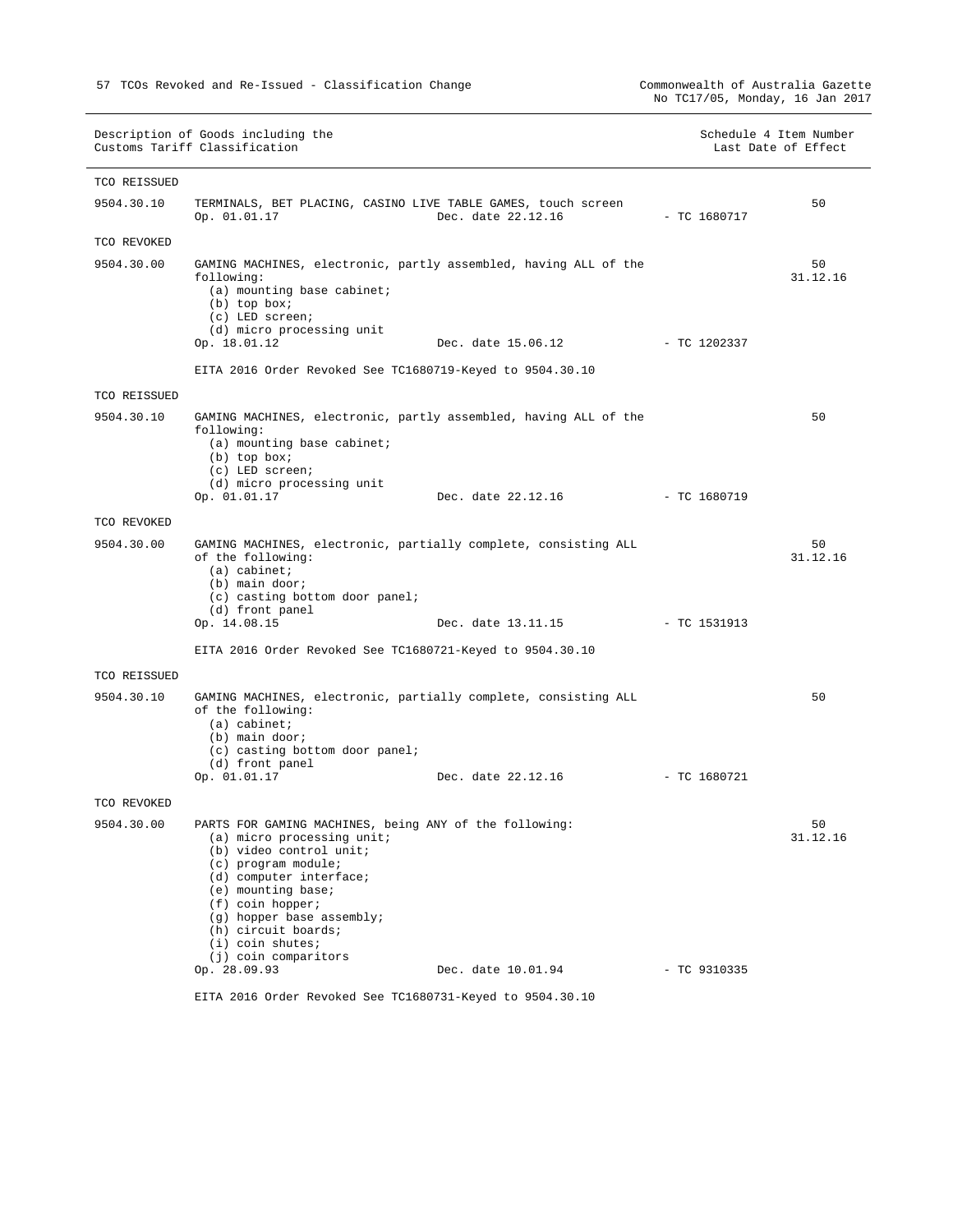| Description of Goods including the Customs Tariff Classification | | | | Schedule 4 Item Number Last Date of Effect |
|---|---|---|---|---|
| TCO REISSUED | | | | |
| 9504.30.10 | TERMINALS, BET PLACING, CASINO LIVE TABLE GAMES, touch screen<br>Op. 01.01.17 | Dec. date 22.12.16 | - TC 1680717 | 50 |
| TCO REVOKED | | | | |
| 9504.30.00 | GAMING MACHINES, electronic, partly assembled, having ALL of the following:<br>(a) mounting base cabinet;<br>(b) top box;<br>(c) LED screen;<br>(d) micro processing unit<br>Op. 18.01.12 | Dec. date 15.06.12 | - TC 1202337 | 50<br>31.12.16 |
| | EITA 2016 Order Revoked See TC1680719-Keyed to 9504.30.10 | | | |
| TCO REISSUED | | | | |
| 9504.30.10 | GAMING MACHINES, electronic, partly assembled, having ALL of the following:<br>(a) mounting base cabinet;<br>(b) top box;<br>(c) LED screen;<br>(d) micro processing unit<br>Op. 01.01.17 | Dec. date 22.12.16 | - TC 1680719 | 50 |
| TCO REVOKED | | | | |
| 9504.30.00 | GAMING MACHINES, electronic, partially complete, consisting ALL of the following:<br>(a) cabinet;<br>(b) main door;<br>(c) casting bottom door panel;<br>(d) front panel<br>Op. 14.08.15 | Dec. date 13.11.15 | - TC 1531913 | 50<br>31.12.16 |
| | EITA 2016 Order Revoked See TC1680721-Keyed to 9504.30.10 | | | |
| TCO REISSUED | | | | |
| 9504.30.10 | GAMING MACHINES, electronic, partially complete, consisting ALL of the following:<br>(a) cabinet;<br>(b) main door;<br>(c) casting bottom door panel;<br>(d) front panel<br>Op. 01.01.17 | Dec. date 22.12.16 | - TC 1680721 | 50 |
| TCO REVOKED | | | | |
| 9504.30.00 | PARTS FOR GAMING MACHINES, being ANY of the following:<br>(a) micro processing unit;<br>(b) video control unit;<br>(c) program module;<br>(d) computer interface;<br>(e) mounting base;<br>(f) coin hopper;<br>(g) hopper base assembly;<br>(h) circuit boards;<br>(i) coin shutes;<br>(j) coin comparitors<br>Op. 28.09.93 | Dec. date 10.01.94 | - TC 9310335 | 50<br>31.12.16 |
| | EITA 2016 Order Revoked See TC1680731-Keyed to 9504.30.10 | | | |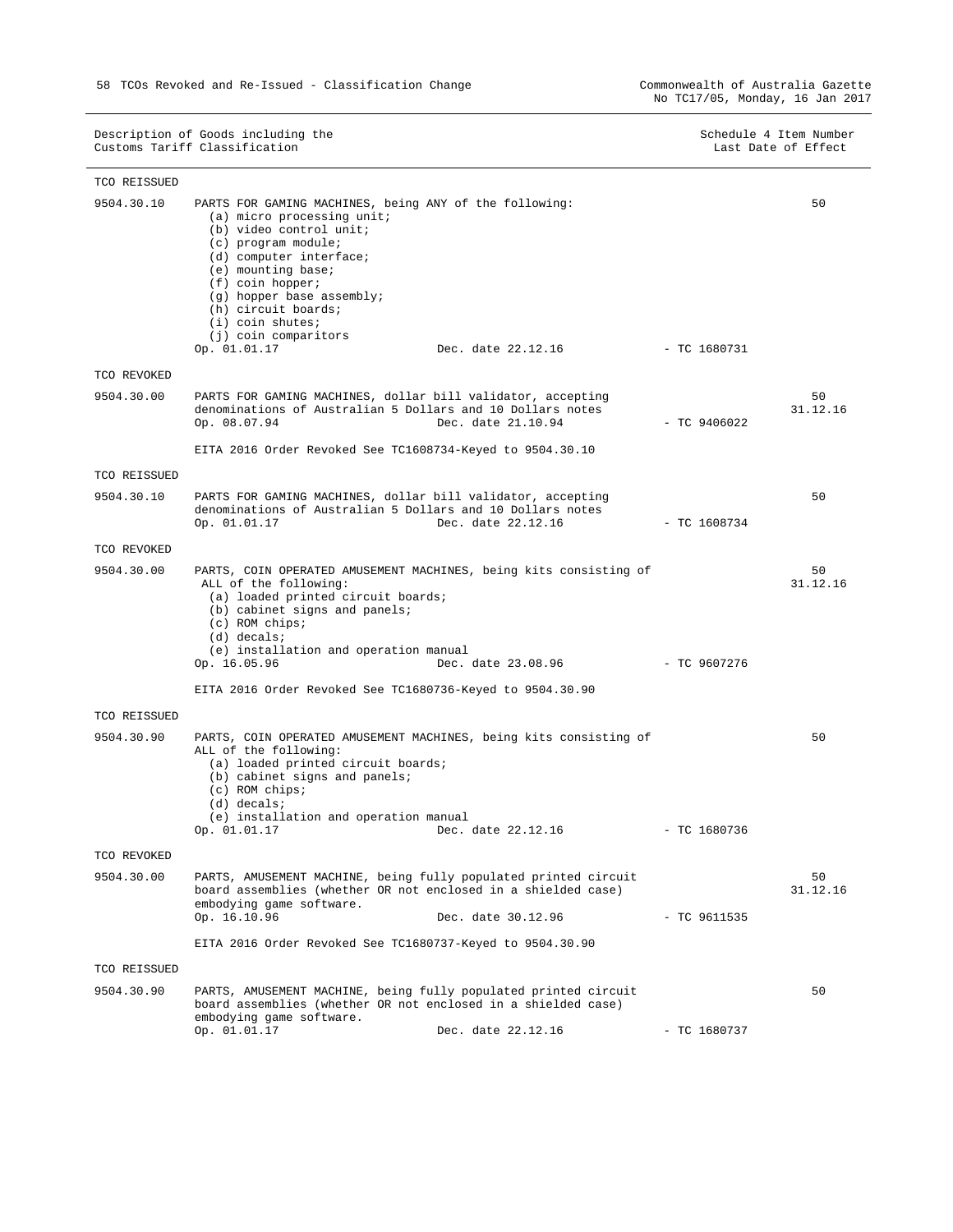| Description of Goods including the Customs Tariff Classification | | | Schedule 4 Item Number Last Date of Effect |
|---|---|---|---|
| TCO REISSUED | | | |
| 9504.30.10 | PARTS FOR GAMING MACHINES, being ANY of the following:<br>(a) micro processing unit;<br>(b) video control unit;<br>(c) program module;<br>(d) computer interface;<br>(e) mounting base;<br>(f) coin hopper;<br>(g) hopper base assembly;<br>(h) circuit boards;<br>(i) coin shutes;<br>(j) coin comparitors<br>Op. 01.01.17 Dec. date 22.12.16 | - TC 1680731 | 50 |
| TCO REVOKED | | | |
| 9504.30.00 | PARTS FOR GAMING MACHINES, dollar bill validator, accepting denominations of Australian 5 Dollars and 10 Dollars notes<br>Op. 08.07.94 Dec. date 21.10.94<br><br>EITA 2016 Order Revoked See TC1608734-Keyed to 9504.30.10 | - TC 9406022 | 50<br>31.12.16 |
| TCO REISSUED | | | |
| 9504.30.10 | PARTS FOR GAMING MACHINES, dollar bill validator, accepting denominations of Australian 5 Dollars and 10 Dollars notes<br>Op. 01.01.17 Dec. date 22.12.16 | - TC 1608734 | 50 |
| TCO REVOKED | | | |
| 9504.30.00 | PARTS, COIN OPERATED AMUSEMENT MACHINES, being kits consisting of ALL of the following:<br>(a) loaded printed circuit boards;<br>(b) cabinet signs and panels;<br>(c) ROM chips;<br>(d) decals;<br>(e) installation and operation manual<br>Op. 16.05.96 Dec. date 23.08.96<br><br>EITA 2016 Order Revoked See TC1680736-Keyed to 9504.30.90 | - TC 9607276 | 50<br>31.12.16 |
| TCO REISSUED | | | |
| 9504.30.90 | PARTS, COIN OPERATED AMUSEMENT MACHINES, being kits consisting of ALL of the following:<br>(a) loaded printed circuit boards;<br>(b) cabinet signs and panels;<br>(c) ROM chips;<br>(d) decals;<br>(e) installation and operation manual<br>Op. 01.01.17 Dec. date 22.12.16 | - TC 1680736 | 50 |
| TCO REVOKED | | | |
| 9504.30.00 | PARTS, AMUSEMENT MACHINE, being fully populated printed circuit board assemblies (whether OR not enclosed in a shielded case) embodying game software.<br>Op. 16.10.96 Dec. date 30.12.96<br><br>EITA 2016 Order Revoked See TC1680737-Keyed to 9504.30.90 | - TC 9611535 | 50<br>31.12.16 |
| TCO REISSUED | | | |
| 9504.30.90 | PARTS, AMUSEMENT MACHINE, being fully populated printed circuit board assemblies (whether OR not enclosed in a shielded case) embodying game software.<br>Op. 01.01.17 Dec. date 22.12.16 | - TC 1680737 | 50 |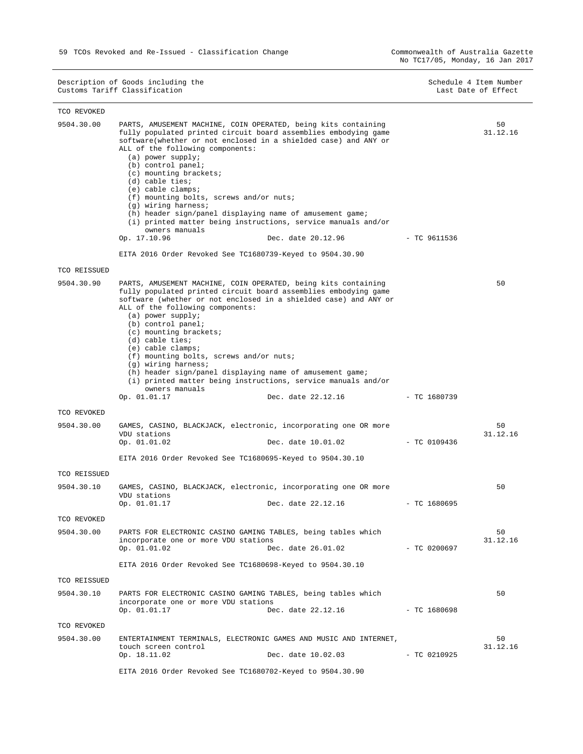| Description of Goods including the Customs Tariff Classification | | | Schedule 4 Item Number Last Date of Effect |
|---|---|---|---|

TCO REVOKED

9504.30.00 PARTS, AMUSEMENT MACHINE, COIN OPERATED, being kits containing fully populated printed circuit board assemblies embodying game software(whether or not enclosed in a shielded case) and ANY or ALL of the following components:

(a) power supply;
(b) control panel;
(c) mounting brackets;
(d) cable ties;
(e) cable clamps;
(f) mounting bolts, screws and/or nuts;
(g) wiring harness;
(h) header sign/panel displaying name of amusement game;
(i) printed matter being instructions, service manuals and/or owners manuals

Op. 17.10.96 Dec. date 20.12.96 - TC 9611536 — 50, 31.12.16

EITA 2016 Order Revoked See TC1680739-Keyed to 9504.30.90

TCO REISSUED

9504.30.90 PARTS, AMUSEMENT MACHINE, COIN OPERATED, being kits containing fully populated printed circuit board assemblies embodying game software (whether or not enclosed in a shielded case) and ANY or ALL of the following components:

(a) power supply;
(b) control panel;
(c) mounting brackets;
(d) cable ties;
(e) cable clamps;
(f) mounting bolts, screws and/or nuts;
(g) wiring harness;
(h) header sign/panel displaying name of amusement game;
(i) printed matter being instructions, service manuals and/or owners manuals

Op. 01.01.17 Dec. date 22.12.16 - TC 1680739 — 50

TCO REVOKED

9504.30.00 GAMES, CASINO, BLACKJACK, electronic, incorporating one OR more VDU stations

Op. 01.01.02 Dec. date 10.01.02 - TC 0109436 — 50, 31.12.16

EITA 2016 Order Revoked See TC1680695-Keyed to 9504.30.10

TCO REISSUED

9504.30.10 GAMES, CASINO, BLACKJACK, electronic, incorporating one OR more VDU stations

Op. 01.01.17 Dec. date 22.12.16 - TC 1680695 — 50

TCO REVOKED

9504.30.00 PARTS FOR ELECTRONIC CASINO GAMING TABLES, being tables which incorporate one or more VDU stations

Op. 01.01.02 Dec. date 26.01.02 - TC 0200697 — 50, 31.12.16

EITA 2016 Order Revoked See TC1680698-Keyed to 9504.30.10

TCO REISSUED

9504.30.10 PARTS FOR ELECTRONIC CASINO GAMING TABLES, being tables which incorporate one or more VDU stations

Op. 01.01.17 Dec. date 22.12.16 - TC 1680698 — 50

TCO REVOKED

9504.30.00 ENTERTAINMENT TERMINALS, ELECTRONIC GAMES AND MUSIC AND INTERNET, touch screen control

Op. 18.11.02 Dec. date 10.02.03 - TC 0210925 — 50, 31.12.16

EITA 2016 Order Revoked See TC1680702-Keyed to 9504.30.90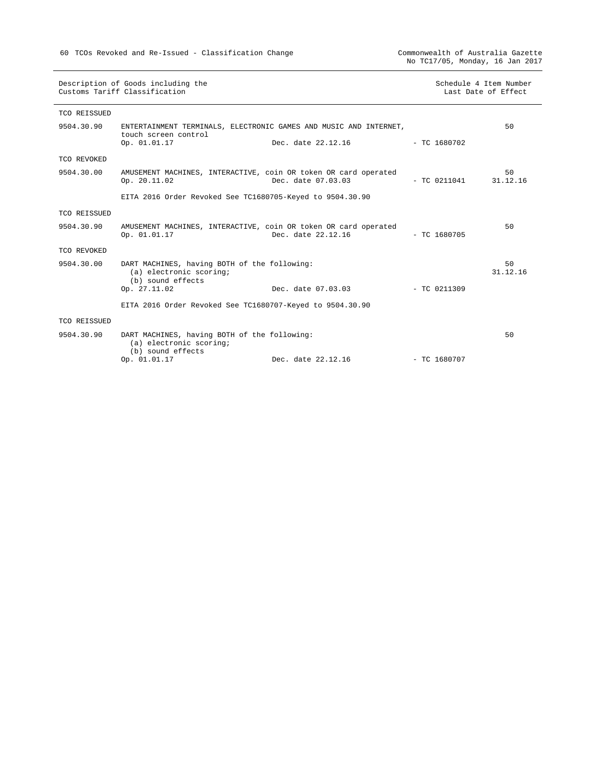| Description of Goods including the Customs Tariff Classification | | | | Schedule 4 Item Number Last Date of Effect |
|---|---|---|---|---|
| TCO REISSUED | | | | |
| 9504.30.90 | ENTERTAINMENT TERMINALS, ELECTRONIC GAMES AND MUSIC AND INTERNET, touch screen control | | | 50 |
| | Op. 01.01.17 | Dec. date 22.12.16 | - TC 1680702 | |
| TCO REVOKED | | | | |
| 9504.30.00 | AMUSEMENT MACHINES, INTERACTIVE, coin OR token OR card operated | | | 50 |
| | Op. 20.11.02 | Dec. date 07.03.03 | - TC 0211041 | 31.12.16 |
| | EITA 2016 Order Revoked See TC1680705-Keyed to 9504.30.90 | | | |
| TCO REISSUED | | | | |
| 9504.30.90 | AMUSEMENT MACHINES, INTERACTIVE, coin OR token OR card operated | | | 50 |
| | Op. 01.01.17 | Dec. date 22.12.16 | - TC 1680705 | |
| TCO REVOKED | | | | |
| 9504.30.00 | DART MACHINES, having BOTH of the following:<br>(a) electronic scoring;<br>(b) sound effects | | | 50<br>31.12.16 |
| | Op. 27.11.02 | Dec. date 07.03.03 | - TC 0211309 | |
| | EITA 2016 Order Revoked See TC1680707-Keyed to 9504.30.90 | | | |
| TCO REISSUED | | | | |
| 9504.30.90 | DART MACHINES, having BOTH of the following:<br>(a) electronic scoring;<br>(b) sound effects | | | 50 |
| | Op. 01.01.17 | Dec. date 22.12.16 | - TC 1680707 | |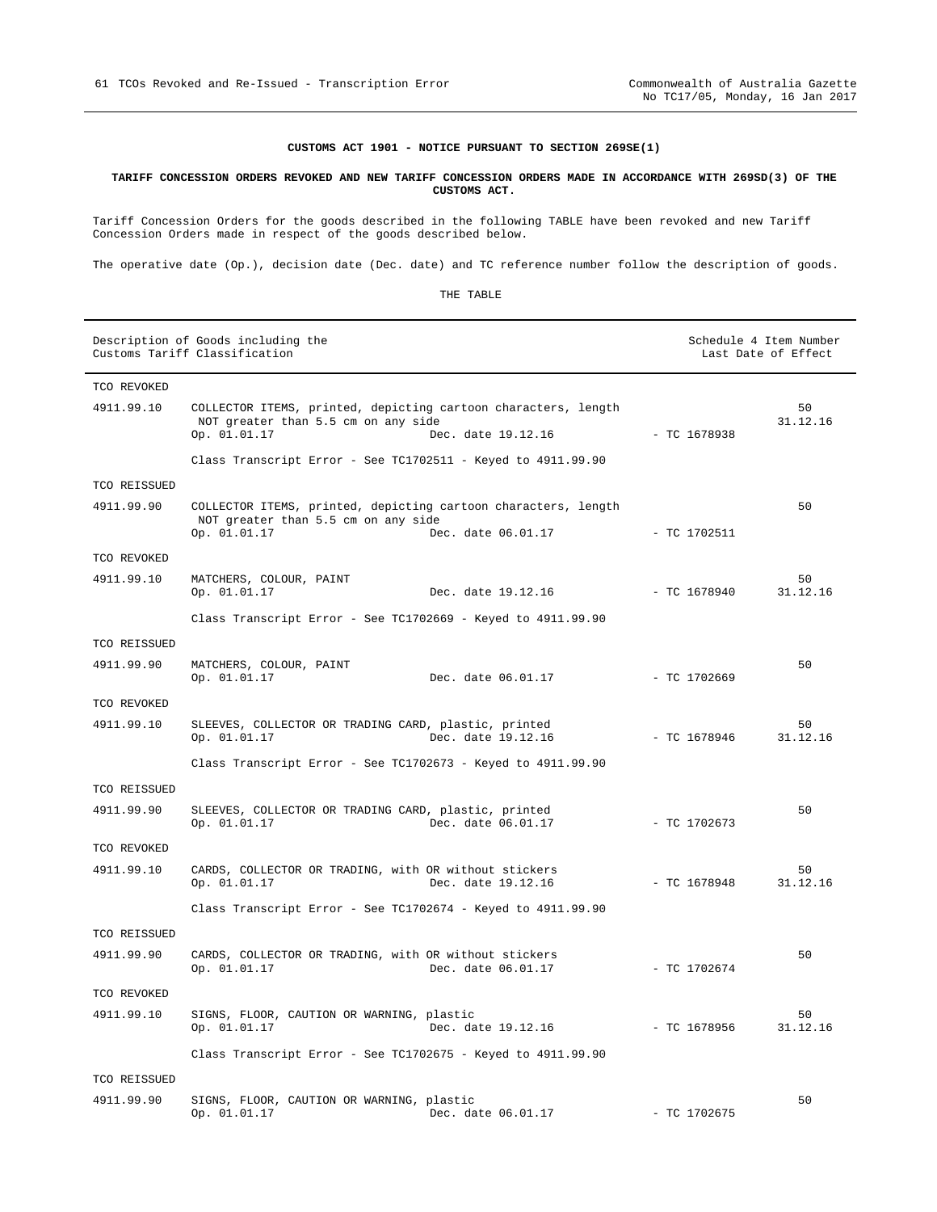**CUSTOMS ACT 1901 - NOTICE PURSUANT TO SECTION 269SE(1)**

**TARIFF CONCESSION ORDERS REVOKED AND NEW TARIFF CONCESSION ORDERS MADE IN ACCORDANCE WITH 269SD(3) OF THE CUSTOMS ACT.**

Tariff Concession Orders for the goods described in the following TABLE have been revoked and new Tariff Concession Orders made in respect of the goods described below.

The operative date (Op.), decision date (Dec. date) and TC reference number follow the description of goods.

THE TABLE

| Description of Goods including the Customs Tariff Classification | | | | Schedule 4 Item Number Last Date of Effect |
|---|---|---|---|---|
| TCO REVOKED | | | | |
| 4911.99.10 | COLLECTOR ITEMS, printed, depicting cartoon characters, length NOT greater than 5.5 cm on any side<br>Op. 01.01.17 | Dec. date 19.12.16 | - TC 1678938 | 50<br>31.12.16 |
| | Class Transcript Error - See TC1702511 - Keyed to 4911.99.90 | | | |
| TCO REISSUED | | | | |
| 4911.99.90 | COLLECTOR ITEMS, printed, depicting cartoon characters, length NOT greater than 5.5 cm on any side<br>Op. 01.01.17 | Dec. date 06.01.17 | - TC 1702511 | 50 |
| TCO REVOKED | | | | |
| 4911.99.10 | MATCHERS, COLOUR, PAINT<br>Op. 01.01.17 | Dec. date 19.12.16 | - TC 1678940 | 50<br>31.12.16 |
| | Class Transcript Error - See TC1702669 - Keyed to 4911.99.90 | | | |
| TCO REISSUED | | | | |
| 4911.99.90 | MATCHERS, COLOUR, PAINT<br>Op. 01.01.17 | Dec. date 06.01.17 | - TC 1702669 | 50 |
| TCO REVOKED | | | | |
| 4911.99.10 | SLEEVES, COLLECTOR OR TRADING CARD, plastic, printed<br>Op. 01.01.17 | Dec. date 19.12.16 | - TC 1678946 | 50<br>31.12.16 |
| | Class Transcript Error - See TC1702673 - Keyed to 4911.99.90 | | | |
| TCO REISSUED | | | | |
| 4911.99.90 | SLEEVES, COLLECTOR OR TRADING CARD, plastic, printed<br>Op. 01.01.17 | Dec. date 06.01.17 | - TC 1702673 | 50 |
| TCO REVOKED | | | | |
| 4911.99.10 | CARDS, COLLECTOR OR TRADING, with OR without stickers<br>Op. 01.01.17 | Dec. date 19.12.16 | - TC 1678948 | 50<br>31.12.16 |
| | Class Transcript Error - See TC1702674 - Keyed to 4911.99.90 | | | |
| TCO REISSUED | | | | |
| 4911.99.90 | CARDS, COLLECTOR OR TRADING, with OR without stickers<br>Op. 01.01.17 | Dec. date 06.01.17 | - TC 1702674 | 50 |
| TCO REVOKED | | | | |
| 4911.99.10 | SIGNS, FLOOR, CAUTION OR WARNING, plastic<br>Op. 01.01.17 | Dec. date 19.12.16 | - TC 1678956 | 50<br>31.12.16 |
| | Class Transcript Error - See TC1702675 - Keyed to 4911.99.90 | | | |
| TCO REISSUED | | | | |
| 4911.99.90 | SIGNS, FLOOR, CAUTION OR WARNING, plastic<br>Op. 01.01.17 | Dec. date 06.01.17 | - TC 1702675 | 50 |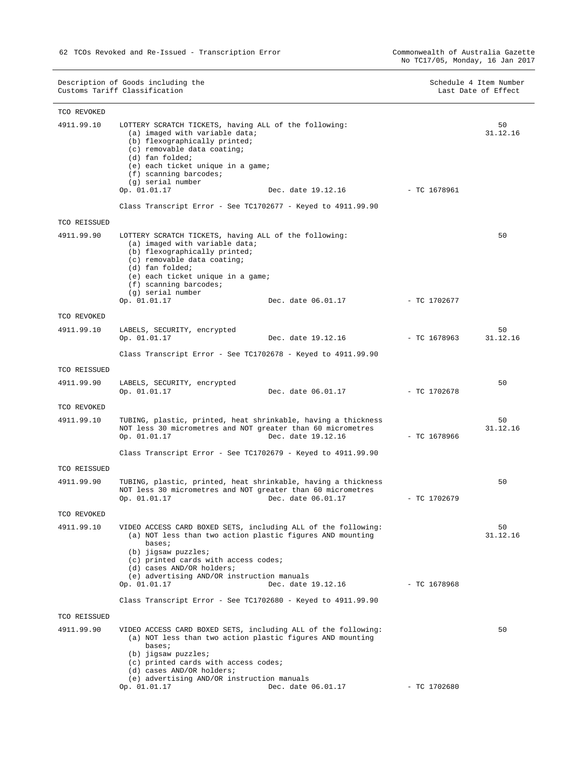| Description of Goods including the Customs Tariff Classification | | | | Schedule 4 Item Number Last Date of Effect |
|---|---|---|---|---|
| TCO REVOKED | | | | |
| 4911.99.10 | LOTTERY SCRATCH TICKETS, having ALL of the following:<br>(a) imaged with variable data;<br>(b) flexographically printed;<br>(c) removable data coating;<br>(d) fan folded;<br>(e) each ticket unique in a game;<br>(f) scanning barcodes;<br>(g) serial number<br>Op. 01.01.17 | Dec. date 19.12.16 | - TC 1678961 | 50<br>31.12.16 |
| | Class Transcript Error - See TC1702677 - Keyed to 4911.99.90 | | | |
| TCO REISSUED | | | | |
| 4911.99.90 | LOTTERY SCRATCH TICKETS, having ALL of the following:<br>(a) imaged with variable data;<br>(b) flexographically printed;<br>(c) removable data coating;<br>(d) fan folded;<br>(e) each ticket unique in a game;<br>(f) scanning barcodes;<br>(g) serial number<br>Op. 01.01.17 | Dec. date 06.01.17 | - TC 1702677 | 50 |
| TCO REVOKED | | | | |
| 4911.99.10 | LABELS, SECURITY, encrypted<br>Op. 01.01.17 | Dec. date 19.12.16 | - TC 1678963 | 50<br>31.12.16 |
| | Class Transcript Error - See TC1702678 - Keyed to 4911.99.90 | | | |
| TCO REISSUED | | | | |
| 4911.99.90 | LABELS, SECURITY, encrypted<br>Op. 01.01.17 | Dec. date 06.01.17 | - TC 1702678 | 50 |
| TCO REVOKED | | | | |
| 4911.99.10 | TUBING, plastic, printed, heat shrinkable, having a thickness NOT less 30 micrometres and NOT greater than 60 micrometres<br>Op. 01.01.17 | Dec. date 19.12.16 | - TC 1678966 | 50<br>31.12.16 |
| | Class Transcript Error - See TC1702679 - Keyed to 4911.99.90 | | | |
| TCO REISSUED | | | | |
| 4911.99.90 | TUBING, plastic, printed, heat shrinkable, having a thickness NOT less 30 micrometres and NOT greater than 60 micrometres<br>Op. 01.01.17 | Dec. date 06.01.17 | - TC 1702679 | 50 |
| TCO REVOKED | | | | |
| 4911.99.10 | VIDEO ACCESS CARD BOXED SETS, including ALL of the following:<br>(a) NOT less than two action plastic figures AND mounting bases;<br>(b) jigsaw puzzles;<br>(c) printed cards with access codes;<br>(d) cases AND/OR holders;<br>(e) advertising AND/OR instruction manuals<br>Op. 01.01.17 | Dec. date 19.12.16 | - TC 1678968 | 50<br>31.12.16 |
| | Class Transcript Error - See TC1702680 - Keyed to 4911.99.90 | | | |
| TCO REISSUED | | | | |
| 4911.99.90 | VIDEO ACCESS CARD BOXED SETS, including ALL of the following:<br>(a) NOT less than two action plastic figures AND mounting bases;<br>(b) jigsaw puzzles;<br>(c) printed cards with access codes;<br>(d) cases AND/OR holders;<br>(e) advertising AND/OR instruction manuals<br>Op. 01.01.17 | Dec. date 06.01.17 | - TC 1702680 | 50 |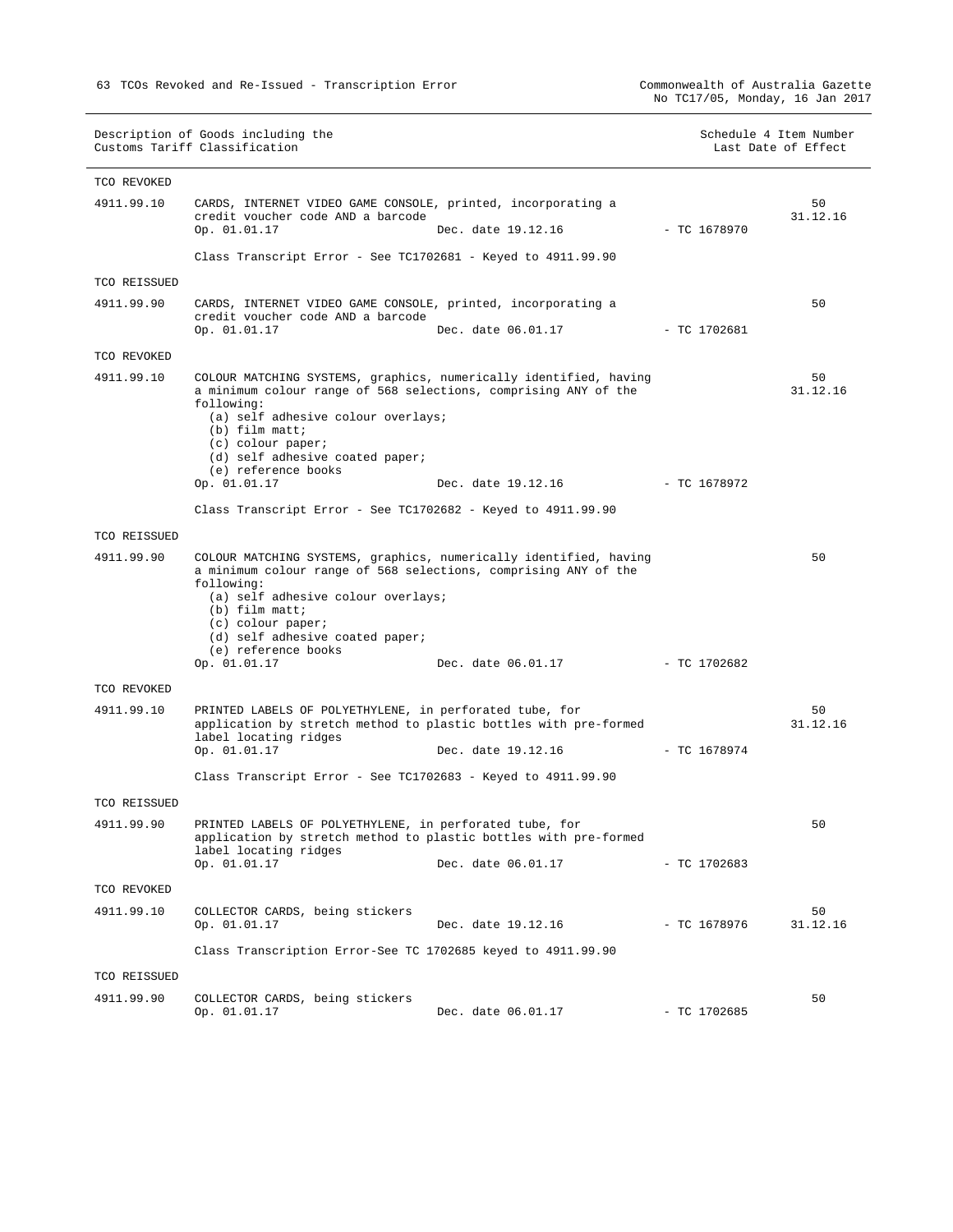| Description of Goods including the Customs Tariff Classification | | | Schedule 4 Item Number Last Date of Effect |
|---|---|---|---|
| TCO REVOKED | | | |
| 4911.99.10 | CARDS, INTERNET VIDEO GAME CONSOLE, printed, incorporating a credit voucher code AND a barcode<br>Op. 01.01.17 Dec. date 19.12.16 | - TC 1678970 | 50<br>31.12.16 |
| | Class Transcript Error - See TC1702681 - Keyed to 4911.99.90 | | |
| TCO REISSUED | | | |
| 4911.99.90 | CARDS, INTERNET VIDEO GAME CONSOLE, printed, incorporating a credit voucher code AND a barcode<br>Op. 01.01.17 Dec. date 06.01.17 | - TC 1702681 | 50 |
| TCO REVOKED | | | |
| 4911.99.10 | COLOUR MATCHING SYSTEMS, graphics, numerically identified, having a minimum colour range of 568 selections, comprising ANY of the following:<br>(a) self adhesive colour overlays;<br>(b) film matt;<br>(c) colour paper;<br>(d) self adhesive coated paper;<br>(e) reference books<br>Op. 01.01.17 Dec. date 19.12.16 | - TC 1678972 | 50<br>31.12.16 |
| | Class Transcript Error - See TC1702682 - Keyed to 4911.99.90 | | |
| TCO REISSUED | | | |
| 4911.99.90 | COLOUR MATCHING SYSTEMS, graphics, numerically identified, having a minimum colour range of 568 selections, comprising ANY of the following:<br>(a) self adhesive colour overlays;<br>(b) film matt;<br>(c) colour paper;<br>(d) self adhesive coated paper;<br>(e) reference books<br>Op. 01.01.17 Dec. date 06.01.17 | - TC 1702682 | 50 |
| TCO REVOKED | | | |
| 4911.99.10 | PRINTED LABELS OF POLYETHYLENE, in perforated tube, for application by stretch method to plastic bottles with pre-formed label locating ridges<br>Op. 01.01.17 Dec. date 19.12.16 | - TC 1678974 | 50<br>31.12.16 |
| | Class Transcript Error - See TC1702683 - Keyed to 4911.99.90 | | |
| TCO REISSUED | | | |
| 4911.99.90 | PRINTED LABELS OF POLYETHYLENE, in perforated tube, for application by stretch method to plastic bottles with pre-formed label locating ridges<br>Op. 01.01.17 Dec. date 06.01.17 | - TC 1702683 | 50 |
| TCO REVOKED | | | |
| 4911.99.10 | COLLECTOR CARDS, being stickers<br>Op. 01.01.17 Dec. date 19.12.16 | - TC 1678976 | 50<br>31.12.16 |
| | Class Transcription Error-See TC 1702685 keyed to 4911.99.90 | | |
| TCO REISSUED | | | |
| 4911.99.90 | COLLECTOR CARDS, being stickers<br>Op. 01.01.17 Dec. date 06.01.17 | - TC 1702685 | 50 |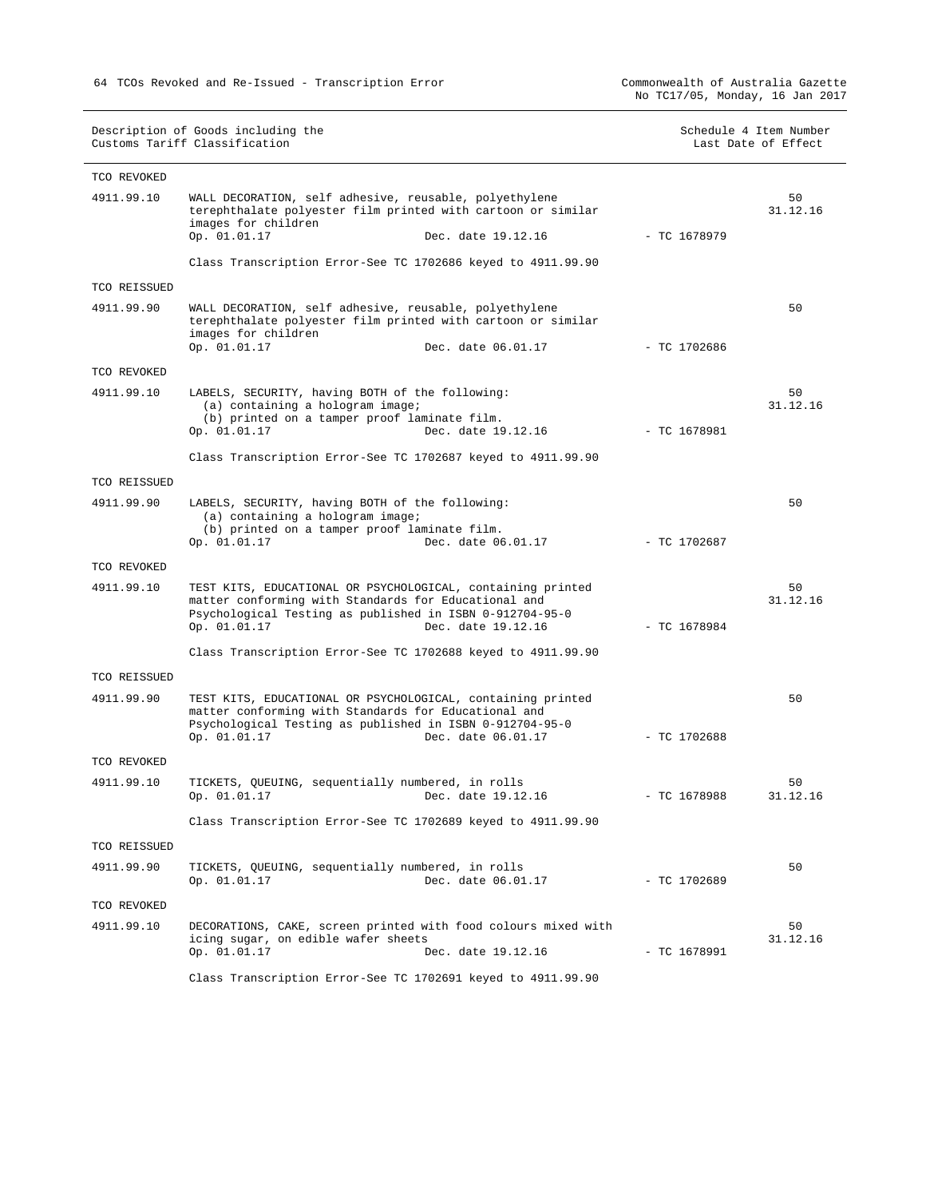| Description of Goods including the Customs Tariff Classification | | | | Schedule 4 Item Number Last Date of Effect |
|---|---|---|---|---|
| TCO REVOKED | | | | |
| 4911.99.10 | WALL DECORATION, self adhesive, reusable, polyethylene terephthalate polyester film printed with cartoon or similar images for children | | | 50 31.12.16 |
| | Op. 01.01.17 | Dec. date 19.12.16 | - TC 1678979 | |
| | Class Transcription Error-See TC 1702686 keyed to 4911.99.90 | | | |
| TCO REISSUED | | | | |
| 4911.99.90 | WALL DECORATION, self adhesive, reusable, polyethylene terephthalate polyester film printed with cartoon or similar images for children | | | 50 |
| | Op. 01.01.17 | Dec. date 06.01.17 | - TC 1702686 | |
| TCO REVOKED | | | | |
| 4911.99.10 | LABELS, SECURITY, having BOTH of the following: (a) containing a hologram image; (b) printed on a tamper proof laminate film. | | | 50 31.12.16 |
| | Op. 01.01.17 | Dec. date 19.12.16 | - TC 1678981 | |
| | Class Transcription Error-See TC 1702687 keyed to 4911.99.90 | | | |
| TCO REISSUED | | | | |
| 4911.99.90 | LABELS, SECURITY, having BOTH of the following: (a) containing a hologram image; (b) printed on a tamper proof laminate film. | | | 50 |
| | Op. 01.01.17 | Dec. date 06.01.17 | - TC 1702687 | |
| TCO REVOKED | | | | |
| 4911.99.10 | TEST KITS, EDUCATIONAL OR PSYCHOLOGICAL, containing printed matter conforming with Standards for Educational and Psychological Testing as published in ISBN 0-912704-95-0 | | | 50 31.12.16 |
| | Op. 01.01.17 | Dec. date 19.12.16 | - TC 1678984 | |
| | Class Transcription Error-See TC 1702688 keyed to 4911.99.90 | | | |
| TCO REISSUED | | | | |
| 4911.99.90 | TEST KITS, EDUCATIONAL OR PSYCHOLOGICAL, containing printed matter conforming with Standards for Educational and Psychological Testing as published in ISBN 0-912704-95-0 | | | 50 |
| | Op. 01.01.17 | Dec. date 06.01.17 | - TC 1702688 | |
| TCO REVOKED | | | | |
| 4911.99.10 | TICKETS, QUEUING, sequentially numbered, in rolls | | | 50 |
| | Op. 01.01.17 | Dec. date 19.12.16 | - TC 1678988 | 31.12.16 |
| | Class Transcription Error-See TC 1702689 keyed to 4911.99.90 | | | |
| TCO REISSUED | | | | |
| 4911.99.90 | TICKETS, QUEUING, sequentially numbered, in rolls | | | 50 |
| | Op. 01.01.17 | Dec. date 06.01.17 | - TC 1702689 | |
| TCO REVOKED | | | | |
| 4911.99.10 | DECORATIONS, CAKE, screen printed with food colours mixed with icing sugar, on edible wafer sheets | | | 50 31.12.16 |
| | Op. 01.01.17 | Dec. date 19.12.16 | - TC 1678991 | |
| | Class Transcription Error-See TC 1702691 keyed to 4911.99.90 | | | |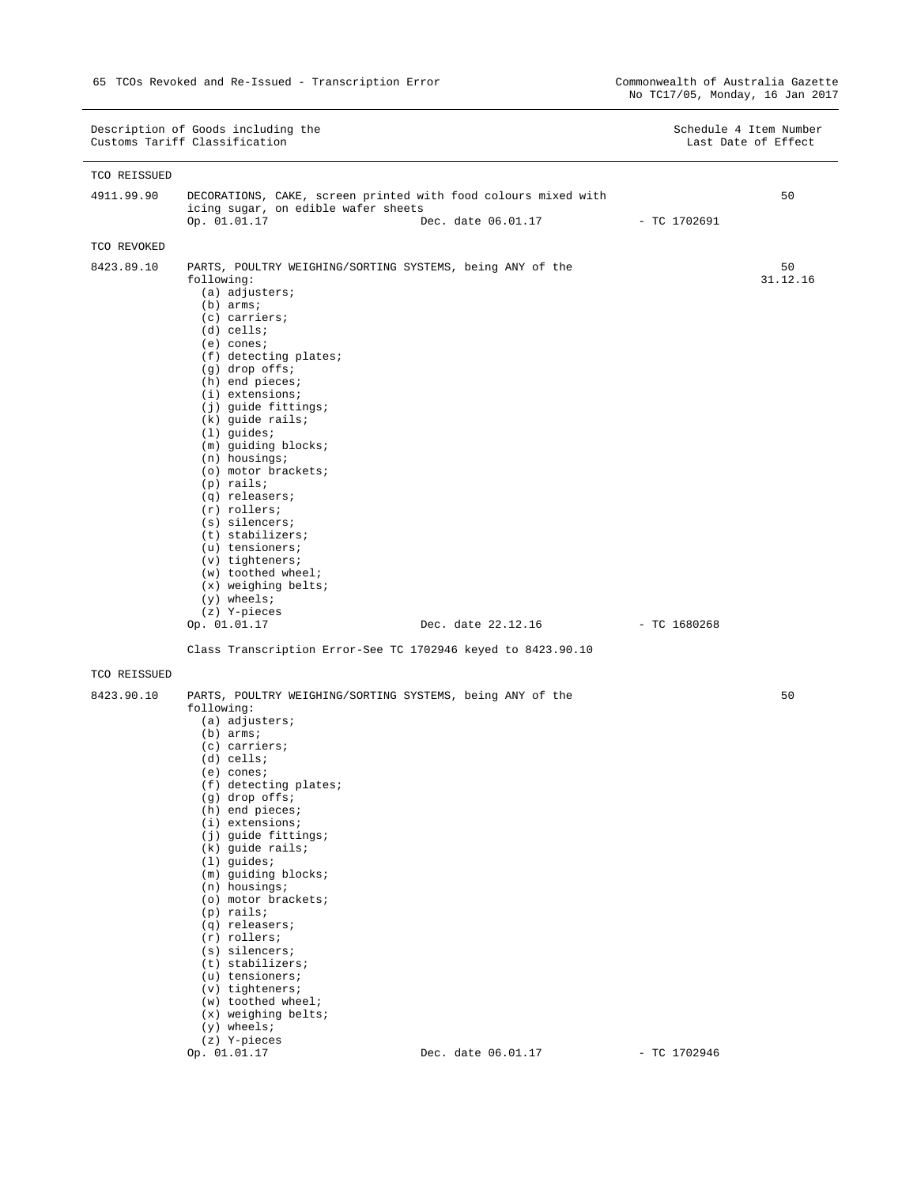| Description of Goods including the Customs Tariff Classification | | | Schedule 4 Item Number Last Date of Effect |
|---|---|---|---|

**TCO REISSUED**

4911.99.90 DECORATIONS, CAKE, screen printed with food colours mixed with icing sugar, on edible wafer sheets — 50

Op. 01.01.17 Dec. date 06.01.17 - TC 1702691

**TCO REVOKED**

8423.89.10 PARTS, POULTRY WEIGHING/SORTING SYSTEMS, being ANY of the following: — 50, 31.12.16

- (a) adjusters;
- (b) arms;
- (c) carriers;
- (d) cells;
- (e) cones;
- (f) detecting plates;
- (g) drop offs;
- (h) end pieces;
- (i) extensions;
- (j) guide fittings;
- (k) guide rails;
- (l) guides;
- (m) guiding blocks;
- (n) housings;
- (o) motor brackets;
- (p) rails;
- (q) releasers;
- (r) rollers;
- (s) silencers;
- (t) stabilizers;
- (u) tensioners;
- (v) tighteners;
- (w) toothed wheel;
- (x) weighing belts;
- (y) wheels;
- (z) Y-pieces

Op. 01.01.17 Dec. date 22.12.16 - TC 1680268

Class Transcription Error-See TC 1702946 keyed to 8423.90.10

**TCO REISSUED**

8423.90.10 PARTS, POULTRY WEIGHING/SORTING SYSTEMS, being ANY of the following: — 50

- (a) adjusters;
- (b) arms;
- (c) carriers;
- (d) cells;
- (e) cones;
- (f) detecting plates;
- (g) drop offs;
- (h) end pieces;
- (i) extensions;
- (j) guide fittings;
- (k) guide rails;
- (l) guides;
- (m) guiding blocks;
- (n) housings;
- (o) motor brackets;
- (p) rails;
- (q) releasers;
- (r) rollers;
- (s) silencers;
- (t) stabilizers;
- (u) tensioners;
- (v) tighteners;
- (w) toothed wheel;
- (x) weighing belts;
- (y) wheels;
- (z) Y-pieces

Op. 01.01.17 Dec. date 06.01.17 - TC 1702946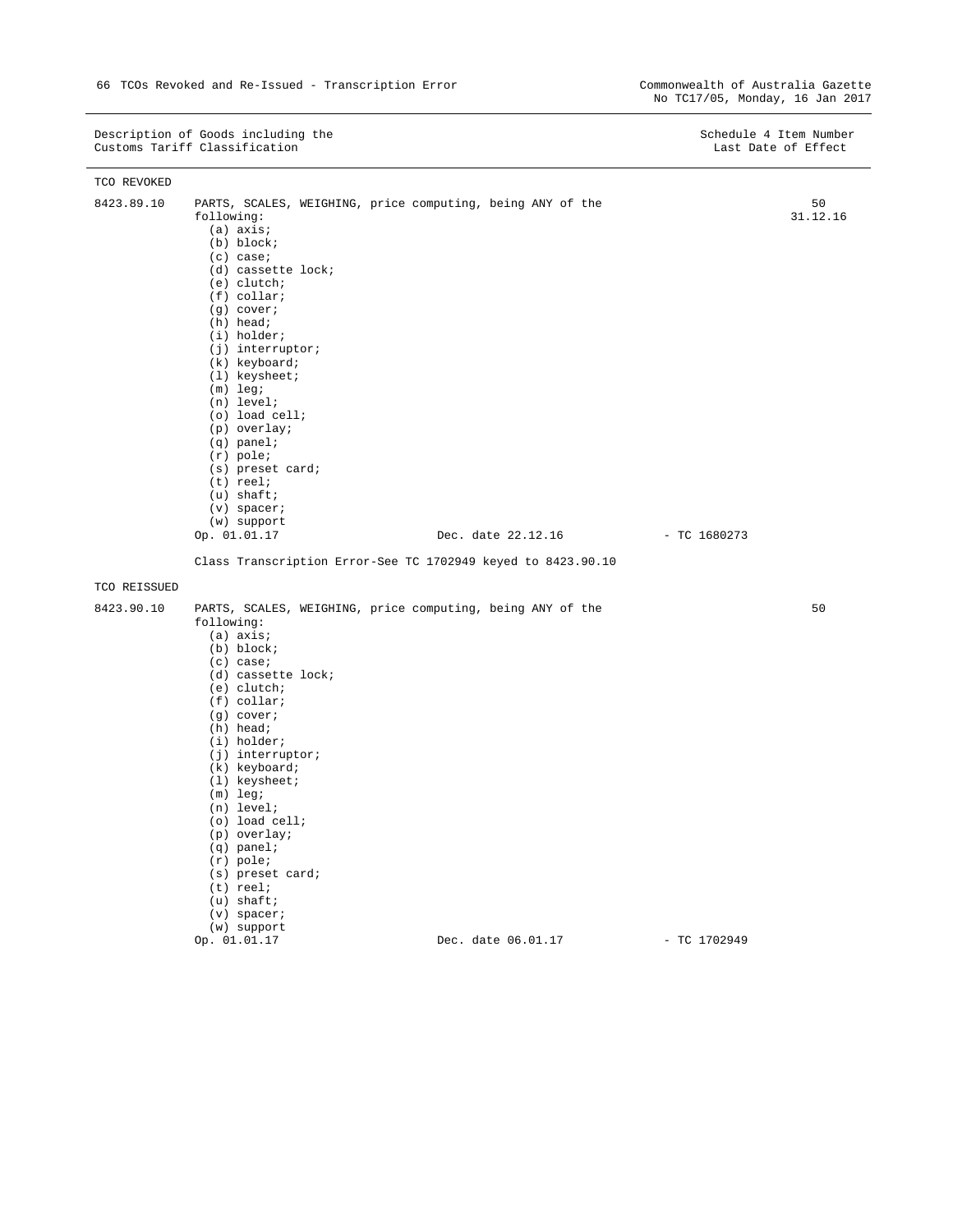| Description of Goods including the Customs Tariff Classification | | | | Schedule 4 Item Number Last Date of Effect |
|---|---|---|---|---|

TCO REVOKED

8423.89.10 PARTS, SCALES, WEIGHING, price computing, being ANY of the following:

(a) axis;
(b) block;
(c) case;
(d) cassette lock;
(e) clutch;
(f) collar;
(g) cover;
(h) head;
(i) holder;
(j) interruptor;
(k) keyboard;
(l) keysheet;
(m) leg;
(n) level;
(o) load cell;
(p) overlay;
(q) panel;
(r) pole;
(s) preset card;
(t) reel;
(u) shaft;
(v) spacer;
(w) support

Op. 01.01.17 Dec. date 22.12.16 - TC 1680273

50
31.12.16

Class Transcription Error-See TC 1702949 keyed to 8423.90.10

TCO REISSUED

8423.90.10 PARTS, SCALES, WEIGHING, price computing, being ANY of the following:

(a) axis;
(b) block;
(c) case;
(d) cassette lock;
(e) clutch;
(f) collar;
(g) cover;
(h) head;
(i) holder;
(j) interruptor;
(k) keyboard;
(l) keysheet;
(m) leg;
(n) level;
(o) load cell;
(p) overlay;
(q) panel;
(r) pole;
(s) preset card;
(t) reel;
(u) shaft;
(v) spacer;
(w) support

Op. 01.01.17 Dec. date 06.01.17 - TC 1702949

50